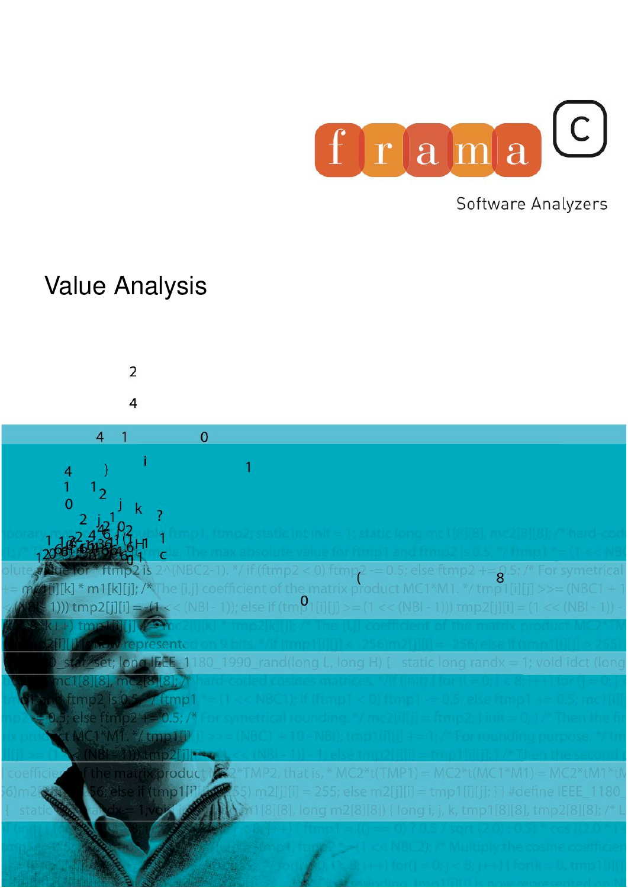frama C

Software Analyzers

# Value Analysis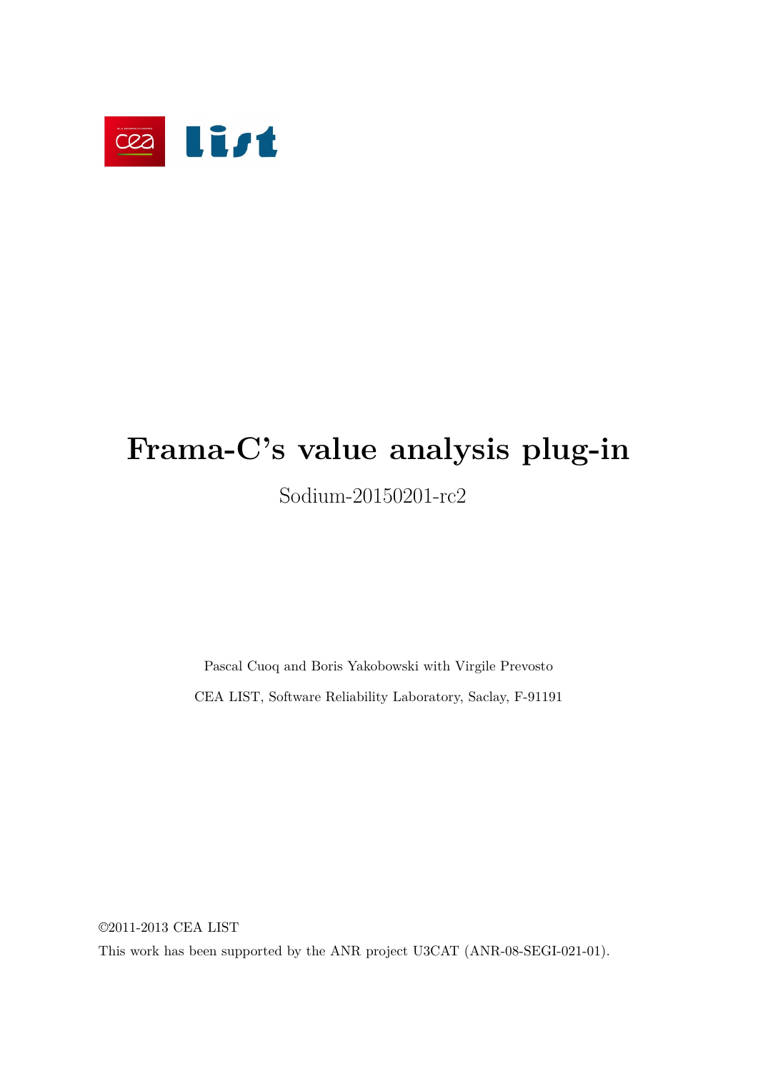# Frama-C's value analysis plug-in

Sodium-20150201-rc2

Pascal Cuoq and Boris Yakobowski with Virgile Prevosto

CEA LIST, Software Reliability Laboratory, Saclay, F-91191

©2011-2013 CEA LIST

This work has been supported by the ANR project U3CAT (ANR-08-SEGI-021-01).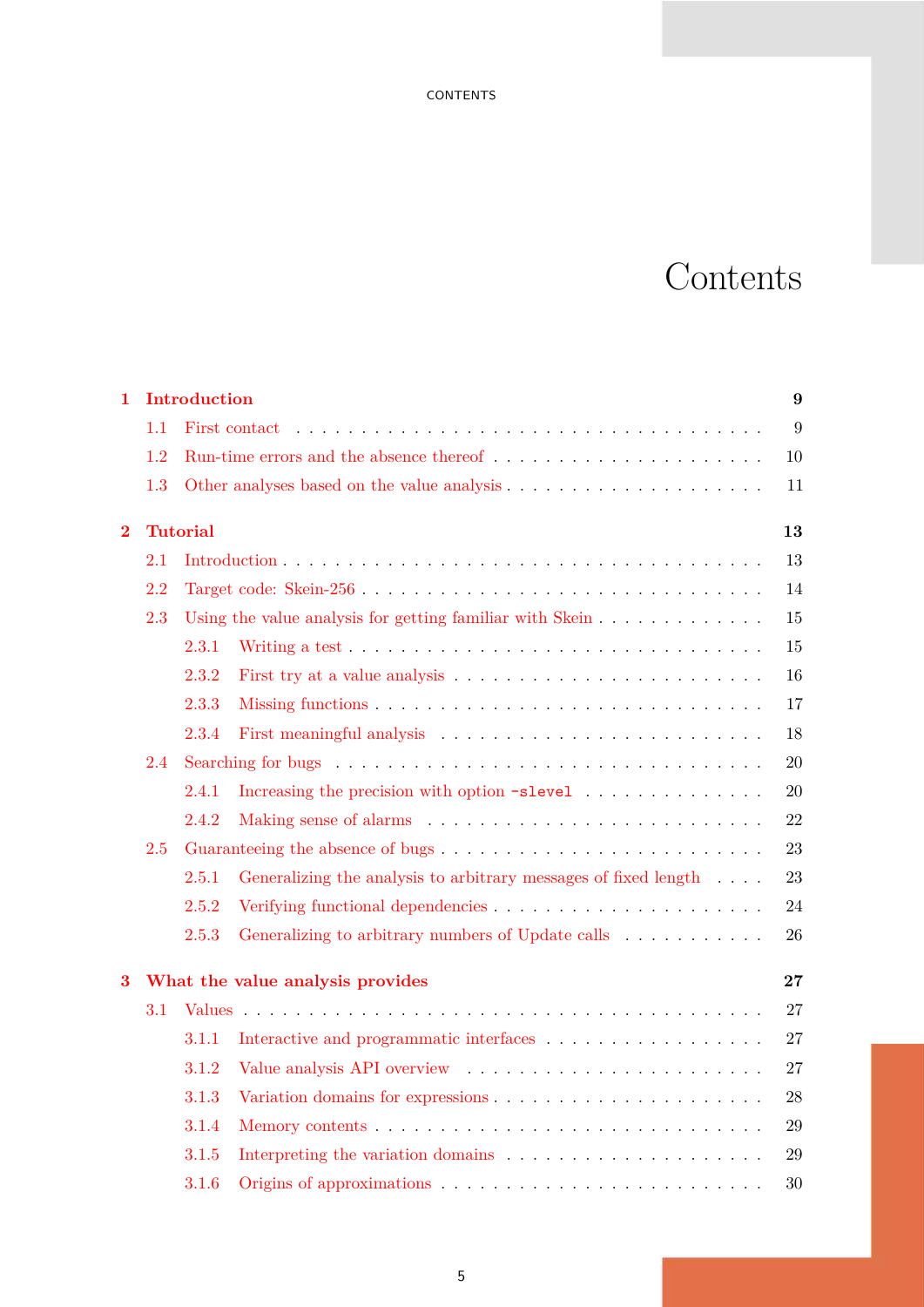# Contents

**1 Introduction** **9**

- 1.1 First contact . . . . . 9
- 1.2 Run-time errors and the absence thereof . . . . . 10
- 1.3 Other analyses based on the value analysis . . . . . 11

**2 Tutorial** **13**

- 2.1 Introduction . . . . . 13
- 2.2 Target code: Skein-256 . . . . . 14
- 2.3 Using the value analysis for getting familiar with Skein . . . . . 15
  - 2.3.1 Writing a test . . . . . 15
  - 2.3.2 First try at a value analysis . . . . . 16
  - 2.3.3 Missing functions . . . . . 17
  - 2.3.4 First meaningful analysis . . . . . 18
- 2.4 Searching for bugs . . . . . 20
  - 2.4.1 Increasing the precision with option `-slevel` . . . . . 20
  - 2.4.2 Making sense of alarms . . . . . 22
- 2.5 Guaranteeing the absence of bugs . . . . . 23
  - 2.5.1 Generalizing the analysis to arbitrary messages of fixed length . . . . . 23
  - 2.5.2 Verifying functional dependencies . . . . . 24
  - 2.5.3 Generalizing to arbitrary numbers of Update calls . . . . . 26

**3 What the value analysis provides** **27**

- 3.1 Values . . . . . 27
  - 3.1.1 Interactive and programmatic interfaces . . . . . 27
  - 3.1.2 Value analysis API overview . . . . . 27
  - 3.1.3 Variation domains for expressions . . . . . 28
  - 3.1.4 Memory contents . . . . . 29
  - 3.1.5 Interpreting the variation domains . . . . . 29
  - 3.1.6 Origins of approximations . . . . . 30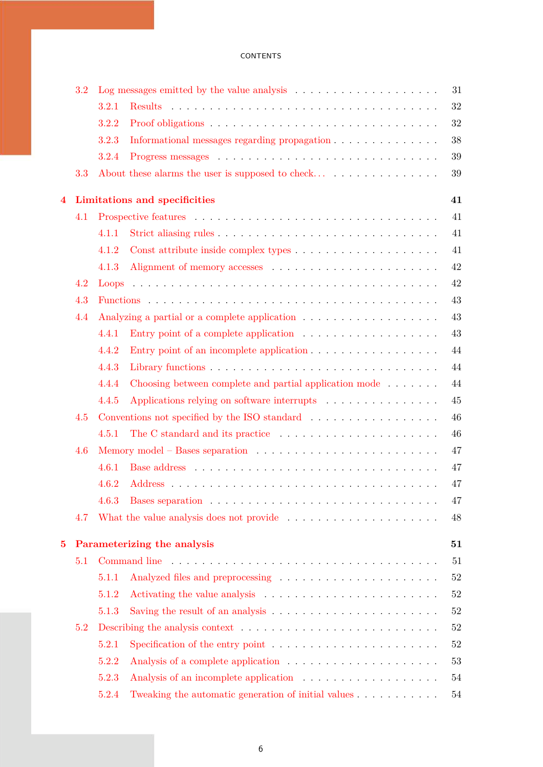- 3.2 Log messages emitted by the value analysis . . . 31
  - 3.2.1 Results . . . 32
  - 3.2.2 Proof obligations . . . 32
  - 3.2.3 Informational messages regarding propagation . . . 38
  - 3.2.4 Progress messages . . . 39
- 3.3 About these alarms the user is supposed to check... . . . 39

**4 Limitations and specificities** **41**

- 4.1 Prospective features . . . 41
  - 4.1.1 Strict aliasing rules . . . 41
  - 4.1.2 Const attribute inside complex types . . . 41
  - 4.1.3 Alignment of memory accesses . . . 42
- 4.2 Loops . . . 42
- 4.3 Functions . . . 43
- 4.4 Analyzing a partial or a complete application . . . 43
  - 4.4.1 Entry point of a complete application . . . 43
  - 4.4.2 Entry point of an incomplete application . . . 44
  - 4.4.3 Library functions . . . 44
  - 4.4.4 Choosing between complete and partial application mode . . . 44
  - 4.4.5 Applications relying on software interrupts . . . 45
- 4.5 Conventions not specified by the ISO standard . . . 46
  - 4.5.1 The C standard and its practice . . . 46
- 4.6 Memory model – Bases separation . . . 47
  - 4.6.1 Base address . . . 47
  - 4.6.2 Address . . . 47
  - 4.6.3 Bases separation . . . 47
- 4.7 What the value analysis does not provide . . . 48

**5 Parameterizing the analysis** **51**

- 5.1 Command line . . . 51
  - 5.1.1 Analyzed files and preprocessing . . . 52
  - 5.1.2 Activating the value analysis . . . 52
  - 5.1.3 Saving the result of an analysis . . . 52
- 5.2 Describing the analysis context . . . 52
  - 5.2.1 Specification of the entry point . . . 52
  - 5.2.2 Analysis of a complete application . . . 53
  - 5.2.3 Analysis of an incomplete application . . . 54
  - 5.2.4 Tweaking the automatic generation of initial values . . . 54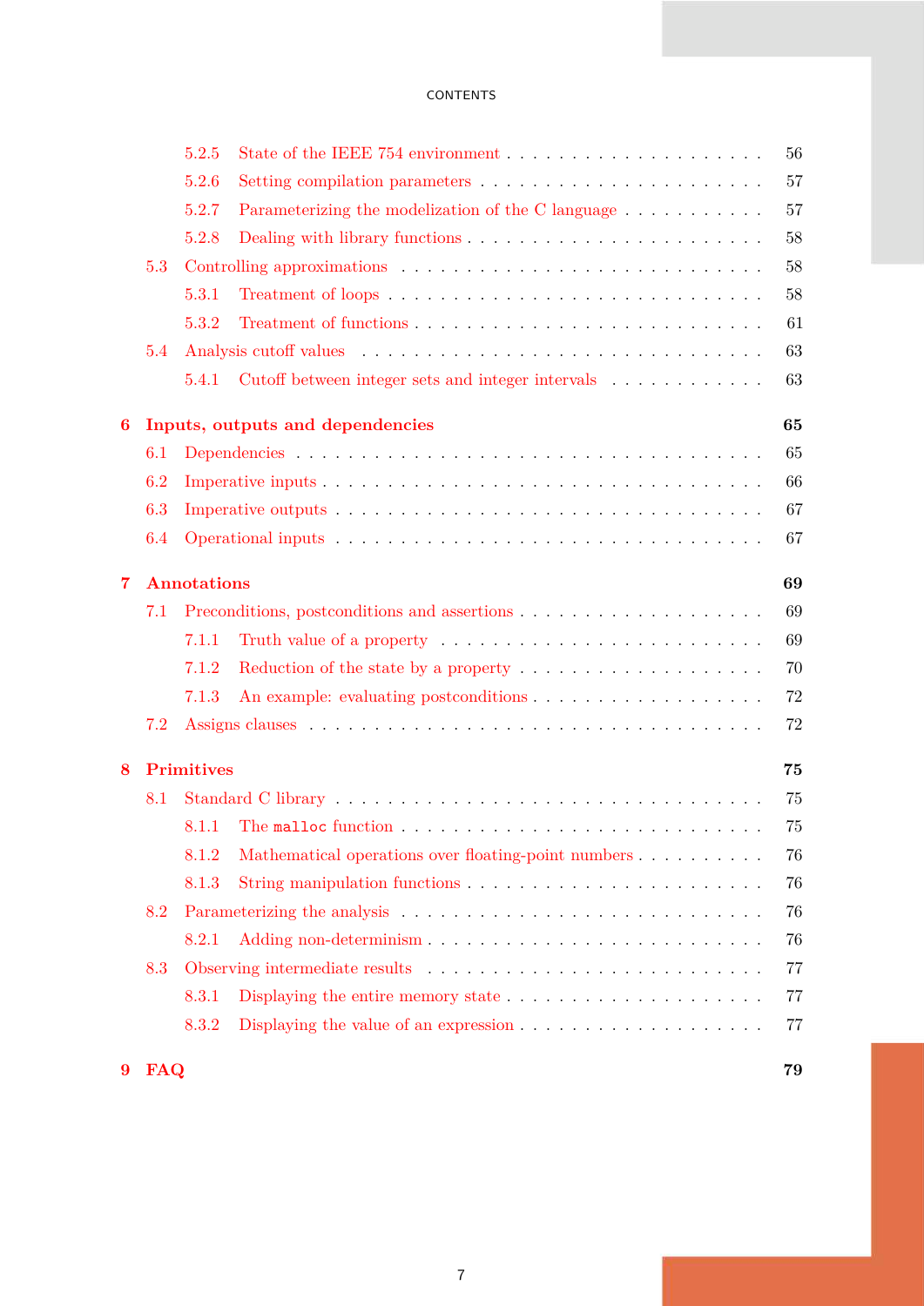- 5.2.5 State of the IEEE 754 environment . . . . . 56
- 5.2.6 Setting compilation parameters . . . . . 57
- 5.2.7 Parameterizing the modelization of the C language . . . . . 57
- 5.2.8 Dealing with library functions . . . . . 58
- 5.3 Controlling approximations . . . . . 58
  - 5.3.1 Treatment of loops . . . . . 58
  - 5.3.2 Treatment of functions . . . . . 61
- 5.4 Analysis cutoff values . . . . . 63
  - 5.4.1 Cutoff between integer sets and integer intervals . . . . . 63

**6 Inputs, outputs and dependencies** **65**

- 6.1 Dependencies . . . . . 65
- 6.2 Imperative inputs . . . . . 66
- 6.3 Imperative outputs . . . . . 67
- 6.4 Operational inputs . . . . . 67

**7 Annotations** **69**

- 7.1 Preconditions, postconditions and assertions . . . . . 69
  - 7.1.1 Truth value of a property . . . . . 69
  - 7.1.2 Reduction of the state by a property . . . . . 70
  - 7.1.3 An example: evaluating postconditions . . . . . 72
- 7.2 Assigns clauses . . . . . 72

**8 Primitives** **75**

- 8.1 Standard C library . . . . . 75
  - 8.1.1 The `malloc` function . . . . . 75
  - 8.1.2 Mathematical operations over floating-point numbers . . . . . 76
  - 8.1.3 String manipulation functions . . . . . 76
- 8.2 Parameterizing the analysis . . . . . 76
  - 8.2.1 Adding non-determinism . . . . . 76
- 8.3 Observing intermediate results . . . . . 77
  - 8.3.1 Displaying the entire memory state . . . . . 77
  - 8.3.2 Displaying the value of an expression . . . . . 77

**9 FAQ** **79**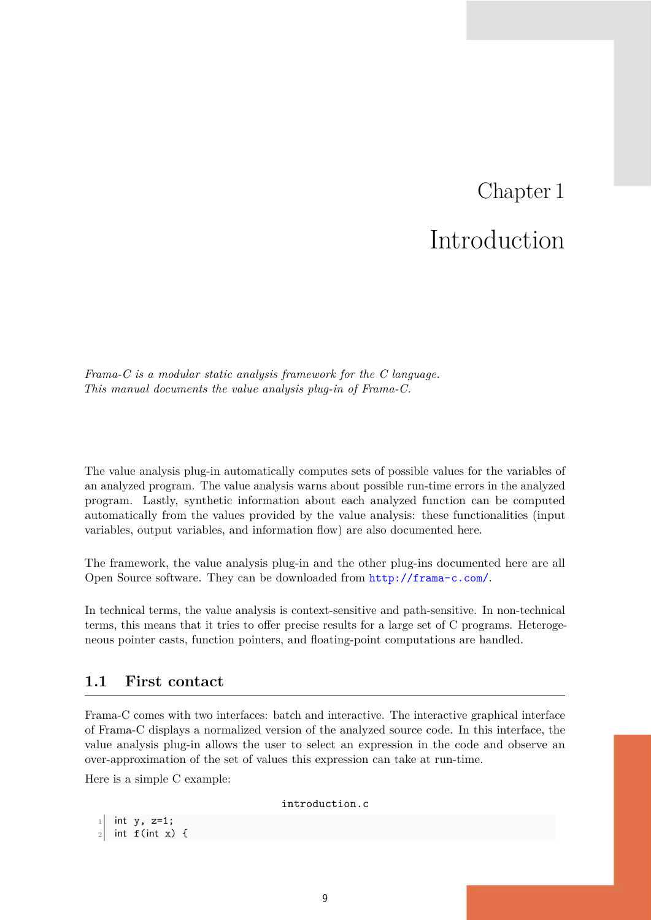# Chapter 1

# Introduction

*Frama-C is a modular static analysis framework for the C language.*
*This manual documents the value analysis plug-in of Frama-C.*

The value analysis plug-in automatically computes sets of possible values for the variables of an analyzed program. The value analysis warns about possible run-time errors in the analyzed program. Lastly, synthetic information about each analyzed function can be computed automatically from the values provided by the value analysis: these functionalities (input variables, output variables, and information flow) are also documented here.

The framework, the value analysis plug-in and the other plug-ins documented here are all Open Source software. They can be downloaded from http://frama-c.com/.

In technical terms, the value analysis is context-sensitive and path-sensitive. In non-technical terms, this means that it tries to offer precise results for a large set of C programs. Heterogeneous pointer casts, function pointers, and floating-point computations are handled.

## 1.1 First contact

Frama-C comes with two interfaces: batch and interactive. The interactive graphical interface of Frama-C displays a normalized version of the analyzed source code. In this interface, the value analysis plug-in allows the user to select an expression in the code and observe an over-approximation of the set of values this expression can take at run-time.

Here is a simple C example:

introduction.c

```
int y, z=1;
int f(int x) {
```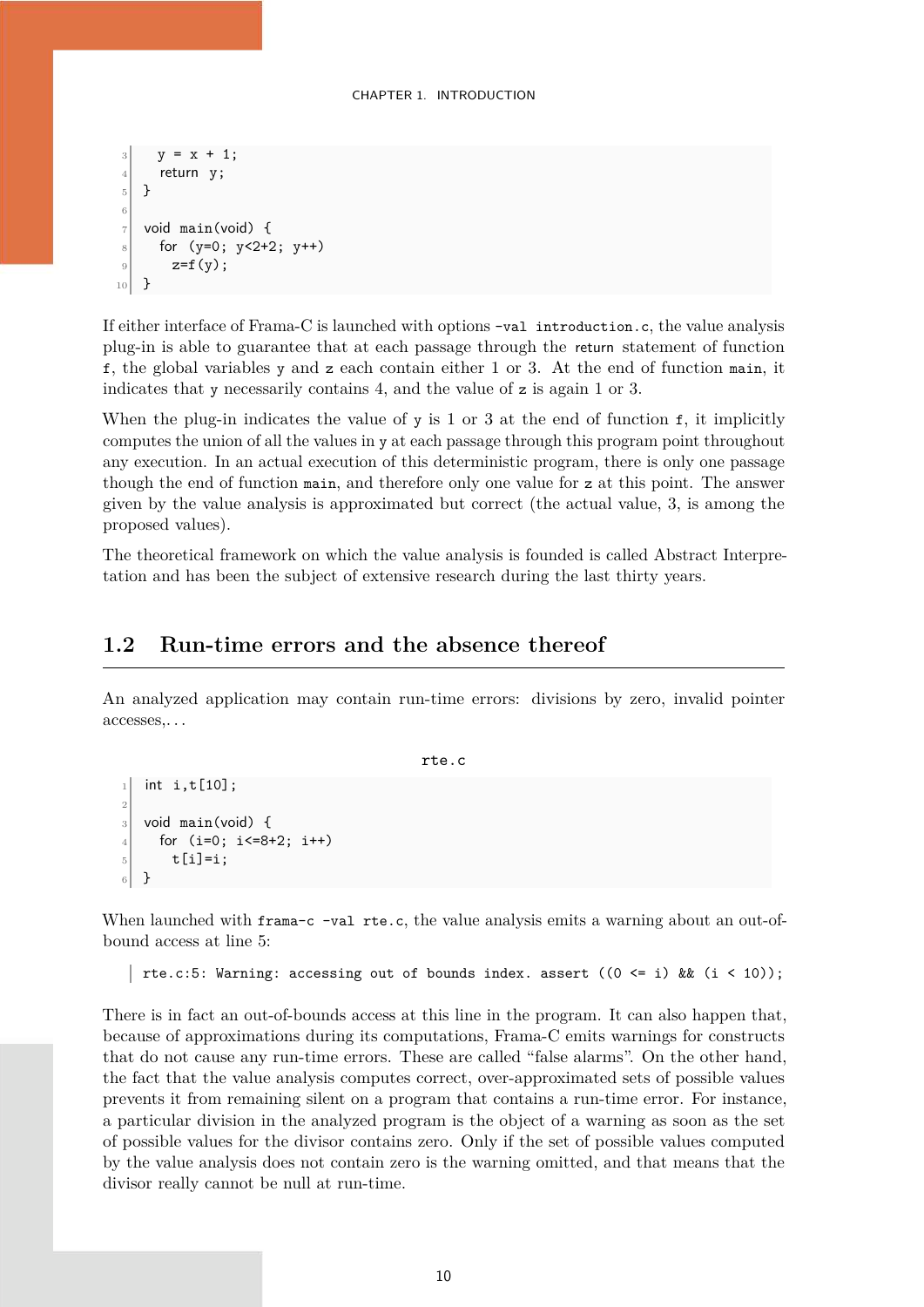```
  y = x + 1;
  return y;
}

void main(void) {
  for (y=0; y<2+2; y++)
    z=f(y);
}
```

If either interface of Frama-C is launched with options `-val introduction.c`, the value analysis plug-in is able to guarantee that at each passage through the `return` statement of function `f`, the global variables `y` and `z` each contain either 1 or 3. At the end of function `main`, it indicates that `y` necessarily contains 4, and the value of `z` is again 1 or 3.

When the plug-in indicates the value of `y` is 1 or 3 at the end of function `f`, it implicitly computes the union of all the values in `y` at each passage through this program point throughout any execution. In an actual execution of this deterministic program, there is only one passage though the end of function `main`, and therefore only one value for `z` at this point. The answer given by the value analysis is approximated but correct (the actual value, 3, is among the proposed values).

The theoretical framework on which the value analysis is founded is called Abstract Interpretation and has been the subject of extensive research during the last thirty years.

## 1.2 Run-time errors and the absence thereof

An analyzed application may contain run-time errors: divisions by zero, invalid pointer accesses,...

rte.c

```
int i,t[10];

void main(void) {
  for (i=0; i<=8+2; i++)
    t[i]=i;
}
```

When launched with `frama-c -val rte.c`, the value analysis emits a warning about an out-of-bound access at line 5:

```
rte.c:5: Warning: accessing out of bounds index. assert ((0 <= i) && (i < 10));
```

There is in fact an out-of-bounds access at this line in the program. It can also happen that, because of approximations during its computations, Frama-C emits warnings for constructs that do not cause any run-time errors. These are called "false alarms". On the other hand, the fact that the value analysis computes correct, over-approximated sets of possible values prevents it from remaining silent on a program that contains a run-time error. For instance, a particular division in the analyzed program is the object of a warning as soon as the set of possible values for the divisor contains zero. Only if the set of possible values computed by the value analysis does not contain zero is the warning omitted, and that means that the divisor really cannot be null at run-time.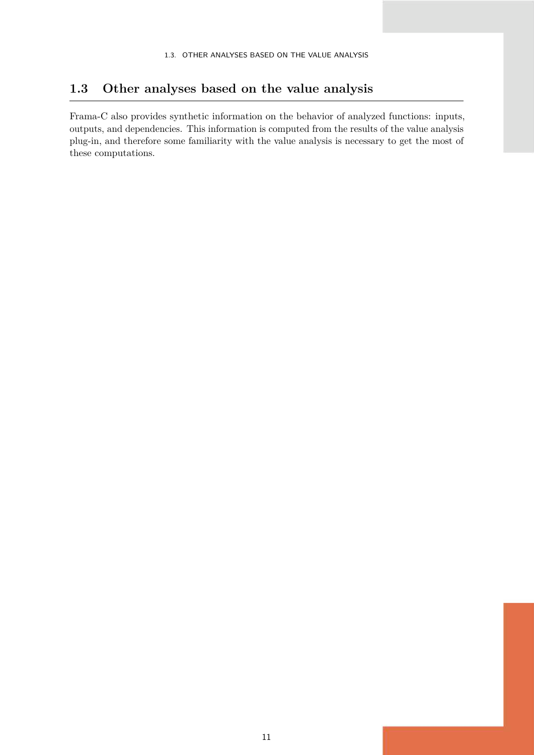## 1.3 Other analyses based on the value analysis

Frama-C also provides synthetic information on the behavior of analyzed functions: inputs, outputs, and dependencies. This information is computed from the results of the value analysis plug-in, and therefore some familiarity with the value analysis is necessary to get the most of these computations.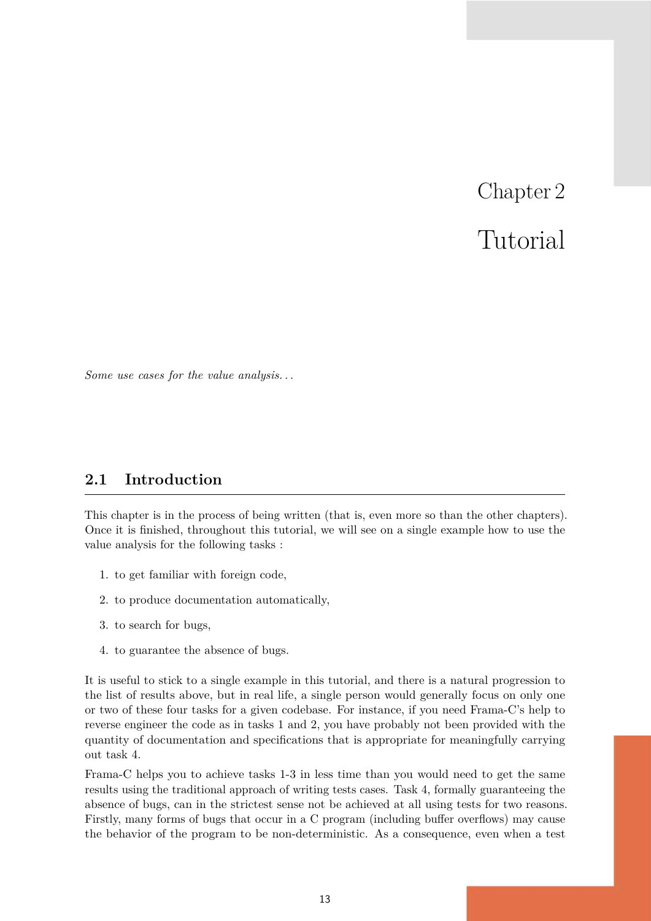# Chapter 2

# Tutorial

*Some use cases for the value analysis…*

## 2.1 Introduction

This chapter is in the process of being written (that is, even more so than the other chapters). Once it is finished, throughout this tutorial, we will see on a single example how to use the value analysis for the following tasks :

1. to get familiar with foreign code,
2. to produce documentation automatically,
3. to search for bugs,
4. to guarantee the absence of bugs.

It is useful to stick to a single example in this tutorial, and there is a natural progression to the list of results above, but in real life, a single person would generally focus on only one or two of these four tasks for a given codebase. For instance, if you need Frama-C's help to reverse engineer the code as in tasks 1 and 2, you have probably not been provided with the quantity of documentation and specifications that is appropriate for meaningfully carrying out task 4.

Frama-C helps you to achieve tasks 1-3 in less time than you would need to get the same results using the traditional approach of writing tests cases. Task 4, formally guaranteeing the absence of bugs, can in the strictest sense not be achieved at all using tests for two reasons. Firstly, many forms of bugs that occur in a C program (including buffer overflows) may cause the behavior of the program to be non-deterministic. As a consequence, even when a test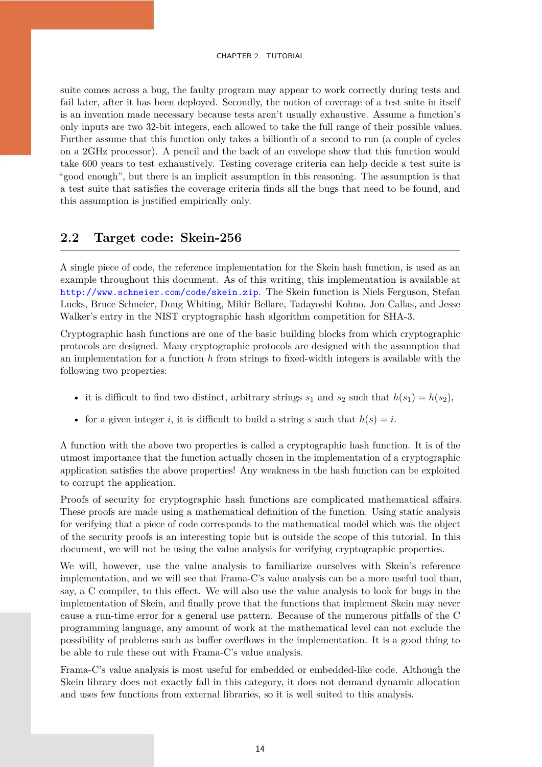suite comes across a bug, the faulty program may appear to work correctly during tests and fail later, after it has been deployed. Secondly, the notion of coverage of a test suite in itself is an invention made necessary because tests aren't usually exhaustive. Assume a function's only inputs are two 32-bit integers, each allowed to take the full range of their possible values. Further assume that this function only takes a billionth of a second to run (a couple of cycles on a 2GHz processor). A pencil and the back of an envelope show that this function would take 600 years to test exhaustively. Testing coverage criteria can help decide a test suite is "good enough", but there is an implicit assumption in this reasoning. The assumption is that a test suite that satisfies the coverage criteria finds all the bugs that need to be found, and this assumption is justified empirically only.

## 2.2 Target code: Skein-256

A single piece of code, the reference implementation for the Skein hash function, is used as an example throughout this document. As of this writing, this implementation is available at http://www.schneier.com/code/skein.zip. The Skein function is Niels Ferguson, Stefan Lucks, Bruce Schneier, Doug Whiting, Mihir Bellare, Tadayoshi Kohno, Jon Callas, and Jesse Walker's entry in the NIST cryptographic hash algorithm competition for SHA-3.

Cryptographic hash functions are one of the basic building blocks from which cryptographic protocols are designed. Many cryptographic protocols are designed with the assumption that an implementation for a function $h$ from strings to fixed-width integers is available with the following two properties:

- it is difficult to find two distinct, arbitrary strings $s_1$ and $s_2$ such that $h(s_1) = h(s_2)$,
- for a given integer $i$, it is difficult to build a string $s$ such that $h(s) = i$.

A function with the above two properties is called a cryptographic hash function. It is of the utmost importance that the function actually chosen in the implementation of a cryptographic application satisfies the above properties! Any weakness in the hash function can be exploited to corrupt the application.

Proofs of security for cryptographic hash functions are complicated mathematical affairs. These proofs are made using a mathematical definition of the function. Using static analysis for verifying that a piece of code corresponds to the mathematical model which was the object of the security proofs is an interesting topic but is outside the scope of this tutorial. In this document, we will not be using the value analysis for verifying cryptographic properties.

We will, however, use the value analysis to familiarize ourselves with Skein's reference implementation, and we will see that Frama-C's value analysis can be a more useful tool than, say, a C compiler, to this effect. We will also use the value analysis to look for bugs in the implementation of Skein, and finally prove that the functions that implement Skein may never cause a run-time error for a general use pattern. Because of the numerous pitfalls of the C programming language, any amount of work at the mathematical level can not exclude the possibility of problems such as buffer overflows in the implementation. It is a good thing to be able to rule these out with Frama-C's value analysis.

Frama-C's value analysis is most useful for embedded or embedded-like code. Although the Skein library does not exactly fall in this category, it does not demand dynamic allocation and uses few functions from external libraries, so it is well suited to this analysis.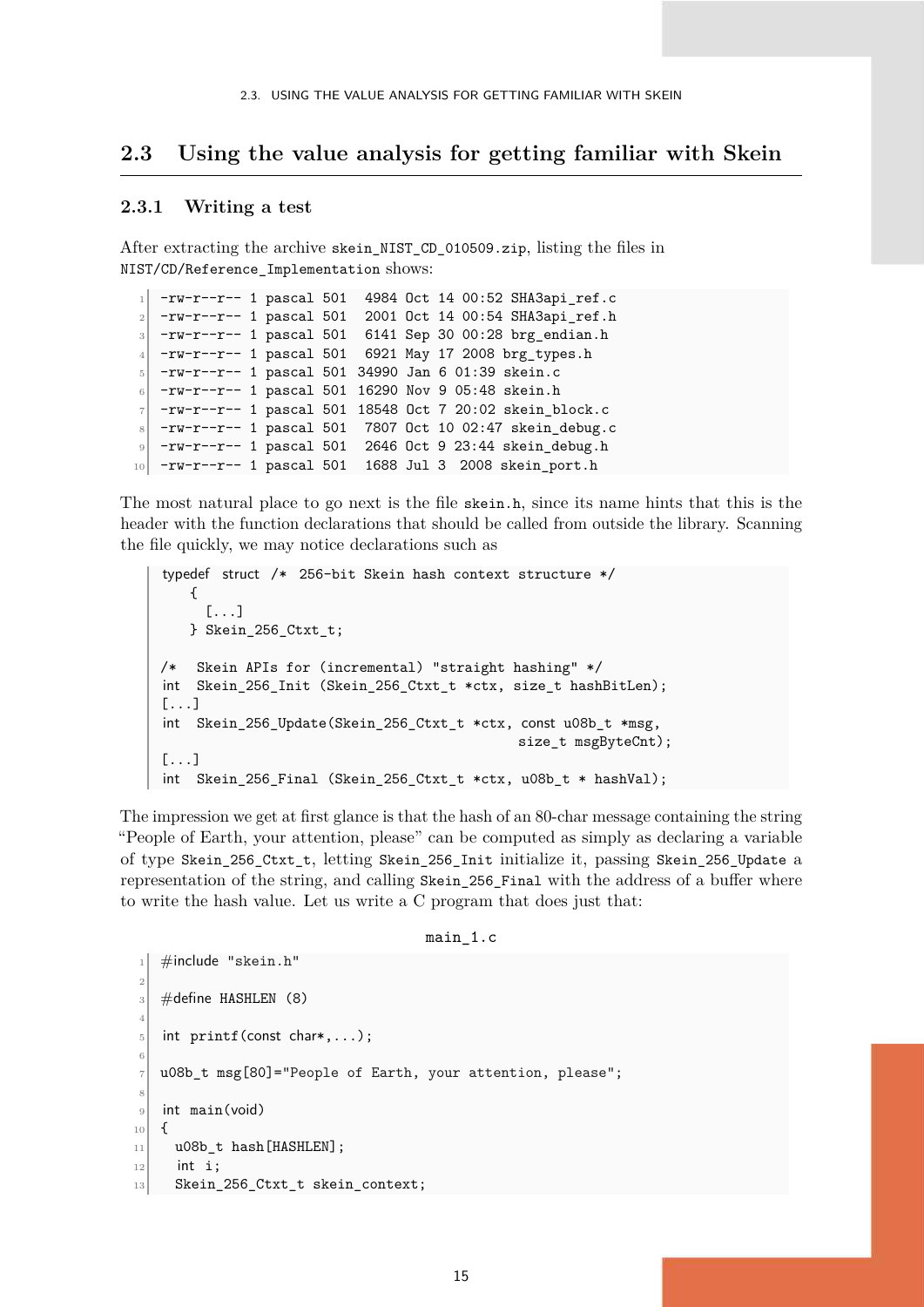## 2.3 Using the value analysis for getting familiar with Skein

### 2.3.1 Writing a test

After extracting the archive `skein_NIST_CD_010509.zip`, listing the files in `NIST/CD/Reference_Implementation` shows:

```
-rw-r--r-- 1 pascal 501  4984 Oct 14 00:52 SHA3api_ref.c
-rw-r--r-- 1 pascal 501  2001 Oct 14 00:54 SHA3api_ref.h
-rw-r--r-- 1 pascal 501  6141 Sep 30 00:28 brg_endian.h
-rw-r--r-- 1 pascal 501  6921 May 17 2008 brg_types.h
-rw-r--r-- 1 pascal 501 34990 Jan 6 01:39 skein.c
-rw-r--r-- 1 pascal 501 16290 Nov 9 05:48 skein.h
-rw-r--r-- 1 pascal 501 18548 Oct 7 20:02 skein_block.c
-rw-r--r-- 1 pascal 501  7807 Oct 10 02:47 skein_debug.c
-rw-r--r-- 1 pascal 501  2646 Oct 9 23:44 skein_debug.h
-rw-r--r-- 1 pascal 501  1688 Jul 3  2008 skein_port.h
```

The most natural place to go next is the file `skein.h`, since its name hints that this is the header with the function declarations that should be called from outside the library. Scanning the file quickly, we may notice declarations such as

```
typedef struct /* 256-bit Skein hash context structure */
    {
      [...]
    } Skein_256_Ctxt_t;

/*  Skein APIs for (incremental) "straight hashing" */
int  Skein_256_Init (Skein_256_Ctxt_t *ctx, size_t hashBitLen);
[...]
int  Skein_256_Update(Skein_256_Ctxt_t *ctx, const u08b_t *msg,
                                          size_t msgByteCnt);
[...]
int  Skein_256_Final (Skein_256_Ctxt_t *ctx, u08b_t * hashVal);
```

The impression we get at first glance is that the hash of an 80-char message containing the string "People of Earth, your attention, please" can be computed as simply as declaring a variable of type `Skein_256_Ctxt_t`, letting `Skein_256_Init` initialize it, passing `Skein_256_Update` a representation of the string, and calling `Skein_256_Final` with the address of a buffer where to write the hash value. Let us write a C program that does just that:

main_1.c

```
#include "skein.h"

#define HASHLEN (8)

int printf(const char*,...);

u08b_t msg[80]="People of Earth, your attention, please";

int main(void)
{
  u08b_t hash[HASHLEN];
   int i;
  Skein_256_Ctxt_t skein_context;
```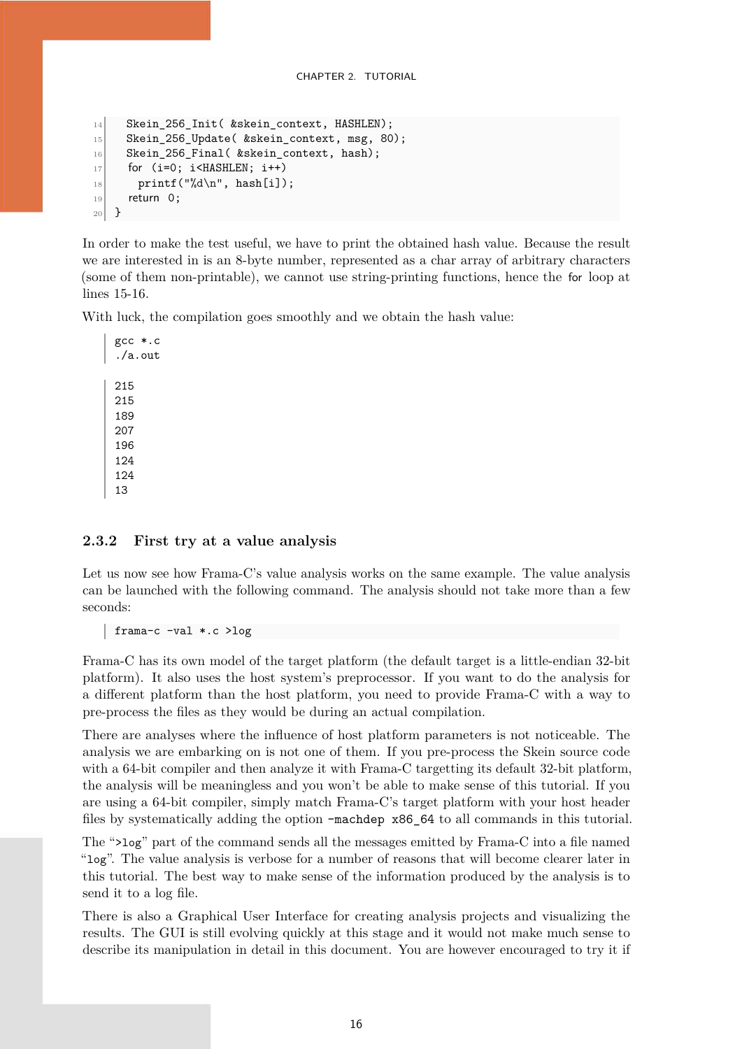```
  Skein_256_Init( &skein_context, HASHLEN);
  Skein_256_Update( &skein_context, msg, 80);
  Skein_256_Final( &skein_context, hash);
  for (i=0; i<HASHLEN; i++)
    printf("%d\n", hash[i]);
  return 0;
}
```

In order to make the test useful, we have to print the obtained hash value. Because the result we are interested in is an 8-byte number, represented as a char array of arbitrary characters (some of them non-printable), we cannot use string-printing functions, hence the `for` loop at lines 15-16.

With luck, the compilation goes smoothly and we obtain the hash value:

```
gcc *.c
./a.out
```

```
215
215
189
207
196
124
124
13
```

### 2.3.2 First try at a value analysis

Let us now see how Frama-C's value analysis works on the same example. The value analysis can be launched with the following command. The analysis should not take more than a few seconds:

```
frama-c -val *.c >log
```

Frama-C has its own model of the target platform (the default target is a little-endian 32-bit platform). It also uses the host system's preprocessor. If you want to do the analysis for a different platform than the host platform, you need to provide Frama-C with a way to pre-process the files as they would be during an actual compilation.

There are analyses where the influence of host platform parameters is not noticeable. The analysis we are embarking on is not one of them. If you pre-process the Skein source code with a 64-bit compiler and then analyze it with Frama-C targetting its default 32-bit platform, the analysis will be meaningless and you won't be able to make sense of this tutorial. If you are using a 64-bit compiler, simply match Frama-C's target platform with your host header files by systematically adding the option `-machdep x86_64` to all commands in this tutorial.

The "`>log`" part of the command sends all the messages emitted by Frama-C into a file named "`log`". The value analysis is verbose for a number of reasons that will become clearer later in this tutorial. The best way to make sense of the information produced by the analysis is to send it to a log file.

There is also a Graphical User Interface for creating analysis projects and visualizing the results. The GUI is still evolving quickly at this stage and it would not make much sense to describe its manipulation in detail in this document. You are however encouraged to try it if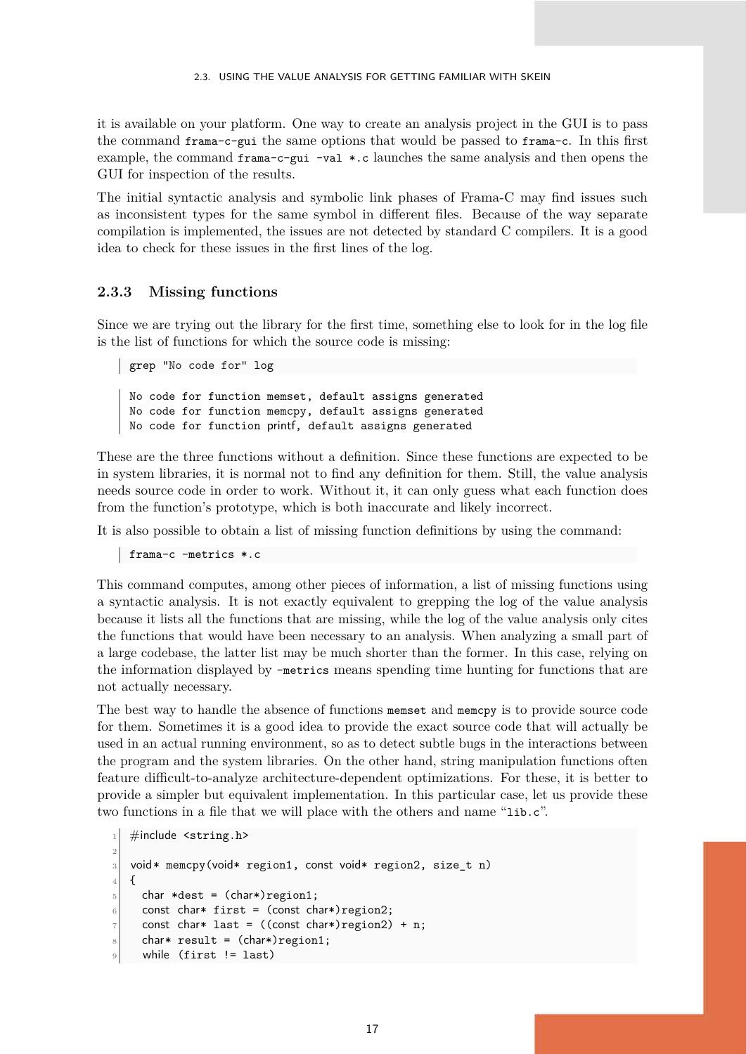it is available on your platform. One way to create an analysis project in the GUI is to pass the command `frama-c-gui` the same options that would be passed to `frama-c`. In this first example, the command `frama-c-gui -val *.c` launches the same analysis and then opens the GUI for inspection of the results.

The initial syntactic analysis and symbolic link phases of Frama-C may find issues such as inconsistent types for the same symbol in different files. Because of the way separate compilation is implemented, the issues are not detected by standard C compilers. It is a good idea to check for these issues in the first lines of the log.

### 2.3.3 Missing functions

Since we are trying out the library for the first time, something else to look for in the log file is the list of functions for which the source code is missing:

```
grep "No code for" log
```

```
No code for function memset, default assigns generated
No code for function memcpy, default assigns generated
No code for function printf, default assigns generated
```

These are the three functions without a definition. Since these functions are expected to be in system libraries, it is normal not to find any definition for them. Still, the value analysis needs source code in order to work. Without it, it can only guess what each function does from the function's prototype, which is both inaccurate and likely incorrect.

It is also possible to obtain a list of missing function definitions by using the command:

```
frama-c -metrics *.c
```

This command computes, among other pieces of information, a list of missing functions using a syntactic analysis. It is not exactly equivalent to grepping the log of the value analysis because it lists all the functions that are missing, while the log of the value analysis only cites the functions that would have been necessary to an analysis. When analyzing a small part of a large codebase, the latter list may be much shorter than the former. In this case, relying on the information displayed by `-metrics` means spending time hunting for functions that are not actually necessary.

The best way to handle the absence of functions `memset` and `memcpy` is to provide source code for them. Sometimes it is a good idea to provide the exact source code that will actually be used in an actual running environment, so as to detect subtle bugs in the interactions between the program and the system libraries. On the other hand, string manipulation functions often feature difficult-to-analyze architecture-dependent optimizations. For these, it is better to provide a simpler but equivalent implementation. In this particular case, let us provide these two functions in a file that we will place with the others and name "`lib.c`".

```
#include <string.h>

void* memcpy(void* region1, const void* region2, size_t n)
{
  char *dest = (char*)region1;
  const char* first = (const char*)region2;
  const char* last = ((const char*)region2) + n;
  char* result = (char*)region1;
  while (first != last)
```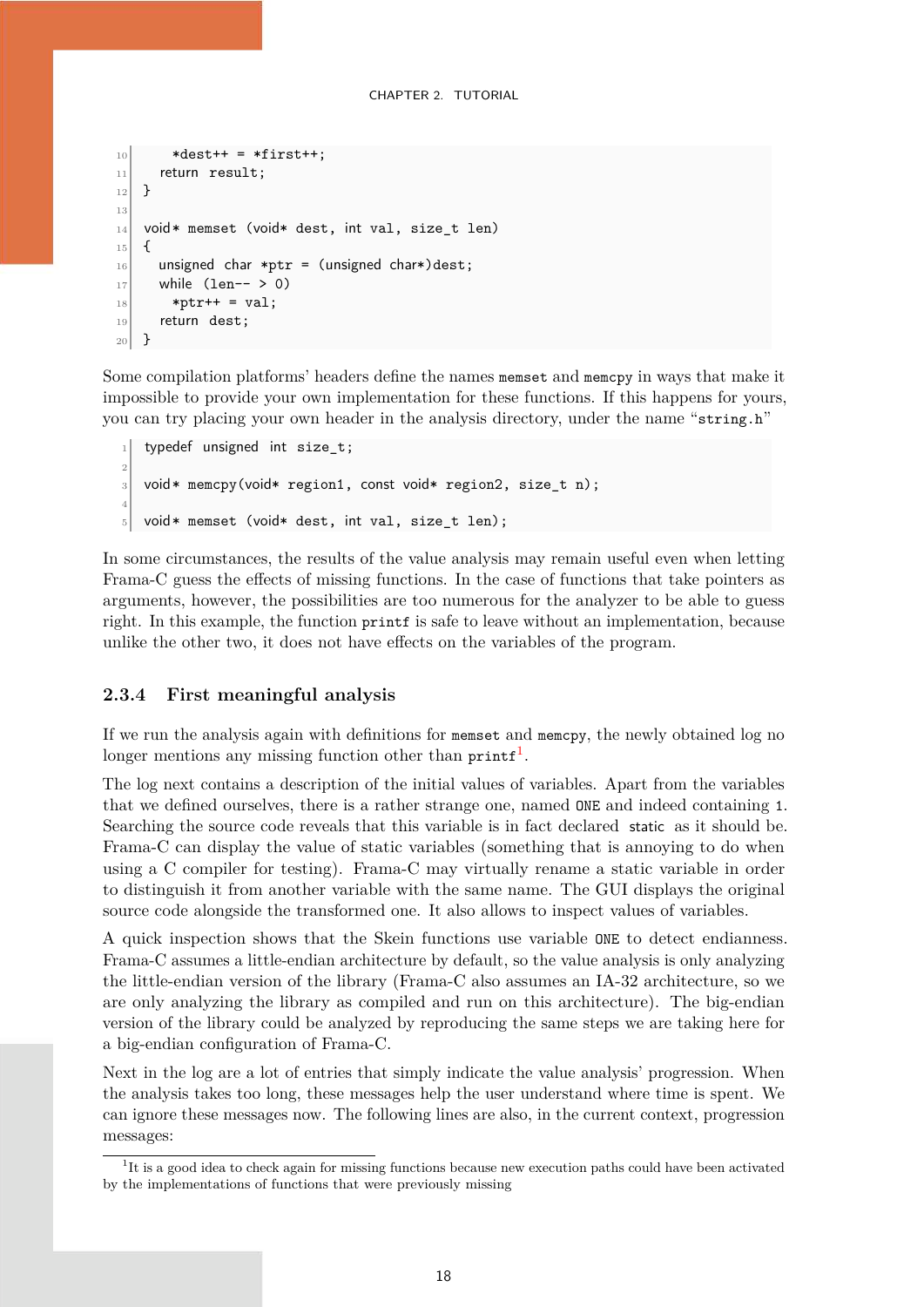```
    *dest++ = *first++;
  return result;
}

void* memset (void* dest, int val, size_t len)
{
  unsigned char *ptr = (unsigned char*)dest;
  while (len-- > 0)
    *ptr++ = val;
  return dest;
}
```

Some compilation platforms' headers define the names memset and memcpy in ways that make it impossible to provide your own implementation for these functions. If this happens for yours, you can try placing your own header in the analysis directory, under the name "string.h"

```
typedef unsigned int size_t;

void* memcpy(void* region1, const void* region2, size_t n);

void* memset (void* dest, int val, size_t len);
```

In some circumstances, the results of the value analysis may remain useful even when letting Frama-C guess the effects of missing functions. In the case of functions that take pointers as arguments, however, the possibilities are too numerous for the analyzer to be able to guess right. In this example, the function printf is safe to leave without an implementation, because unlike the other two, it does not have effects on the variables of the program.

### 2.3.4 First meaningful analysis

If we run the analysis again with definitions for memset and memcpy, the newly obtained log no longer mentions any missing function other than printf[1].

The log next contains a description of the initial values of variables. Apart from the variables that we defined ourselves, there is a rather strange one, named ONE and indeed containing 1. Searching the source code reveals that this variable is in fact declared static as it should be. Frama-C can display the value of static variables (something that is annoying to do when using a C compiler for testing). Frama-C may virtually rename a static variable in order to distinguish it from another variable with the same name. The GUI displays the original source code alongside the transformed one. It also allows to inspect values of variables.

A quick inspection shows that the Skein functions use variable ONE to detect endianness. Frama-C assumes a little-endian architecture by default, so the value analysis is only analyzing the little-endian version of the library (Frama-C also assumes an IA-32 architecture, so we are only analyzing the library as compiled and run on this architecture). The big-endian version of the library could be analyzed by reproducing the same steps we are taking here for a big-endian configuration of Frama-C.

Next in the log are a lot of entries that simply indicate the value analysis' progression. When the analysis takes too long, these messages help the user understand where time is spent. We can ignore these messages now. The following lines are also, in the current context, progression messages:

[1] It is a good idea to check again for missing functions because new execution paths could have been activated by the implementations of functions that were previously missing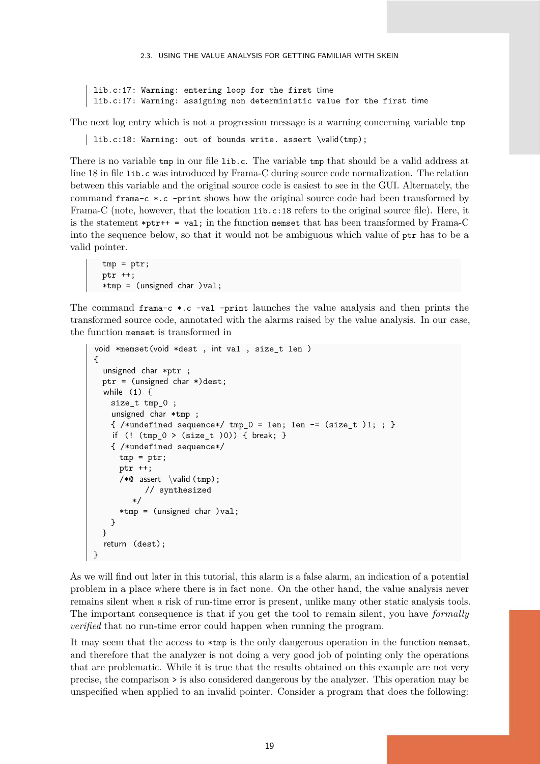```
lib.c:17: Warning: entering loop for the first time
lib.c:17: Warning: assigning non deterministic value for the first time
```

The next log entry which is not a progression message is a warning concerning variable `tmp`

```
lib.c:18: Warning: out of bounds write. assert \valid(tmp);
```

There is no variable `tmp` in our file `lib.c`. The variable `tmp` that should be a valid address at line 18 in file `lib.c` was introduced by Frama-C during source code normalization. The relation between this variable and the original source code is easiest to see in the GUI. Alternately, the command `frama-c *.c -print` shows how the original source code had been transformed by Frama-C (note, however, that the location `lib.c:18` refers to the original source file). Here, it is the statement `*ptr++ = val;` in the function `memset` that has been transformed by Frama-C into the sequence below, so that it would not be ambiguous which value of `ptr` has to be a valid pointer.

```
tmp = ptr;
ptr ++;
*tmp = (unsigned char )val;
```

The command `frama-c *.c -val -print` launches the value analysis and then prints the transformed source code, annotated with the alarms raised by the value analysis. In our case, the function `memset` is transformed in

```
void *memset(void *dest , int val , size_t len )
{
  unsigned char *ptr ;
  ptr = (unsigned char *)dest;
  while (1) {
    size_t tmp_0 ;
    unsigned char *tmp ;
    { /*undefined sequence*/ tmp_0 = len; len -= (size_t )1; ; }
    if (! (tmp_0 > (size_t )0)) { break; }
    { /*undefined sequence*/
      tmp = ptr;
      ptr ++;
      /*@ assert \valid(tmp);
            // synthesized
         */
      *tmp = (unsigned char )val;
    }
  }
  return (dest);
}
```

As we will find out later in this tutorial, this alarm is a false alarm, an indication of a potential problem in a place where there is in fact none. On the other hand, the value analysis never remains silent when a risk of run-time error is present, unlike many other static analysis tools. The important consequence is that if you get the tool to remain silent, you have *formally verified* that no run-time error could happen when running the program.

It may seem that the access to `*tmp` is the only dangerous operation in the function `memset`, and therefore that the analyzer is not doing a very good job of pointing only the operations that are problematic. While it is true that the results obtained on this example are not very precise, the comparison `>` is also considered dangerous by the analyzer. This operation may be unspecified when applied to an invalid pointer. Consider a program that does the following: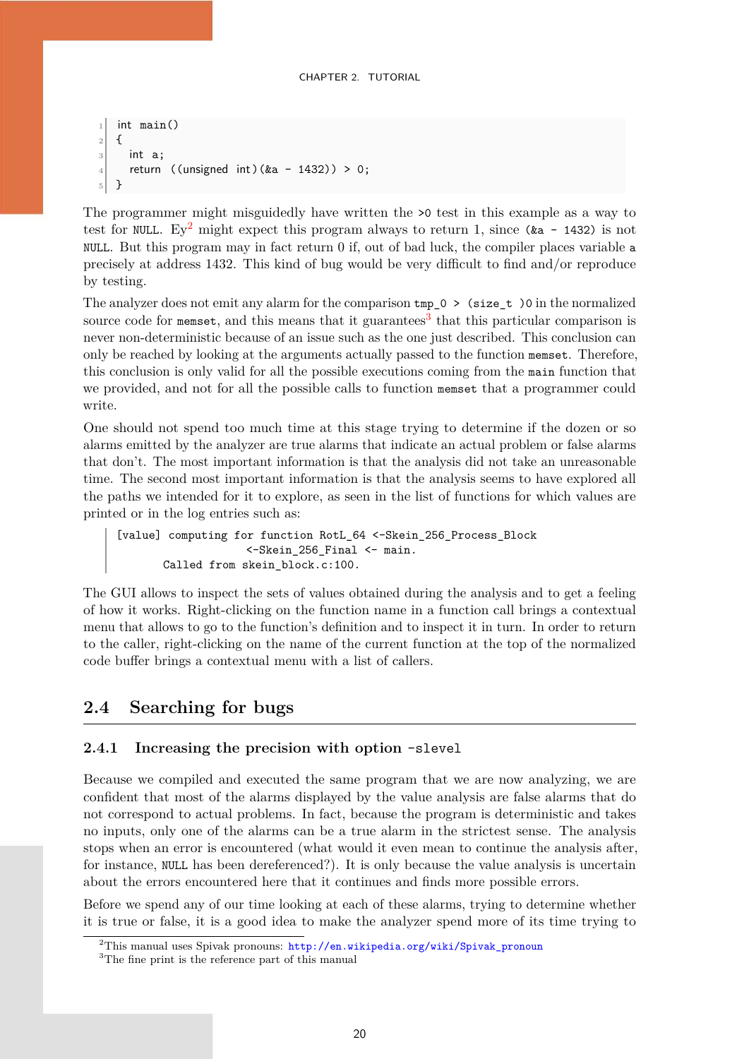```
int main()
{
  int a;
  return ((unsigned int)(&a - 1432)) > 0;
}
```

The programmer might misguidedly have written the `>0` test in this example as a way to test for `NULL`. Ey[2] might expect this program always to return 1, since `(&a - 1432)` is not `NULL`. But this program may in fact return 0 if, out of bad luck, the compiler places variable `a` precisely at address 1432. This kind of bug would be very difficult to find and/or reproduce by testing.

The analyzer does not emit any alarm for the comparison `tmp_0 > (size_t )0` in the normalized source code for `memset`, and this means that it guarantees[3] that this particular comparison is never non-deterministic because of an issue such as the one just described. This conclusion can only be reached by looking at the arguments actually passed to the function `memset`. Therefore, this conclusion is only valid for all the possible executions coming from the `main` function that we provided, and not for all the possible calls to function `memset` that a programmer could write.

One should not spend too much time at this stage trying to determine if the dozen or so alarms emitted by the analyzer are true alarms that indicate an actual problem or false alarms that don't. The most important information is that the analysis did not take an unreasonable time. The second most important information is that the analysis seems to have explored all the paths we intended for it to explore, as seen in the list of functions for which values are printed or in the log entries such as:

```
[value] computing for function RotL_64 <-Skein_256_Process_Block
                     <-Skein_256_Final <- main.
        Called from skein_block.c:100.
```

The GUI allows to inspect the sets of values obtained during the analysis and to get a feeling of how it works. Right-clicking on the function name in a function call brings a contextual menu that allows to go to the function's definition and to inspect it in turn. In order to return to the caller, right-clicking on the name of the current function at the top of the normalized code buffer brings a contextual menu with a list of callers.

## 2.4 Searching for bugs

### 2.4.1 Increasing the precision with option `-slevel`

Because we compiled and executed the same program that we are now analyzing, we are confident that most of the alarms displayed by the value analysis are false alarms that do not correspond to actual problems. In fact, because the program is deterministic and takes no inputs, only one of the alarms can be a true alarm in the strictest sense. The analysis stops when an error is encountered (what would it even mean to continue the analysis after, for instance, `NULL` has been dereferenced?). It is only because the value analysis is uncertain about the errors encountered here that it continues and finds more possible errors.

Before we spend any of our time looking at each of these alarms, trying to determine whether it is true or false, it is a good idea to make the analyzer spend more of its time trying to

---

[2] This manual uses Spivak pronouns: http://en.wikipedia.org/wiki/Spivak_pronoun

[3] The fine print is the reference part of this manual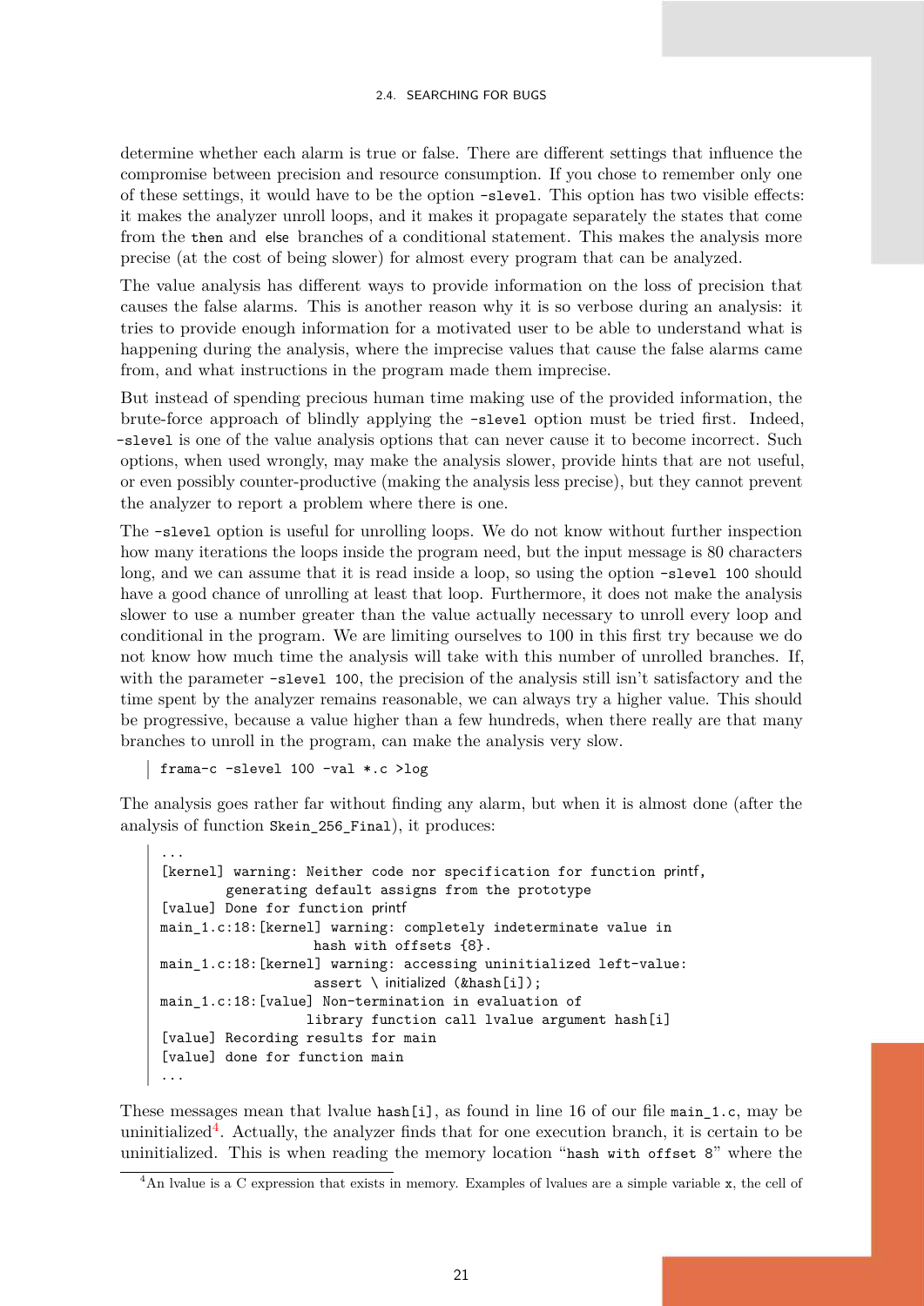determine whether each alarm is true or false. There are different settings that influence the compromise between precision and resource consumption. If you chose to remember only one of these settings, it would have to be the option `-slevel`. This option has two visible effects: it makes the analyzer unroll loops, and it makes it propagate separately the states that come from the `then` and `else` branches of a conditional statement. This makes the analysis more precise (at the cost of being slower) for almost every program that can be analyzed.

The value analysis has different ways to provide information on the loss of precision that causes the false alarms. This is another reason why it is so verbose during an analysis: it tries to provide enough information for a motivated user to be able to understand what is happening during the analysis, where the imprecise values that cause the false alarms came from, and what instructions in the program made them imprecise.

But instead of spending precious human time making use of the provided information, the brute-force approach of blindly applying the `-slevel` option must be tried first. Indeed, `-slevel` is one of the value analysis options that can never cause it to become incorrect. Such options, when used wrongly, may make the analysis slower, provide hints that are not useful, or even possibly counter-productive (making the analysis less precise), but they cannot prevent the analyzer to report a problem where there is one.

The `-slevel` option is useful for unrolling loops. We do not know without further inspection how many iterations the loops inside the program need, but the input message is 80 characters long, and we can assume that it is read inside a loop, so using the option `-slevel 100` should have a good chance of unrolling at least that loop. Furthermore, it does not make the analysis slower to use a number greater than the value actually necessary to unroll every loop and conditional in the program. We are limiting ourselves to 100 in this first try because we do not know how much time the analysis will take with this number of unrolled branches. If, with the parameter `-slevel 100`, the precision of the analysis still isn't satisfactory and the time spent by the analyzer remains reasonable, we can always try a higher value. This should be progressive, because a value higher than a few hundreds, when there really are that many branches to unroll in the program, can make the analysis very slow.

```
frama-c -slevel 100 -val *.c >log
```

The analysis goes rather far without finding any alarm, but when it is almost done (after the analysis of function `Skein_256_Final`), it produces:

```
...
[kernel] warning: Neither code nor specification for function printf,
        generating default assigns from the prototype
[value] Done for function printf
main_1.c:18:[kernel] warning: completely indeterminate value in
                  hash with offsets {8}.
main_1.c:18:[kernel] warning: accessing uninitialized left-value:
                  assert \ initialized (&hash[i]);
main_1.c:18:[value] Non-termination in evaluation of
                 library function call lvalue argument hash[i]
[value] Recording results for main
[value] done for function main
...
```

These messages mean that lvalue `hash[i]`, as found in line 16 of our file `main_1.c`, may be uninitialized[4]. Actually, the analyzer finds that for one execution branch, it is certain to be uninitialized. This is when reading the memory location "`hash with offset 8`" where the

[4] An lvalue is a C expression that exists in memory. Examples of lvalues are a simple variable `x`, the cell of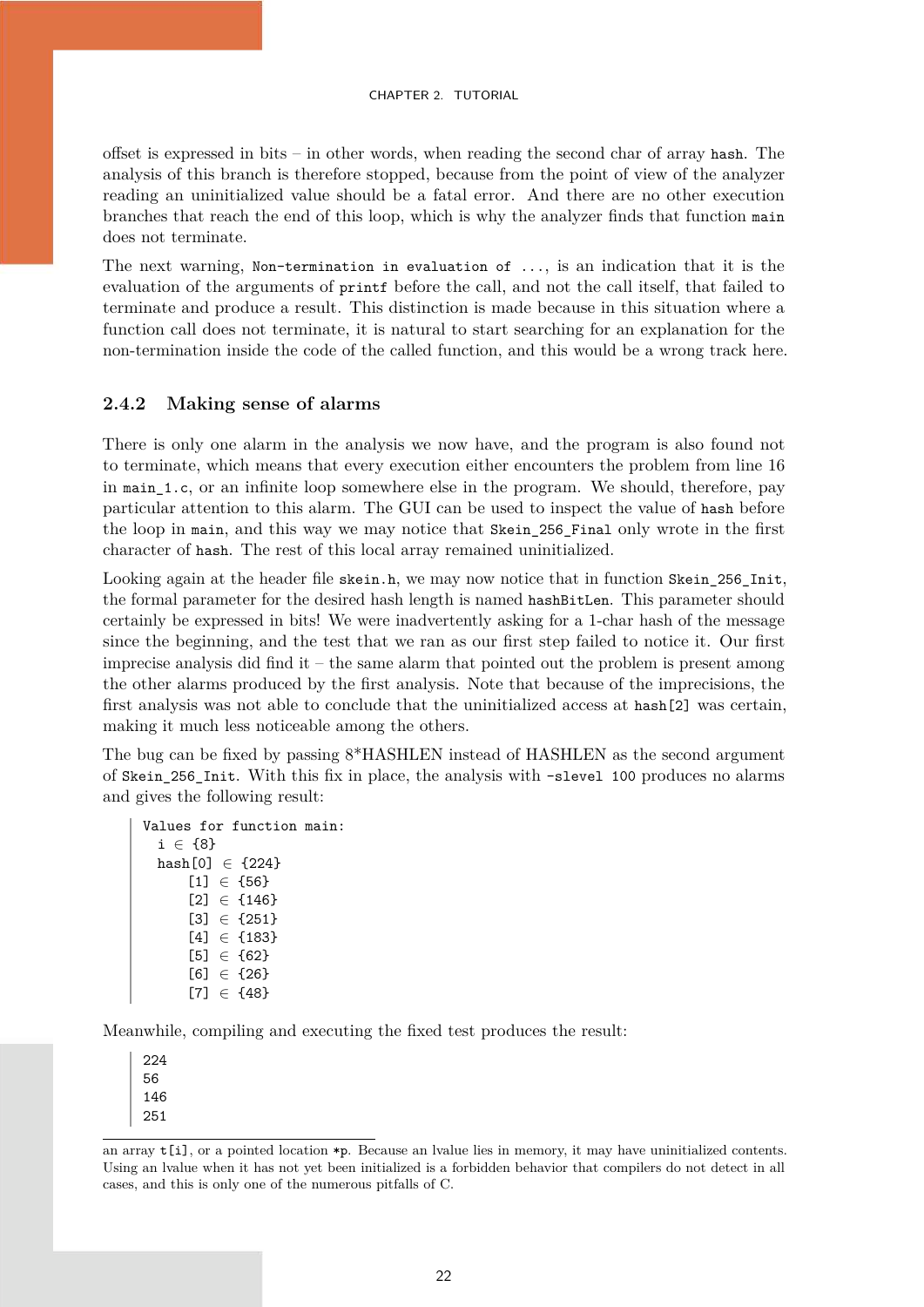offset is expressed in bits – in other words, when reading the second char of array `hash`. The analysis of this branch is therefore stopped, because from the point of view of the analyzer reading an uninitialized value should be a fatal error. And there are no other execution branches that reach the end of this loop, which is why the analyzer finds that function `main` does not terminate.

The next warning, `Non-termination in evaluation of ...`, is an indication that it is the evaluation of the arguments of `printf` before the call, and not the call itself, that failed to terminate and produce a result. This distinction is made because in this situation where a function call does not terminate, it is natural to start searching for an explanation for the non-termination inside the code of the called function, and this would be a wrong track here.

### 2.4.2 Making sense of alarms

There is only one alarm in the analysis we now have, and the program is also found not to terminate, which means that every execution either encounters the problem from line 16 in `main_1.c`, or an infinite loop somewhere else in the program. We should, therefore, pay particular attention to this alarm. The GUI can be used to inspect the value of `hash` before the loop in `main`, and this way we may notice that `Skein_256_Final` only wrote in the first character of `hash`. The rest of this local array remained uninitialized.

Looking again at the header file `skein.h`, we may now notice that in function `Skein_256_Init`, the formal parameter for the desired hash length is named `hashBitLen`. This parameter should certainly be expressed in bits! We were inadvertently asking for a 1-char hash of the message since the beginning, and the test that we ran as our first step failed to notice it. Our first imprecise analysis did find it – the same alarm that pointed out the problem is present among the other alarms produced by the first analysis. Note that because of the imprecisions, the first analysis was not able to conclude that the uninitialized access at `hash[2]` was certain, making it much less noticeable among the others.

The bug can be fixed by passing 8*HASHLEN instead of HASHLEN as the second argument of `Skein_256_Init`. With this fix in place, the analysis with `-slevel 100` produces no alarms and gives the following result:

```
Values for function main:
  i ∈ {8}
  hash[0] ∈ {224}
      [1] ∈ {56}
      [2] ∈ {146}
      [3] ∈ {251}
      [4] ∈ {183}
      [5] ∈ {62}
      [6] ∈ {26}
      [7] ∈ {48}
```

Meanwhile, compiling and executing the fixed test produces the result:

```
224
56
146
251
```

---

an array `t[i]`, or a pointed location `*p`. Because an lvalue lies in memory, it may have uninitialized contents. Using an lvalue when it has not yet been initialized is a forbidden behavior that compilers do not detect in all cases, and this is only one of the numerous pitfalls of C.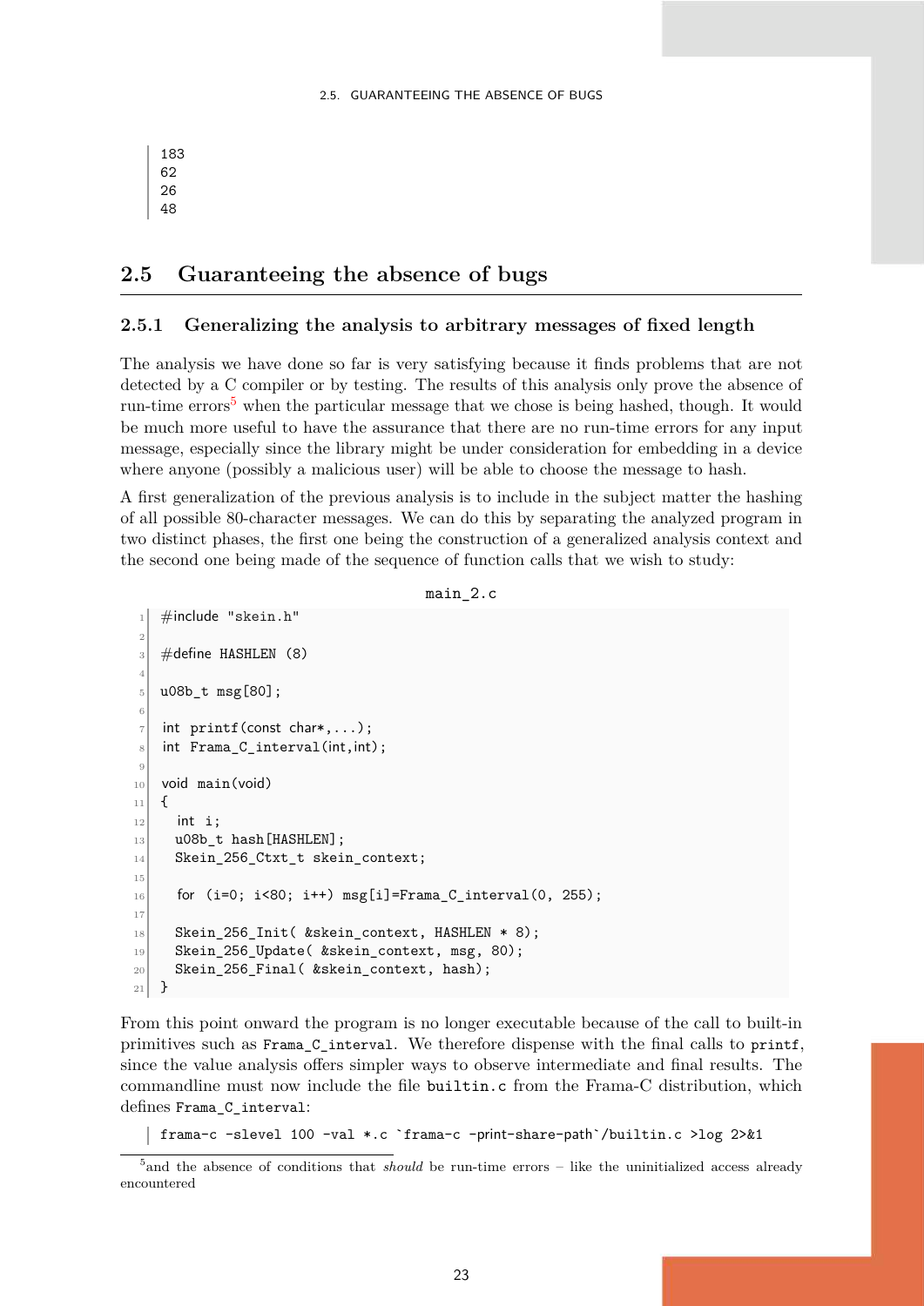```
183
62
26
48
```

## 2.5 Guaranteeing the absence of bugs

### 2.5.1 Generalizing the analysis to arbitrary messages of fixed length

The analysis we have done so far is very satisfying because it finds problems that are not detected by a C compiler or by testing. The results of this analysis only prove the absence of run-time errors[5] when the particular message that we chose is being hashed, though. It would be much more useful to have the assurance that there are no run-time errors for any input message, especially since the library might be under consideration for embedding in a device where anyone (possibly a malicious user) will be able to choose the message to hash.

A first generalization of the previous analysis is to include in the subject matter the hashing of all possible 80-character messages. We can do this by separating the analyzed program in two distinct phases, the first one being the construction of a generalized analysis context and the second one being made of the sequence of function calls that we wish to study:

main_2.c

```
#include "skein.h"

#define HASHLEN (8)

u08b_t msg[80];

int printf(const char*,...);
int Frama_C_interval(int,int);

void main(void)
{
  int i;
  u08b_t hash[HASHLEN];
  Skein_256_Ctxt_t skein_context;

  for (i=0; i<80; i++) msg[i]=Frama_C_interval(0, 255);

  Skein_256_Init( &skein_context, HASHLEN * 8);
  Skein_256_Update( &skein_context, msg, 80);
  Skein_256_Final( &skein_context, hash);
}
```

From this point onward the program is no longer executable because of the call to built-in primitives such as `Frama_C_interval`. We therefore dispense with the final calls to `printf`, since the value analysis offers simpler ways to observe intermediate and final results. The commandline must now include the file `builtin.c` from the Frama-C distribution, which defines `Frama_C_interval`:

```
frama-c -slevel 100 -val *.c `frama-c -print-share-path`/builtin.c >log 2>&1
```

[5] and the absence of conditions that *should* be run-time errors – like the uninitialized access already encountered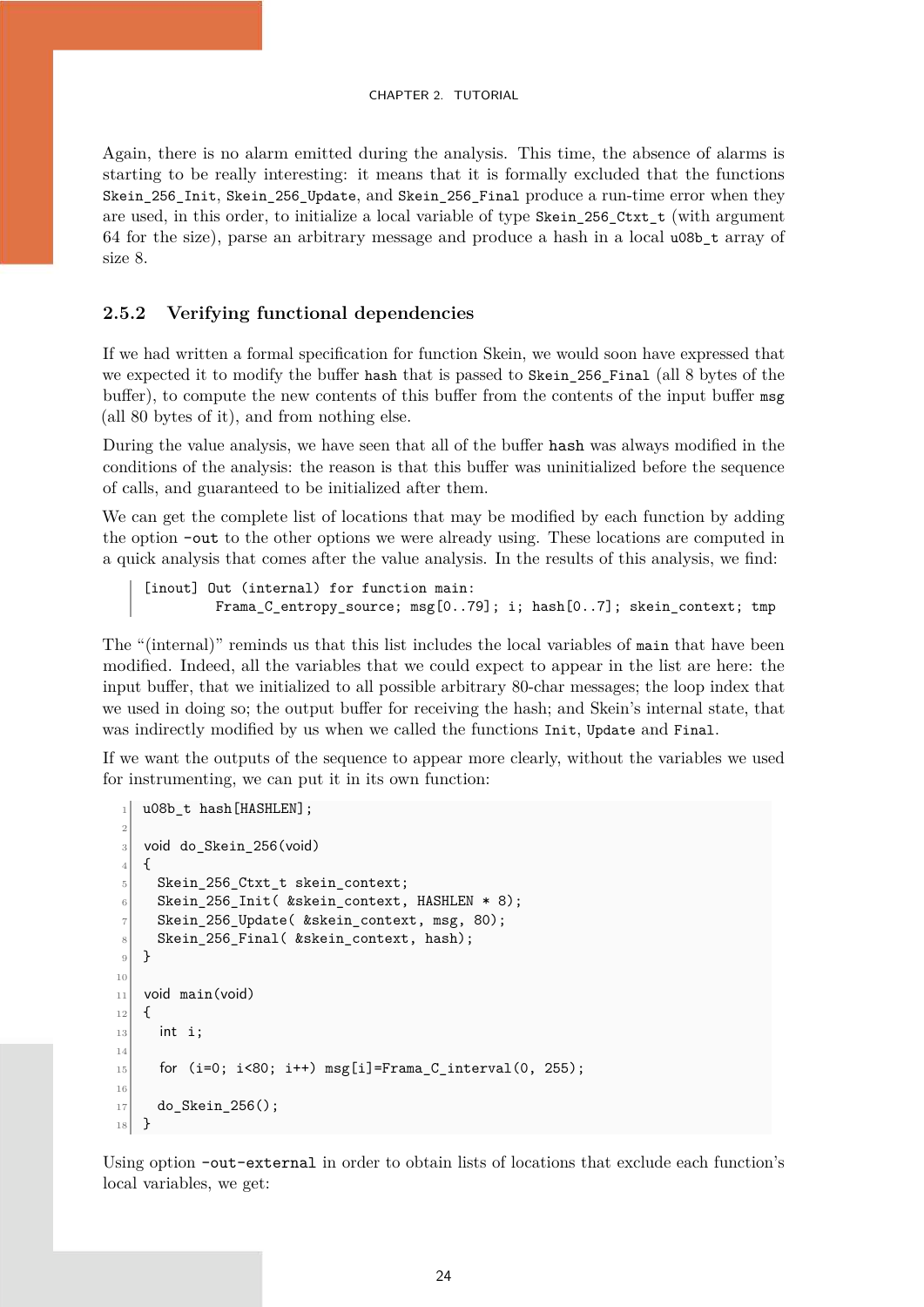Again, there is no alarm emitted during the analysis. This time, the absence of alarms is starting to be really interesting: it means that it is formally excluded that the functions `Skein_256_Init`, `Skein_256_Update`, and `Skein_256_Final` produce a run-time error when they are used, in this order, to initialize a local variable of type `Skein_256_Ctxt_t` (with argument 64 for the size), parse an arbitrary message and produce a hash in a local `u08b_t` array of size 8.

### 2.5.2 Verifying functional dependencies

If we had written a formal specification for function Skein, we would soon have expressed that we expected it to modify the buffer `hash` that is passed to `Skein_256_Final` (all 8 bytes of the buffer), to compute the new contents of this buffer from the contents of the input buffer `msg` (all 80 bytes of it), and from nothing else.

During the value analysis, we have seen that all of the buffer `hash` was always modified in the conditions of the analysis: the reason is that this buffer was uninitialized before the sequence of calls, and guaranteed to be initialized after them.

We can get the complete list of locations that may be modified by each function by adding the option `-out` to the other options we were already using. These locations are computed in a quick analysis that comes after the value analysis. In the results of this analysis, we find:

```
[inout] Out (internal) for function main:
          Frama_C_entropy_source; msg[0..79]; i; hash[0..7]; skein_context; tmp
```

The "(internal)" reminds us that this list includes the local variables of `main` that have been modified. Indeed, all the variables that we could expect to appear in the list are here: the input buffer, that we initialized to all possible arbitrary 80-char messages; the loop index that we used in doing so; the output buffer for receiving the hash; and Skein's internal state, that was indirectly modified by us when we called the functions `Init`, `Update` and `Final`.

If we want the outputs of the sequence to appear more clearly, without the variables we used for instrumenting, we can put it in its own function:

```
u08b_t hash[HASHLEN];

void do_Skein_256(void)
{
  Skein_256_Ctxt_t skein_context;
  Skein_256_Init( &skein_context, HASHLEN * 8);
  Skein_256_Update( &skein_context, msg, 80);
  Skein_256_Final( &skein_context, hash);
}

void main(void)
{
   int i;

   for (i=0; i<80; i++) msg[i]=Frama_C_interval(0, 255);

  do_Skein_256();
}
```

Using option `-out-external` in order to obtain lists of locations that exclude each function's local variables, we get: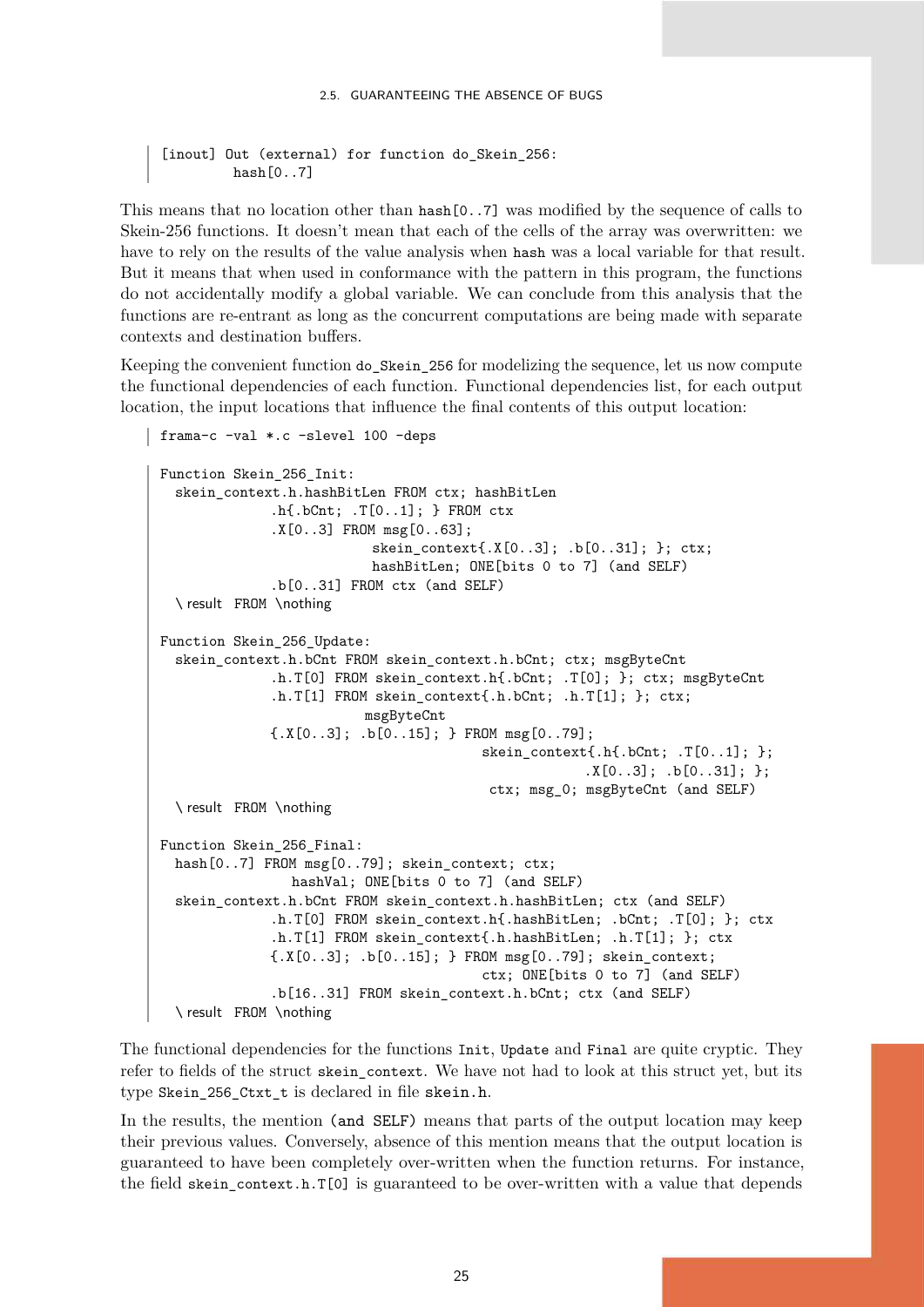```
[inout] Out (external) for function do_Skein_256:
          hash[0..7]
```

This means that no location other than `hash[0..7]` was modified by the sequence of calls to Skein-256 functions. It doesn't mean that each of the cells of the array was overwritten: we have to rely on the results of the value analysis when `hash` was a local variable for that result. But it means that when used in conformance with the pattern in this program, the functions do not accidentally modify a global variable. We can conclude from this analysis that the functions are re-entrant as long as the concurrent computations are being made with separate contexts and destination buffers.

Keeping the convenient function `do_Skein_256` for modelizing the sequence, let us now compute the functional dependencies of each function. Functional dependencies list, for each output location, the input locations that influence the final contents of this output location:

```
frama-c -val *.c -slevel 100 -deps
```

```
Function Skein_256_Init:
  skein_context.h.hashBitLen FROM ctx; hashBitLen
             .h{.bCnt; .T[0..1]; } FROM ctx
             .X[0..3] FROM msg[0..63];
                          skein_context{.X[0..3]; .b[0..31]; }; ctx;
                          hashBitLen; ONE[bits 0 to 7] (and SELF)
             .b[0..31] FROM ctx (and SELF)
  \result FROM \nothing

Function Skein_256_Update:
  skein_context.h.bCnt FROM skein_context.h.bCnt; ctx; msgByteCnt
             .h.T[0] FROM skein_context.h{.bCnt; .T[0]; }; ctx; msgByteCnt
             .h.T[1] FROM skein_context{.h.bCnt; .h.T[1]; }; ctx;
                         msgByteCnt
             {.X[0..3]; .b[0..15]; } FROM msg[0..79];
                                          skein_context{.h{.bCnt; .T[0..1]; };
                                                       .X[0..3]; .b[0..31]; };
                                           ctx; msg_0; msgByteCnt (and SELF)
  \result FROM \nothing

Function Skein_256_Final:
  hash[0..7] FROM msg[0..79]; skein_context; ctx;
                hashVal; ONE[bits 0 to 7] (and SELF)
  skein_context.h.bCnt FROM skein_context.h.hashBitLen; ctx (and SELF)
             .h.T[0] FROM skein_context.h{.hashBitLen; .bCnt; .T[0]; }; ctx
             .h.T[1] FROM skein_context{.h.hashBitLen; .h.T[1]; }; ctx
             {.X[0..3]; .b[0..15]; } FROM msg[0..79]; skein_context;
                                          ctx; ONE[bits 0 to 7] (and SELF)
             .b[16..31] FROM skein_context.h.bCnt; ctx (and SELF)
  \result FROM \nothing
```

The functional dependencies for the functions `Init`, `Update` and `Final` are quite cryptic. They refer to fields of the struct `skein_context`. We have not had to look at this struct yet, but its type `Skein_256_Ctxt_t` is declared in file `skein.h`.

In the results, the mention `(and SELF)` means that parts of the output location may keep their previous values. Conversely, absence of this mention means that the output location is guaranteed to have been completely over-written when the function returns. For instance, the field `skein_context.h.T[0]` is guaranteed to be over-written with a value that depends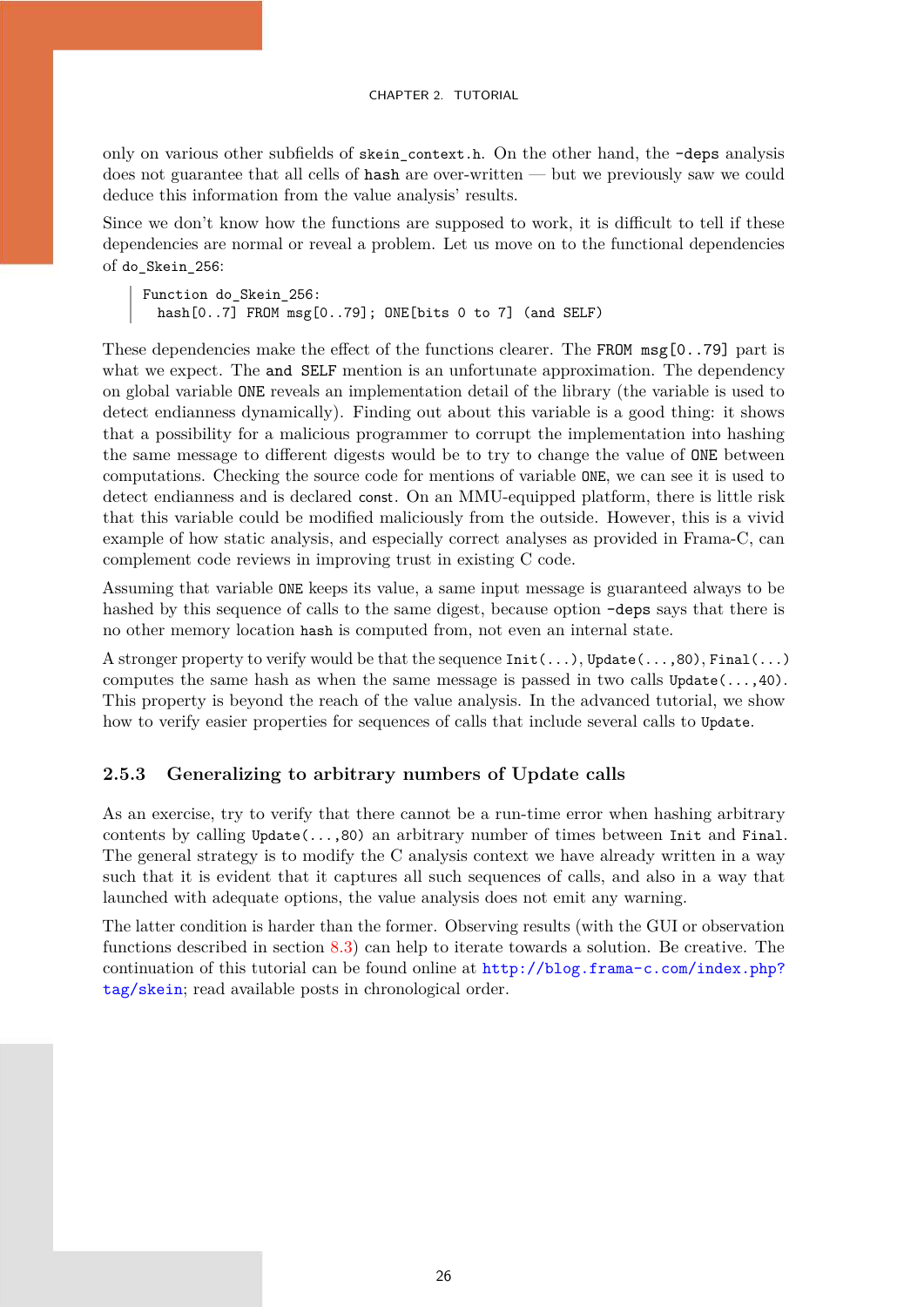only on various other subfields of `skein_context.h`. On the other hand, the `-deps` analysis does not guarantee that all cells of `hash` are over-written — but we previously saw we could deduce this information from the value analysis' results.

Since we don't know how the functions are supposed to work, it is difficult to tell if these dependencies are normal or reveal a problem. Let us move on to the functional dependencies of `do_Skein_256`:

```
Function do_Skein_256:
  hash[0..7] FROM msg[0..79]; ONE[bits 0 to 7] (and SELF)
```

These dependencies make the effect of the functions clearer. The `FROM msg[0..79]` part is what we expect. The `and SELF` mention is an unfortunate approximation. The dependency on global variable `ONE` reveals an implementation detail of the library (the variable is used to detect endianness dynamically). Finding out about this variable is a good thing: it shows that a possibility for a malicious programmer to corrupt the implementation into hashing the same message to different digests would be to try to change the value of `ONE` between computations. Checking the source code for mentions of variable `ONE`, we can see it is used to detect endianness and is declared `const`. On an MMU-equipped platform, there is little risk that this variable could be modified maliciously from the outside. However, this is a vivid example of how static analysis, and especially correct analyses as provided in Frama-C, can complement code reviews in improving trust in existing C code.

Assuming that variable `ONE` keeps its value, a same input message is guaranteed always to be hashed by this sequence of calls to the same digest, because option `-deps` says that there is no other memory location `hash` is computed from, not even an internal state.

A stronger property to verify would be that the sequence `Init(...)`, `Update(...,80)`, `Final(...)` computes the same hash as when the same message is passed in two calls `Update(...,40)`. This property is beyond the reach of the value analysis. In the advanced tutorial, we show how to verify easier properties for sequences of calls that include several calls to `Update`.

### 2.5.3 Generalizing to arbitrary numbers of Update calls

As an exercise, try to verify that there cannot be a run-time error when hashing arbitrary contents by calling `Update(...,80)` an arbitrary number of times between `Init` and `Final`. The general strategy is to modify the C analysis context we have already written in a way such that it is evident that it captures all such sequences of calls, and also in a way that launched with adequate options, the value analysis does not emit any warning.

The latter condition is harder than the former. Observing results (with the GUI or observation functions described in section 8.3) can help to iterate towards a solution. Be creative. The continuation of this tutorial can be found online at http://blog.frama-c.com/index.php?tag/skein; read available posts in chronological order.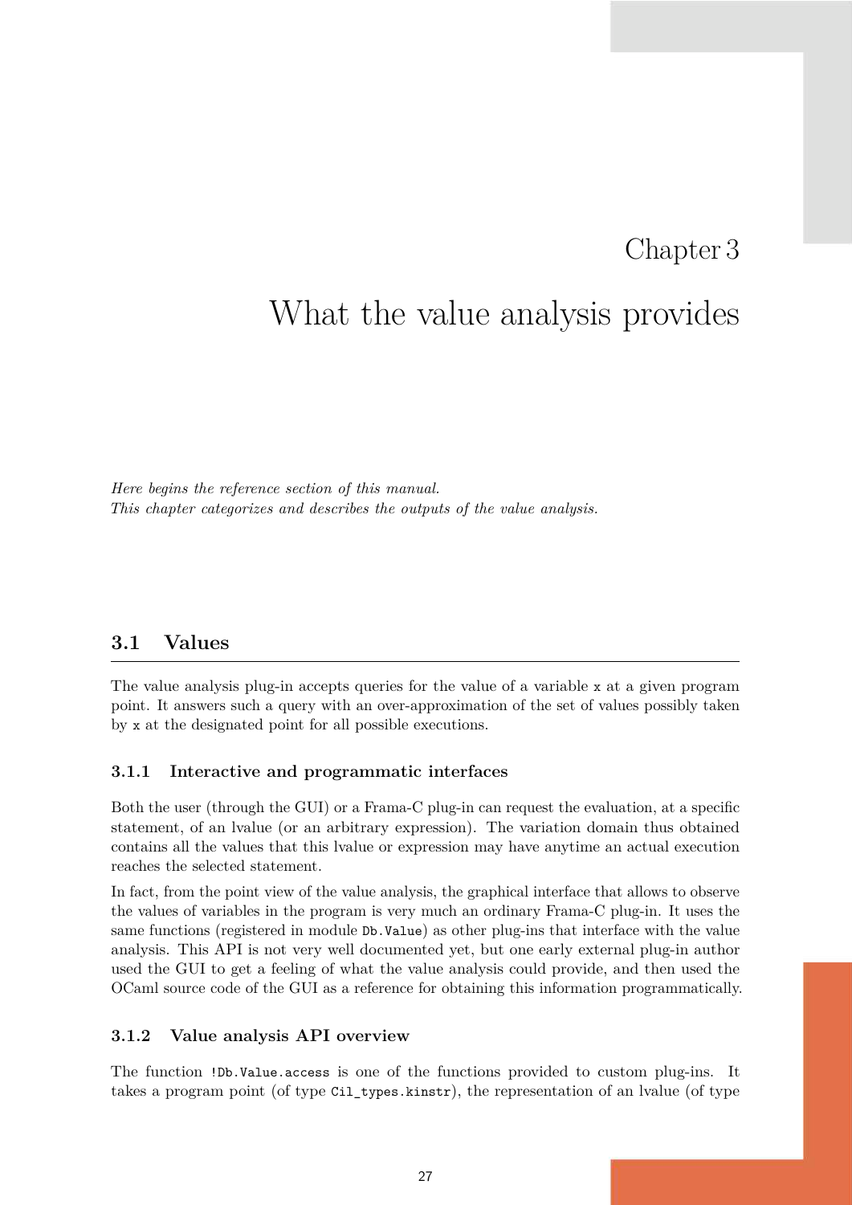# Chapter 3

# What the value analysis provides

*Here begins the reference section of this manual.*
*This chapter categorizes and describes the outputs of the value analysis.*

## 3.1 Values

The value analysis plug-in accepts queries for the value of a variable `x` at a given program point. It answers such a query with an over-approximation of the set of values possibly taken by `x` at the designated point for all possible executions.

### 3.1.1 Interactive and programmatic interfaces

Both the user (through the GUI) or a Frama-C plug-in can request the evaluation, at a specific statement, of an lvalue (or an arbitrary expression). The variation domain thus obtained contains all the values that this lvalue or expression may have anytime an actual execution reaches the selected statement.

In fact, from the point view of the value analysis, the graphical interface that allows to observe the values of variables in the program is very much an ordinary Frama-C plug-in. It uses the same functions (registered in module `Db.Value`) as other plug-ins that interface with the value analysis. This API is not very well documented yet, but one early external plug-in author used the GUI to get a feeling of what the value analysis could provide, and then used the OCaml source code of the GUI as a reference for obtaining this information programmatically.

### 3.1.2 Value analysis API overview

The function `!Db.Value.access` is one of the functions provided to custom plug-ins. It takes a program point (of type `Cil_types.kinstr`), the representation of an lvalue (of type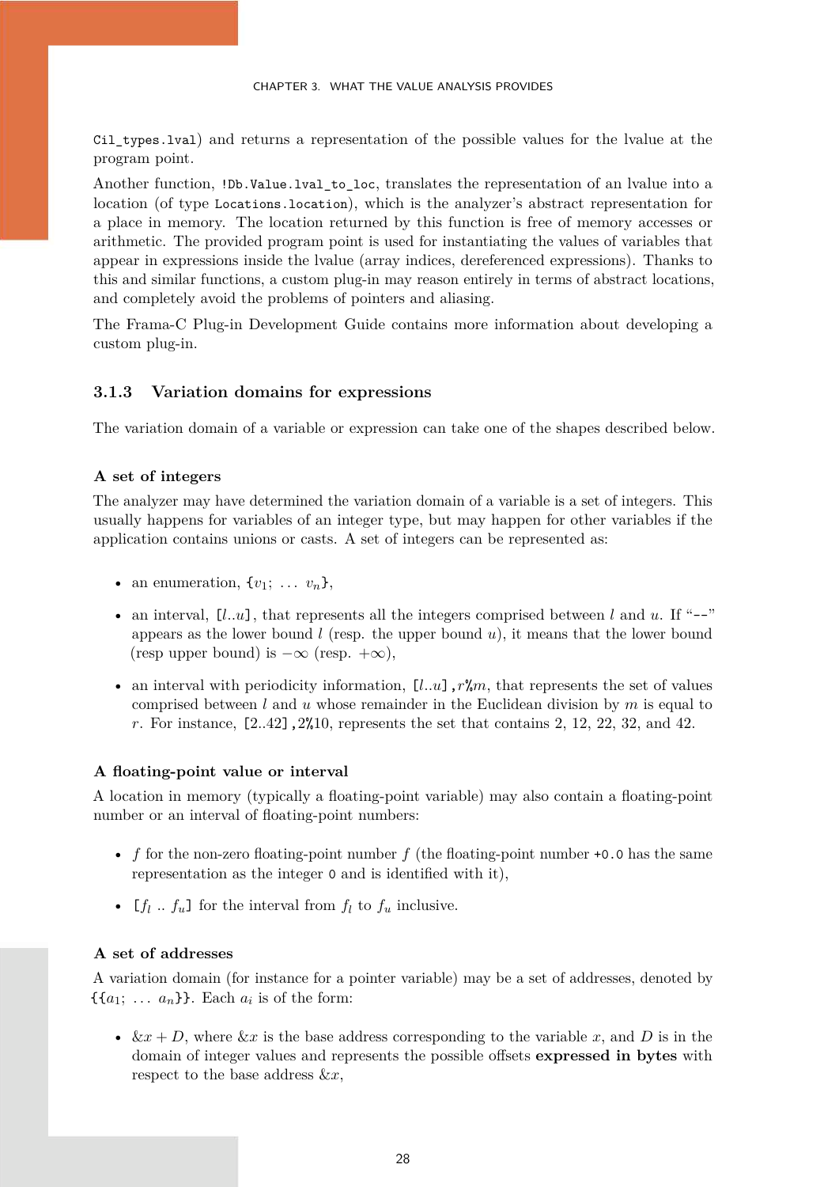`Cil_types.lval`) and returns a representation of the possible values for the lvalue at the program point.

Another function, `!Db.Value.lval_to_loc`, translates the representation of an lvalue into a location (of type `Locations.location`), which is the analyzer's abstract representation for a place in memory. The location returned by this function is free of memory accesses or arithmetic. The provided program point is used for instantiating the values of variables that appear in expressions inside the lvalue (array indices, dereferenced expressions). Thanks to this and similar functions, a custom plug-in may reason entirely in terms of abstract locations, and completely avoid the problems of pointers and aliasing.

The Frama-C Plug-in Development Guide contains more information about developing a custom plug-in.

### 3.1.3 Variation domains for expressions

The variation domain of a variable or expression can take one of the shapes described below.

#### A set of integers

The analyzer may have determined the variation domain of a variable is a set of integers. This usually happens for variables of an integer type, but may happen for other variables if the application contains unions or casts. A set of integers can be represented as:

- an enumeration, `{`$v_1$`;` $\ldots$ $v_n$`}`,
- an interval, `[`$l$`..`$u$`]`, that represents all the integers comprised between $l$ and $u$. If "`--`" appears as the lower bound $l$ (resp. the upper bound $u$), it means that the lower bound (resp upper bound) is $-\infty$ (resp. $+\infty$),
- an interval with periodicity information, `[`$l$`..`$u$`],`$r$`%`$m$, that represents the set of values comprised between $l$ and $u$ whose remainder in the Euclidean division by $m$ is equal to $r$. For instance, `[2..42],2%10`, represents the set that contains 2, 12, 22, 32, and 42.

#### A floating-point value or interval

A location in memory (typically a floating-point variable) may also contain a floating-point number or an interval of floating-point numbers:

- $f$ for the non-zero floating-point number $f$ (the floating-point number `+0.0` has the same representation as the integer `0` and is identified with it),
- `[`$f_l$ `..` $f_u$`]` for the interval from $f_l$ to $f_u$ inclusive.

#### A set of addresses

A variation domain (for instance for a pointer variable) may be a set of addresses, denoted by `{{`$a_1$`;` $\ldots$ $a_n$`}}`. Each $a_i$ is of the form:

- $\&x + D$, where $\&x$ is the base address corresponding to the variable $x$, and $D$ is in the domain of integer values and represents the possible offsets **expressed in bytes** with respect to the base address $\&x$,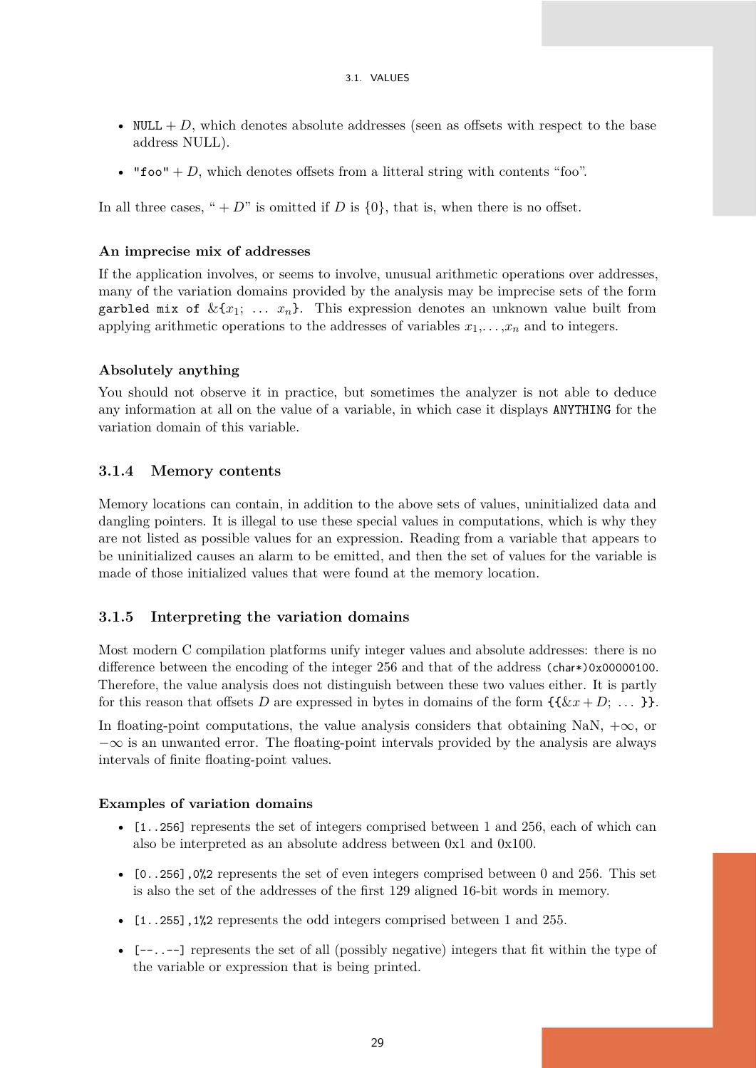- `NULL` $+ D$, which denotes absolute addresses (seen as offsets with respect to the base address NULL).
- `"foo"` $+ D$, which denotes offsets from a litteral string with contents "foo".

In all three cases, "$+ D$" is omitted if $D$ is $\{0\}$, that is, when there is no offset.

#### An imprecise mix of addresses

If the application involves, or seems to involve, unusual arithmetic operations over addresses, many of the variation domains provided by the analysis may be imprecise sets of the form `garbled mix of` $\&\{x_1;\ \ldots\ x_n\}$. This expression denotes an unknown value built from applying arithmetic operations to the addresses of variables $x_1, \ldots, x_n$ and to integers.

#### Absolutely anything

You should not observe it in practice, but sometimes the analyzer is not able to deduce any information at all on the value of a variable, in which case it displays `ANYTHING` for the variation domain of this variable.

### 3.1.4 Memory contents

Memory locations can contain, in addition to the above sets of values, uninitialized data and dangling pointers. It is illegal to use these special values in computations, which is why they are not listed as possible values for an expression. Reading from a variable that appears to be uninitialized causes an alarm to be emitted, and then the set of values for the variable is made of those initialized values that were found at the memory location.

### 3.1.5 Interpreting the variation domains

Most modern C compilation platforms unify integer values and absolute addresses: there is no difference between the encoding of the integer 256 and that of the address `(char*)0x00000100`. Therefore, the value analysis does not distinguish between these two values either. It is partly for this reason that offsets $D$ are expressed in bytes in domains of the form $\{\{\&x + D;\ \ldots\ \}\}$.

In floating-point computations, the value analysis considers that obtaining NaN, $+\infty$, or $-\infty$ is an unwanted error. The floating-point intervals provided by the analysis are always intervals of finite floating-point values.

#### Examples of variation domains

- `[1..256]` represents the set of integers comprised between 1 and 256, each of which can also be interpreted as an absolute address between 0x1 and 0x100.
- `[0..256],0%2` represents the set of even integers comprised between 0 and 256. This set is also the set of the addresses of the first 129 aligned 16-bit words in memory.
- `[1..255],1%2` represents the odd integers comprised between 1 and 255.
- `[--..--]` represents the set of all (possibly negative) integers that fit within the type of the variable or expression that is being printed.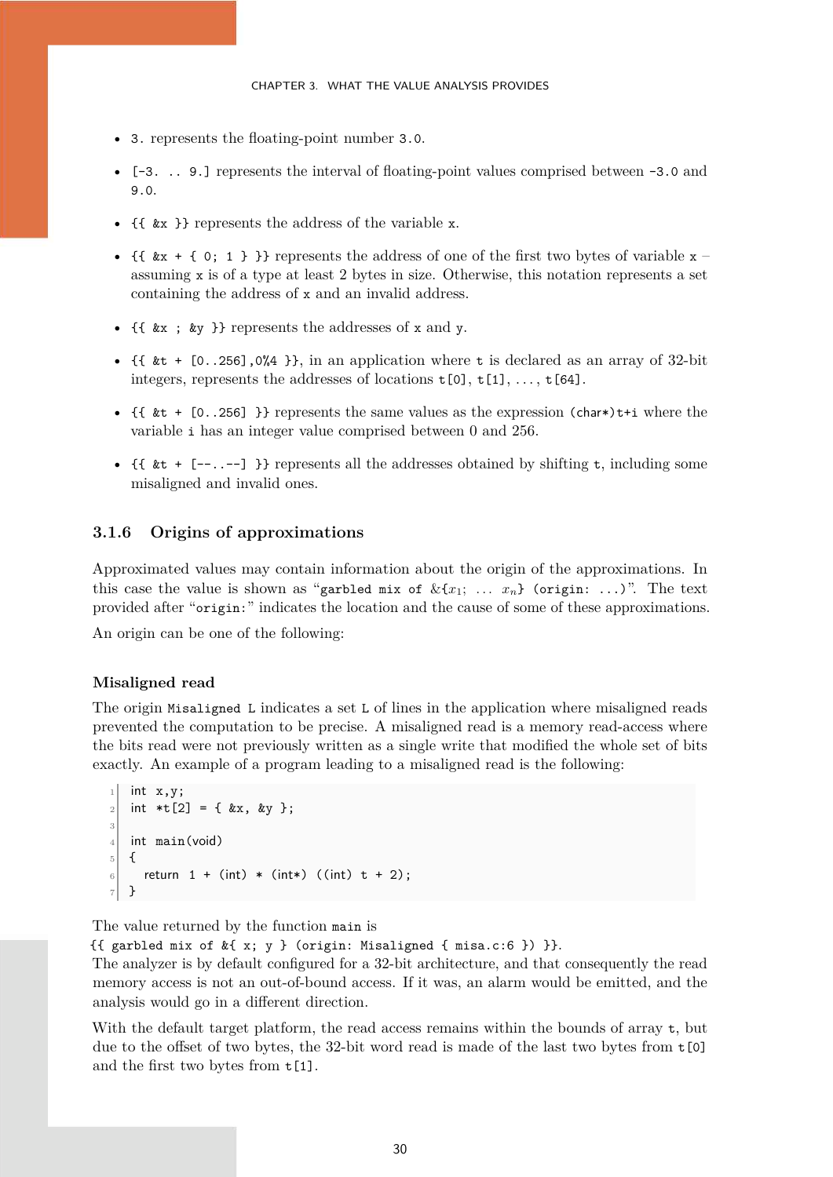- `3.` represents the floating-point number `3.0`.
- `[-3. .. 9.]` represents the interval of floating-point values comprised between `-3.0` and `9.0`.
- `{{ &x }}` represents the address of the variable `x`.
- `{{ &x + { 0; 1 } }}` represents the address of one of the first two bytes of variable `x` – assuming `x` is of a type at least 2 bytes in size. Otherwise, this notation represents a set containing the address of `x` and an invalid address.
- `{{ &x ; &y }}` represents the addresses of `x` and `y`.
- `{{ &t + [0..256],0%4 }}`, in an application where `t` is declared as an array of 32-bit integers, represents the addresses of locations `t[0]`, `t[1]`, ..., `t[64]`.
- `{{ &t + [0..256] }}` represents the same values as the expression `(char*)t+i` where the variable `i` has an integer value comprised between 0 and 256.
- `{{ &t + [--..--] }}` represents all the addresses obtained by shifting `t`, including some misaligned and invalid ones.

### 3.1.6 Origins of approximations

Approximated values may contain information about the origin of the approximations. In this case the value is shown as "`garbled mix of` &{$x_1$; ... $x_n$} `(origin: ...)`". The text provided after "`origin:`" indicates the location and the cause of some of these approximations.

An origin can be one of the following:

#### Misaligned read

The origin `Misaligned L` indicates a set `L` of lines in the application where misaligned reads prevented the computation to be precise. A misaligned read is a memory read-access where the bits read were not previously written as a single write that modified the whole set of bits exactly. An example of a program leading to a misaligned read is the following:

```
int x,y;
int *t[2] = { &x, &y };

int main(void)
{
  return 1 + (int) * (int*) ((int) t + 2);
}
```

The value returned by the function `main` is
`{{ garbled mix of &{ x; y } (origin: Misaligned { misa.c:6 }) }}`.
The analyzer is by default configured for a 32-bit architecture, and that consequently the read memory access is not an out-of-bound access. If it was, an alarm would be emitted, and the analysis would go in a different direction.

With the default target platform, the read access remains within the bounds of array `t`, but due to the offset of two bytes, the 32-bit word read is made of the last two bytes from `t[0]` and the first two bytes from `t[1]`.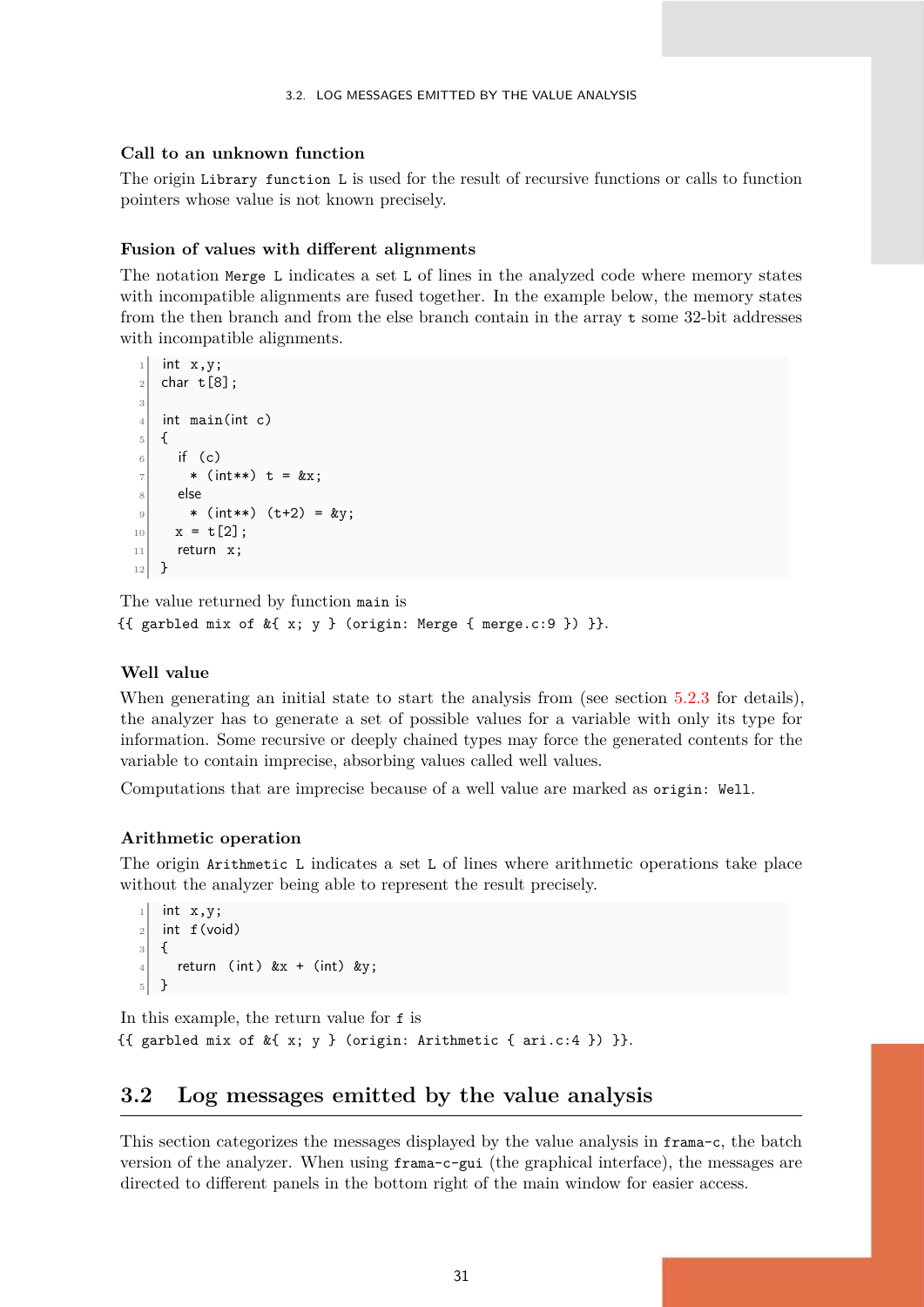#### Call to an unknown function

The origin `Library function L` is used for the result of recursive functions or calls to function pointers whose value is not known precisely.

#### Fusion of values with different alignments

The notation `Merge L` indicates a set `L` of lines in the analyzed code where memory states with incompatible alignments are fused together. In the example below, the memory states from the then branch and from the else branch contain in the array `t` some 32-bit addresses with incompatible alignments.

```
int x,y;
char t[8];

int main(int c)
{
  if (c)
    * (int**) t = &x;
  else
    * (int**) (t+2) = &y;
  x = t[2];
  return x;
}
```

The value returned by function `main` is
`{{ garbled mix of &{ x; y } (origin: Merge { merge.c:9 }) }}`.

#### Well value

When generating an initial state to start the analysis from (see section 5.2.3 for details), the analyzer has to generate a set of possible values for a variable with only its type for information. Some recursive or deeply chained types may force the generated contents for the variable to contain imprecise, absorbing values called well values.

Computations that are imprecise because of a well value are marked as `origin: Well`.

#### Arithmetic operation

The origin `Arithmetic L` indicates a set `L` of lines where arithmetic operations take place without the analyzer being able to represent the result precisely.

```
int x,y;
int f(void)
{
  return (int) &x + (int) &y;
}
```

In this example, the return value for `f` is
`{{ garbled mix of &{ x; y } (origin: Arithmetic { ari.c:4 }) }}`.

## 3.2 Log messages emitted by the value analysis

This section categorizes the messages displayed by the value analysis in `frama-c`, the batch version of the analyzer. When using `frama-c-gui` (the graphical interface), the messages are directed to different panels in the bottom right of the main window for easier access.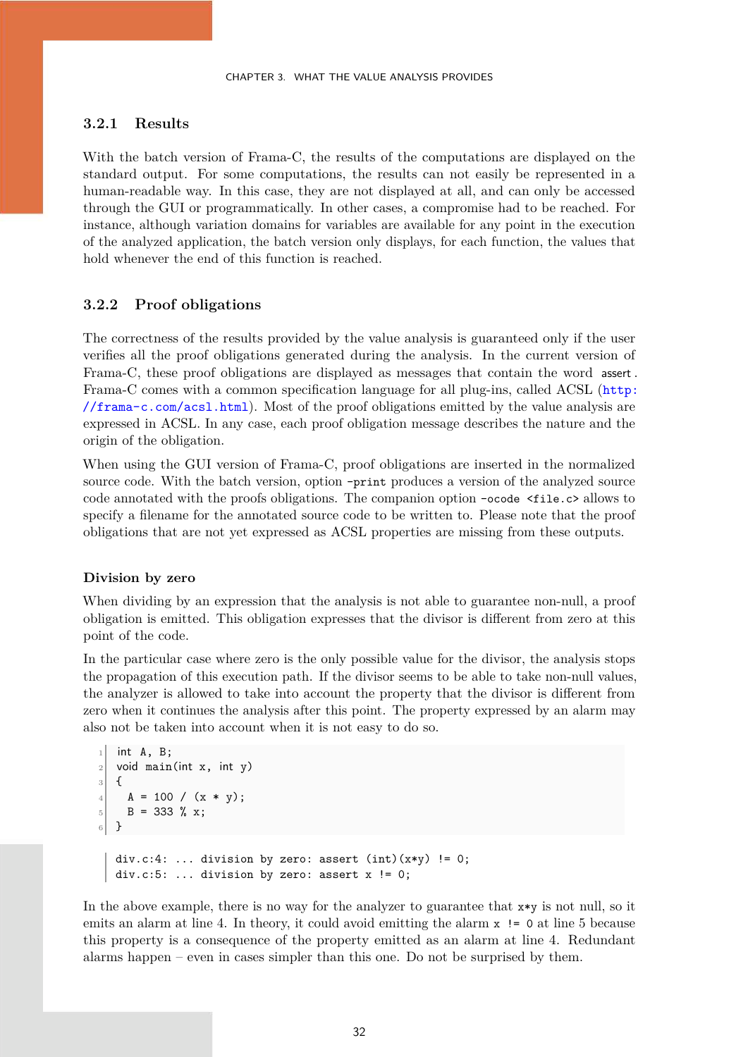### 3.2.1 Results

With the batch version of Frama-C, the results of the computations are displayed on the standard output. For some computations, the results can not easily be represented in a human-readable way. In this case, they are not displayed at all, and can only be accessed through the GUI or programmatically. In other cases, a compromise had to be reached. For instance, although variation domains for variables are available for any point in the execution of the analyzed application, the batch version only displays, for each function, the values that hold whenever the end of this function is reached.

### 3.2.2 Proof obligations

The correctness of the results provided by the value analysis is guaranteed only if the user verifies all the proof obligations generated during the analysis. In the current version of Frama-C, these proof obligations are displayed as messages that contain the word `assert`. Frama-C comes with a common specification language for all plug-ins, called ACSL (http://frama-c.com/acsl.html). Most of the proof obligations emitted by the value analysis are expressed in ACSL. In any case, each proof obligation message describes the nature and the origin of the obligation.

When using the GUI version of Frama-C, proof obligations are inserted in the normalized source code. With the batch version, option `-print` produces a version of the analyzed source code annotated with the proofs obligations. The companion option `-ocode <file.c>` allows to specify a filename for the annotated source code to be written to. Please note that the proof obligations that are not yet expressed as ACSL properties are missing from these outputs.

#### Division by zero

When dividing by an expression that the analysis is not able to guarantee non-null, a proof obligation is emitted. This obligation expresses that the divisor is different from zero at this point of the code.

In the particular case where zero is the only possible value for the divisor, the analysis stops the propagation of this execution path. If the divisor seems to be able to take non-null values, the analyzer is allowed to take into account the property that the divisor is different from zero when it continues the analysis after this point. The property expressed by an alarm may also not be taken into account when it is not easy to do so.

```
int A, B;
void main(int x, int y)
{
  A = 100 / (x * y);
  B = 333 % x;
}
```

```
div.c:4: ... division by zero: assert (int)(x*y) != 0;
div.c:5: ... division by zero: assert x != 0;
```

In the above example, there is no way for the analyzer to guarantee that `x*y` is not null, so it emits an alarm at line 4. In theory, it could avoid emitting the alarm `x != 0` at line 5 because this property is a consequence of the property emitted as an alarm at line 4. Redundant alarms happen – even in cases simpler than this one. Do not be surprised by them.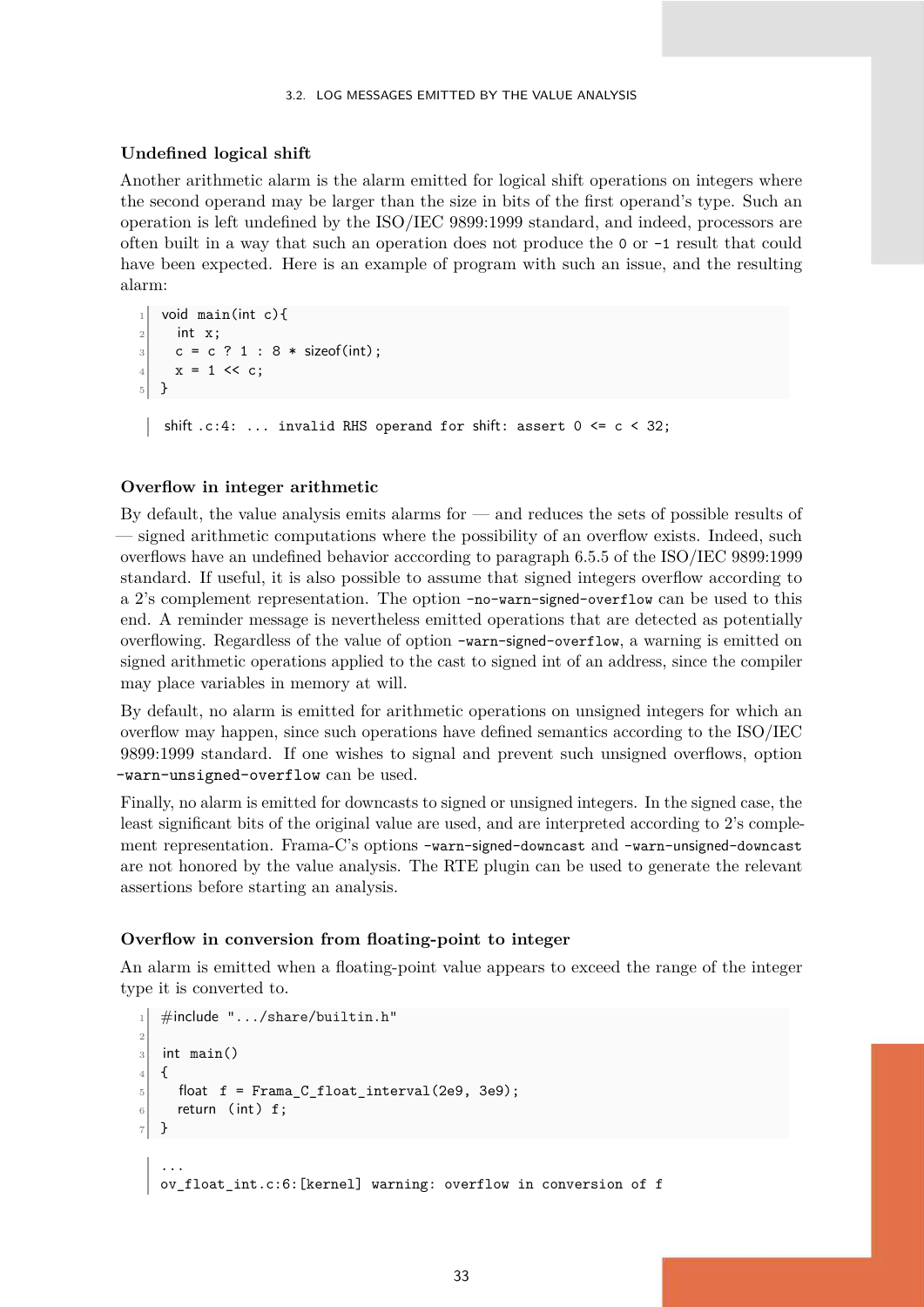#### Undefined logical shift

Another arithmetic alarm is the alarm emitted for logical shift operations on integers where the second operand may be larger than the size in bits of the first operand's type. Such an operation is left undefined by the ISO/IEC 9899:1999 standard, and indeed, processors are often built in a way that such an operation does not produce the `0` or `-1` result that could have been expected. Here is an example of program with such an issue, and the resulting alarm:

```
void main(int c){
  int x;
  c = c ? 1 : 8 * sizeof(int);
  x = 1 << c;
}
```

```
shift.c:4: ... invalid RHS operand for shift: assert 0 <= c < 32;
```

#### Overflow in integer arithmetic

By default, the value analysis emits alarms for — and reduces the sets of possible results of — signed arithmetic computations where the possibility of an overflow exists. Indeed, such overflows have an undefined behavior acccording to paragraph 6.5.5 of the ISO/IEC 9899:1999 standard. If useful, it is also possible to assume that signed integers overflow according to a 2's complement representation. The option `-no-warn-signed-overflow` can be used to this end. A reminder message is nevertheless emitted operations that are detected as potentially overflowing. Regardless of the value of option `-warn-signed-overflow`, a warning is emitted on signed arithmetic operations applied to the cast to signed int of an address, since the compiler may place variables in memory at will.

By default, no alarm is emitted for arithmetic operations on unsigned integers for which an overflow may happen, since such operations have defined semantics according to the ISO/IEC 9899:1999 standard. If one wishes to signal and prevent such unsigned overflows, option `-warn-unsigned-overflow` can be used.

Finally, no alarm is emitted for downcasts to signed or unsigned integers. In the signed case, the least significant bits of the original value are used, and are interpreted according to 2's complement representation. Frama-C's options `-warn-signed-downcast` and `-warn-unsigned-downcast` are not honored by the value analysis. The RTE plugin can be used to generate the relevant assertions before starting an analysis.

#### Overflow in conversion from floating-point to integer

An alarm is emitted when a floating-point value appears to exceed the range of the integer type it is converted to.

```
#include "../share/builtin.h"

int main()
{
  float f = Frama_C_float_interval(2e9, 3e9);
  return (int) f;
}
```

```
...
ov_float_int.c:6:[kernel] warning: overflow in conversion of f
```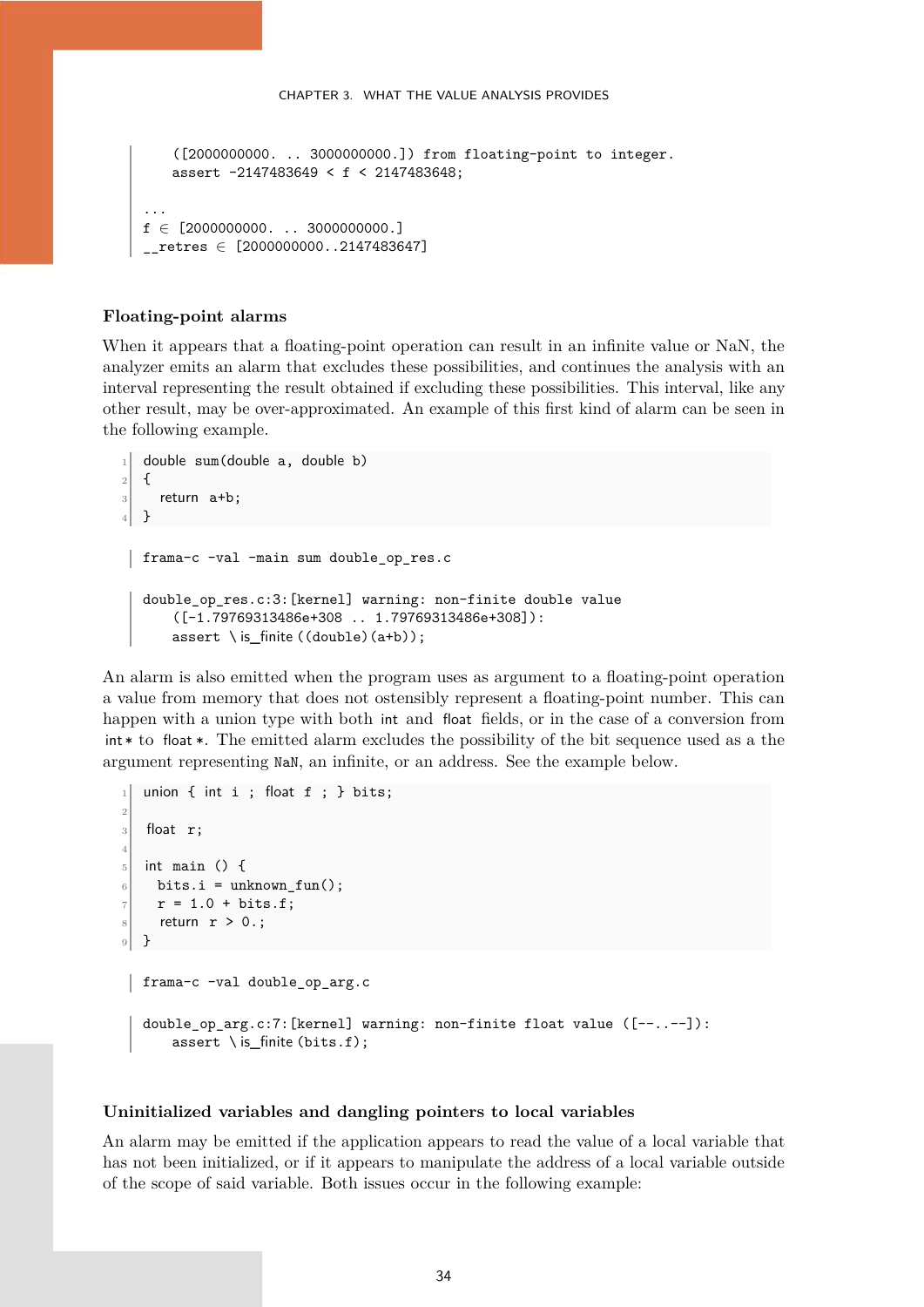```
    ([2000000000. .. 3000000000.]) from floating-point to integer.
    assert -2147483649 < f < 2147483648;

...
f ∈ [2000000000. .. 3000000000.]
__retres ∈ [2000000000..2147483647]
```

### Floating-point alarms

When it appears that a floating-point operation can result in an infinite value or NaN, the analyzer emits an alarm that excludes these possibilities, and continues the analysis with an interval representing the result obtained if excluding these possibilities. This interval, like any other result, may be over-approximated. An example of this first kind of alarm can be seen in the following example.

```
double sum(double a, double b)
{
  return a+b;
}
```

```
frama-c -val -main sum double_op_res.c
```

```
double_op_res.c:3:[kernel] warning: non-finite double value
    ([-1.79769313486e+308 .. 1.79769313486e+308]):
    assert \is_finite((double)(a+b));
```

An alarm is also emitted when the program uses as argument to a floating-point operation a value from memory that does not ostensibly represent a floating-point number. This can happen with a union type with both `int` and `float` fields, or in the case of a conversion from `int*` to `float*`. The emitted alarm excludes the possibility of the bit sequence used as a the argument representing `NaN`, an infinite, or an address. See the example below.

```
union { int i ; float f ; } bits;

float r;

int main () {
  bits.i = unknown_fun();
  r = 1.0 + bits.f;
  return r > 0.;
}
```

```
frama-c -val double_op_arg.c
```

```
double_op_arg.c:7:[kernel] warning: non-finite float value ([--..--]):
    assert \is_finite(bits.f);
```

### Uninitialized variables and dangling pointers to local variables

An alarm may be emitted if the application appears to read the value of a local variable that has not been initialized, or if it appears to manipulate the address of a local variable outside of the scope of said variable. Both issues occur in the following example: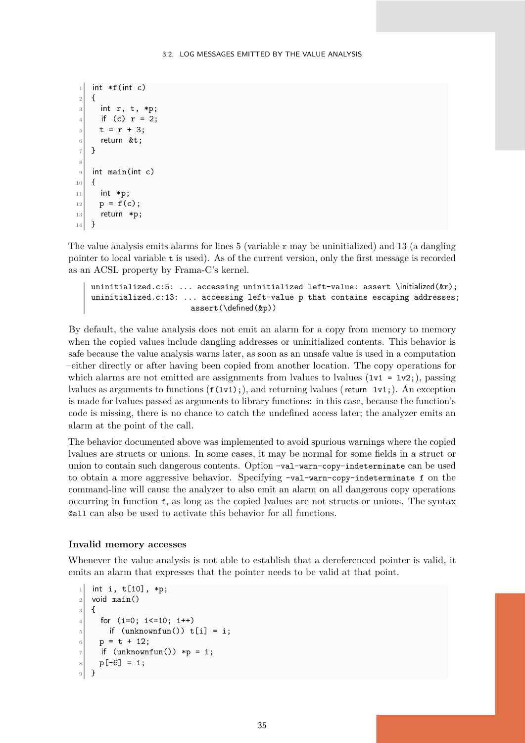```
int *f(int c)
{
  int r, t, *p;
  if (c) r = 2;
  t = r + 3;
  return &t;
}

int main(int c)
{
  int *p;
  p = f(c);
  return *p;
}
```

The value analysis emits alarms for lines 5 (variable `r` may be uninitialized) and 13 (a dangling pointer to local variable `t` is used). As of the current version, only the first message is recorded as an ACSL property by Frama-C's kernel.

```
uninitialized.c:5: ... accessing uninitialized left-value: assert \initialized(&r);
uninitialized.c:13: ... accessing left-value p that contains escaping addresses;
                     assert(\defined(&p))
```

By default, the value analysis does not emit an alarm for a copy from memory to memory when the copied values include dangling addresses or uninitialized contents. This behavior is safe because the value analysis warns later, as soon as an unsafe value is used in a computation –either directly or after having been copied from another location. The copy operations for which alarms are not emitted are assignments from lvalues to lvalues (`lv1 = lv2;`), passing lvalues as arguments to functions (`f(lv1);`), and returning lvalues (`return lv1;`). An exception is made for lvalues passed as arguments to library functions: in this case, because the function's code is missing, there is no chance to catch the undefined access later; the analyzer emits an alarm at the point of the call.

The behavior documented above was implemented to avoid spurious warnings where the copied lvalues are structs or unions. In some cases, it may be normal for some fields in a struct or union to contain such dangerous contents. Option `-val-warn-copy-indeterminate` can be used to obtain a more aggressive behavior. Specifying `-val-warn-copy-indeterminate f` on the command-line will cause the analyzer to also emit an alarm on all dangerous copy operations occurring in function `f`, as long as the copied lvalues are not structs or unions. The syntax `@all` can also be used to activate this behavior for all functions.

### Invalid memory accesses

Whenever the value analysis is not able to establish that a dereferenced pointer is valid, it emits an alarm that expresses that the pointer needs to be valid at that point.

```
int i, t[10], *p;
void main()
{
  for (i=0; i<=10; i++)
    if (unknownfun()) t[i] = i;
  p = t + 12;
  if (unknownfun()) *p = i;
  p[-6] = i;
}
```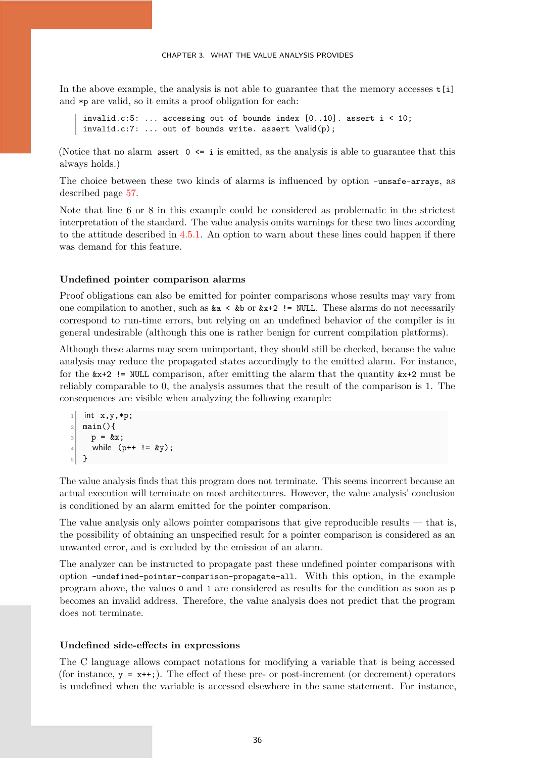In the above example, the analysis is not able to guarantee that the memory accesses `t[i]` and `*p` are valid, so it emits a proof obligation for each:

```
invalid.c:5: ... accessing out of bounds index [0..10]. assert i < 10;
invalid.c:7: ... out of bounds write. assert \valid(p);
```

(Notice that no alarm `assert 0 <= i` is emitted, as the analysis is able to guarantee that this always holds.)

The choice between these two kinds of alarms is influenced by option `-unsafe-arrays`, as described page 57.

Note that line 6 or 8 in this example could be considered as problematic in the strictest interpretation of the standard. The value analysis omits warnings for these two lines according to the attitude described in 4.5.1. An option to warn about these lines could happen if there was demand for this feature.

#### Undefined pointer comparison alarms

Proof obligations can also be emitted for pointer comparisons whose results may vary from one compilation to another, such as `&a < &b` or `&x+2 != NULL`. These alarms do not necessarily correspond to run-time errors, but relying on an undefined behavior of the compiler is in general undesirable (although this one is rather benign for current compilation platforms).

Although these alarms may seem unimportant, they should still be checked, because the value analysis may reduce the propagated states accordingly to the emitted alarm. For instance, for the `&x+2 != NULL` comparison, after emitting the alarm that the quantity `&x+2` must be reliably comparable to 0, the analysis assumes that the result of the comparison is 1. The consequences are visible when analyzing the following example:

```
int x,y,*p;
main(){
  p = &x;
  while (p++ != &y);
}
```

The value analysis finds that this program does not terminate. This seems incorrect because an actual execution will terminate on most architectures. However, the value analysis' conclusion is conditioned by an alarm emitted for the pointer comparison.

The value analysis only allows pointer comparisons that give reproducible results — that is, the possibility of obtaining an unspecified result for a pointer comparison is considered as an unwanted error, and is excluded by the emission of an alarm.

The analyzer can be instructed to propagate past these undefined pointer comparisons with option `-undefined-pointer-comparison-propagate-all`. With this option, in the example program above, the values `0` and `1` are considered as results for the condition as soon as `p` becomes an invalid address. Therefore, the value analysis does not predict that the program does not terminate.

#### Undefined side-effects in expressions

The C language allows compact notations for modifying a variable that is being accessed (for instance, `y = x++;`). The effect of these pre- or post-increment (or decrement) operators is undefined when the variable is accessed elsewhere in the same statement. For instance,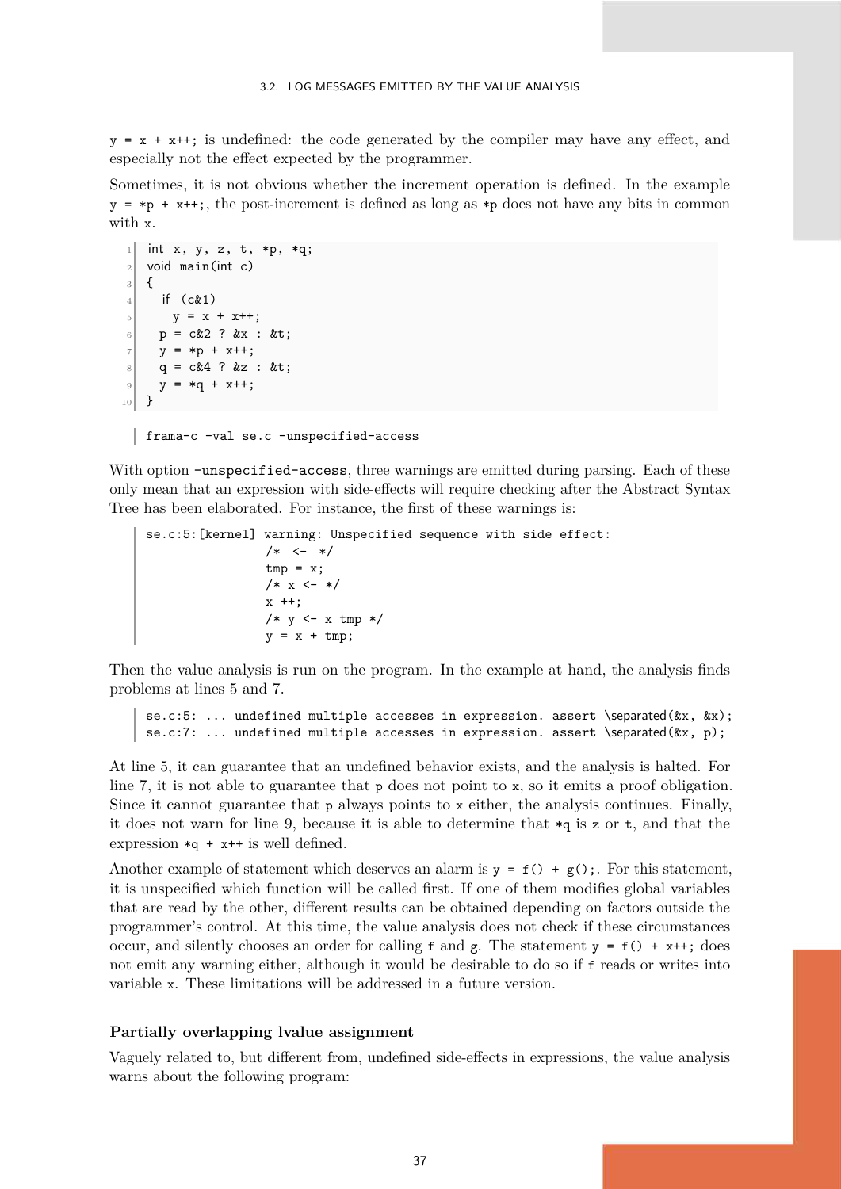y = x + x++; is undefined: the code generated by the compiler may have any effect, and especially not the effect expected by the programmer.

Sometimes, it is not obvious whether the increment operation is defined. In the example y = *p + x++;, the post-increment is defined as long as *p does not have any bits in common with x.

```
int x, y, z, t, *p, *q;
void main(int c)
{
  if (c&1)
    y = x + x++;
  p = c&2 ? &x : &t;
  y = *p + x++;
  q = c&4 ? &z : &t;
  y = *q + x++;
}
```

```
frama-c -val se.c -unspecified-access
```

With option -unspecified-access, three warnings are emitted during parsing. Each of these only mean that an expression with side-effects will require checking after the Abstract Syntax Tree has been elaborated. For instance, the first of these warnings is:

```
se.c:5:[kernel] warning: Unspecified sequence with side effect:
                /* <-  */
                tmp = x;
                /* x <- */
                x ++;
                /* y <- x tmp */
                y = x + tmp;
```

Then the value analysis is run on the program. In the example at hand, the analysis finds problems at lines 5 and 7.

```
se.c:5: ... undefined multiple accesses in expression. assert \separated(&x, &x);
se.c:7: ... undefined multiple accesses in expression. assert \separated(&x, p);
```

At line 5, it can guarantee that an undefined behavior exists, and the analysis is halted. For line 7, it is not able to guarantee that p does not point to x, so it emits a proof obligation. Since it cannot guarantee that p always points to x either, the analysis continues. Finally, it does not warn for line 9, because it is able to determine that *q is z or t, and that the expression *q + x++ is well defined.

Another example of statement which deserves an alarm is y = f() + g();. For this statement, it is unspecified which function will be called first. If one of them modifies global variables that are read by the other, different results can be obtained depending on factors outside the programmer's control. At this time, the value analysis does not check if these circumstances occur, and silently chooses an order for calling f and g. The statement y = f() + x++; does not emit any warning either, although it would be desirable to do so if f reads or writes into variable x. These limitations will be addressed in a future version.

#### Partially overlapping lvalue assignment

Vaguely related to, but different from, undefined side-effects in expressions, the value analysis warns about the following program: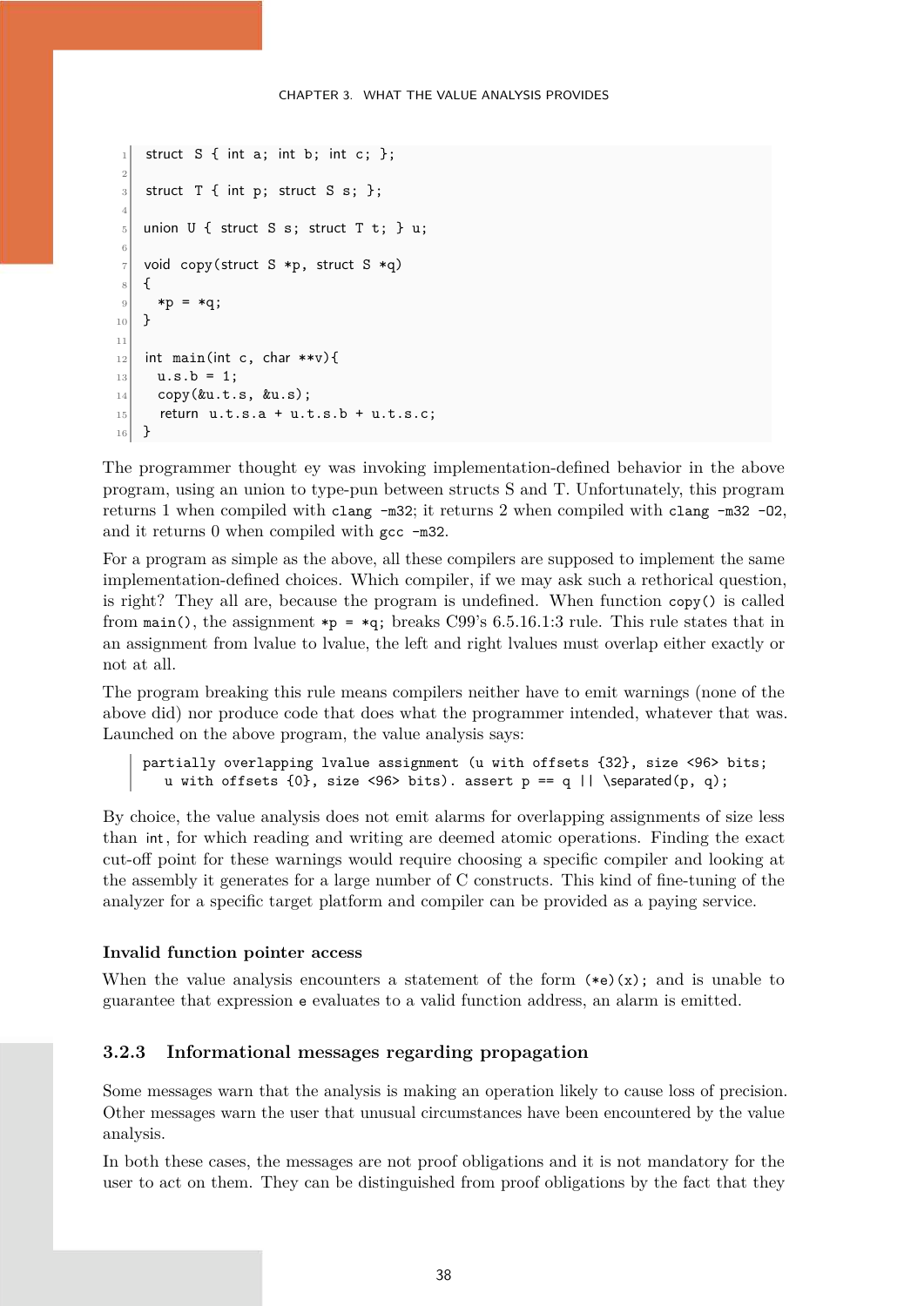```c
struct S { int a; int b; int c; };

struct T { int p; struct S s; };

union U { struct S s; struct T t; } u;

void copy(struct S *p, struct S *q)
{
  *p = *q;
}

int main(int c, char **v){
  u.s.b = 1;
  copy(&u.t.s, &u.s);
  return u.t.s.a + u.t.s.b + u.t.s.c;
}
```

The programmer thought ey was invoking implementation-defined behavior in the above program, using an union to type-pun between structs S and T. Unfortunately, this program returns 1 when compiled with `clang -m32`; it returns 2 when compiled with `clang -m32 -O2`, and it returns 0 when compiled with `gcc -m32`.

For a program as simple as the above, all these compilers are supposed to implement the same implementation-defined choices. Which compiler, if we may ask such a rethorical question, is right? They all are, because the program is undefined. When function `copy()` is called from `main()`, the assignment `*p = *q;` breaks C99's 6.5.16.1:3 rule. This rule states that in an assignment from lvalue to lvalue, the left and right lvalues must overlap either exactly or not at all.

The program breaking this rule means compilers neither have to emit warnings (none of the above did) nor produce code that does what the programmer intended, whatever that was. Launched on the above program, the value analysis says:

```
partially overlapping lvalue assignment (u with offsets {32}, size <96> bits;
  u with offsets {0}, size <96> bits). assert p == q || \separated(p, q);
```

By choice, the value analysis does not emit alarms for overlapping assignments of size less than `int`, for which reading and writing are deemed atomic operations. Finding the exact cut-off point for these warnings would require choosing a specific compiler and looking at the assembly it generates for a large number of C constructs. This kind of fine-tuning of the analyzer for a specific target platform and compiler can be provided as a paying service.

#### Invalid function pointer access

When the value analysis encounters a statement of the form `(*e)(x);` and is unable to guarantee that expression `e` evaluates to a valid function address, an alarm is emitted.

### 3.2.3 Informational messages regarding propagation

Some messages warn that the analysis is making an operation likely to cause loss of precision. Other messages warn the user that unusual circumstances have been encountered by the value analysis.

In both these cases, the messages are not proof obligations and it is not mandatory for the user to act on them. They can be distinguished from proof obligations by the fact that they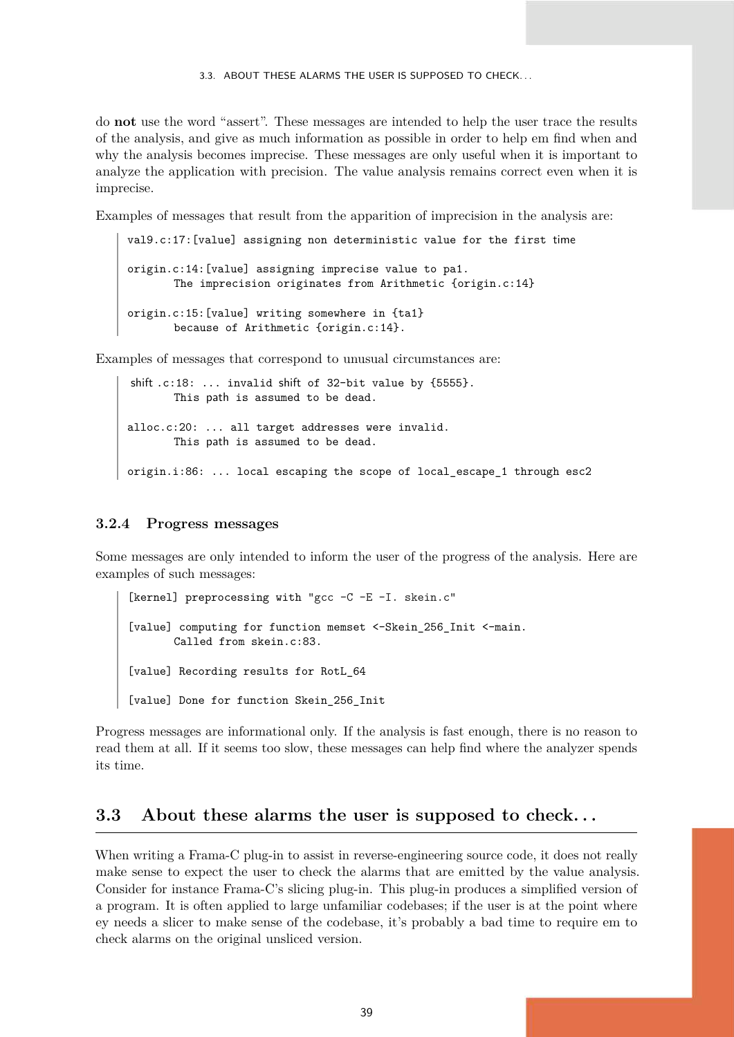do **not** use the word "assert". These messages are intended to help the user trace the results of the analysis, and give as much information as possible in order to help em find when and why the analysis becomes imprecise. These messages are only useful when it is important to analyze the application with precision. The value analysis remains correct even when it is imprecise.

Examples of messages that result from the apparition of imprecision in the analysis are:

```
val9.c:17:[value] assigning non deterministic value for the first time

origin.c:14:[value] assigning imprecise value to pa1.
       The imprecision originates from Arithmetic {origin.c:14}

origin.c:15:[value] writing somewhere in {ta1}
       because of Arithmetic {origin.c:14}.
```

Examples of messages that correspond to unusual circumstances are:

```
shift.c:18: ... invalid shift of 32-bit value by {5555}.
       This path is assumed to be dead.

alloc.c:20: ... all target addresses were invalid.
       This path is assumed to be dead.

origin.i:86: ... local escaping the scope of local_escape_1 through esc2
```

### 3.2.4 Progress messages

Some messages are only intended to inform the user of the progress of the analysis. Here are examples of such messages:

```
[kernel] preprocessing with "gcc -C -E -I. skein.c"

[value] computing for function memset <-Skein_256_Init <-main.
       Called from skein.c:83.

[value] Recording results for RotL_64

[value] Done for function Skein_256_Init
```

Progress messages are informational only. If the analysis is fast enough, there is no reason to read them at all. If it seems too slow, these messages can help find where the analyzer spends its time.

## 3.3 About these alarms the user is supposed to check...

When writing a Frama-C plug-in to assist in reverse-engineering source code, it does not really make sense to expect the user to check the alarms that are emitted by the value analysis. Consider for instance Frama-C's slicing plug-in. This plug-in produces a simplified version of a program. It is often applied to large unfamiliar codebases; if the user is at the point where ey needs a slicer to make sense of the codebase, it's probably a bad time to require em to check alarms on the original unsliced version.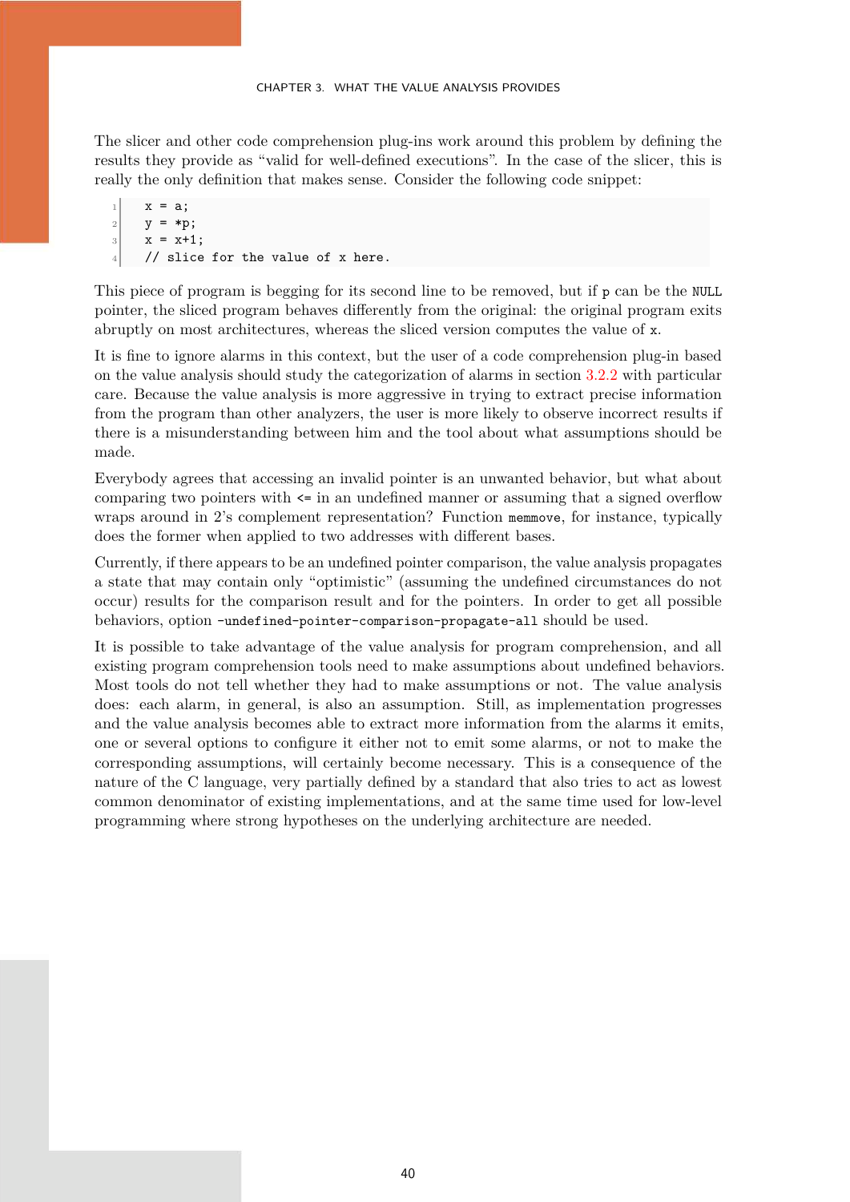The slicer and other code comprehension plug-ins work around this problem by defining the results they provide as "valid for well-defined executions". In the case of the slicer, this is really the only definition that makes sense. Consider the following code snippet:

```
x = a;
y = *p;
x = x+1;
// slice for the value of x here.
```

This piece of program is begging for its second line to be removed, but if `p` can be the `NULL` pointer, the sliced program behaves differently from the original: the original program exits abruptly on most architectures, whereas the sliced version computes the value of `x`.

It is fine to ignore alarms in this context, but the user of a code comprehension plug-in based on the value analysis should study the categorization of alarms in section 3.2.2 with particular care. Because the value analysis is more aggressive in trying to extract precise information from the program than other analyzers, the user is more likely to observe incorrect results if there is a misunderstanding between him and the tool about what assumptions should be made.

Everybody agrees that accessing an invalid pointer is an unwanted behavior, but what about comparing two pointers with `<=` in an undefined manner or assuming that a signed overflow wraps around in 2's complement representation? Function `memmove`, for instance, typically does the former when applied to two addresses with different bases.

Currently, if there appears to be an undefined pointer comparison, the value analysis propagates a state that may contain only "optimistic" (assuming the undefined circumstances do not occur) results for the comparison result and for the pointers. In order to get all possible behaviors, option `-undefined-pointer-comparison-propagate-all` should be used.

It is possible to take advantage of the value analysis for program comprehension, and all existing program comprehension tools need to make assumptions about undefined behaviors. Most tools do not tell whether they had to make assumptions or not. The value analysis does: each alarm, in general, is also an assumption. Still, as implementation progresses and the value analysis becomes able to extract more information from the alarms it emits, one or several options to configure it either not to emit some alarms, or not to make the corresponding assumptions, will certainly become necessary. This is a consequence of the nature of the C language, very partially defined by a standard that also tries to act as lowest common denominator of existing implementations, and at the same time used for low-level programming where strong hypotheses on the underlying architecture are needed.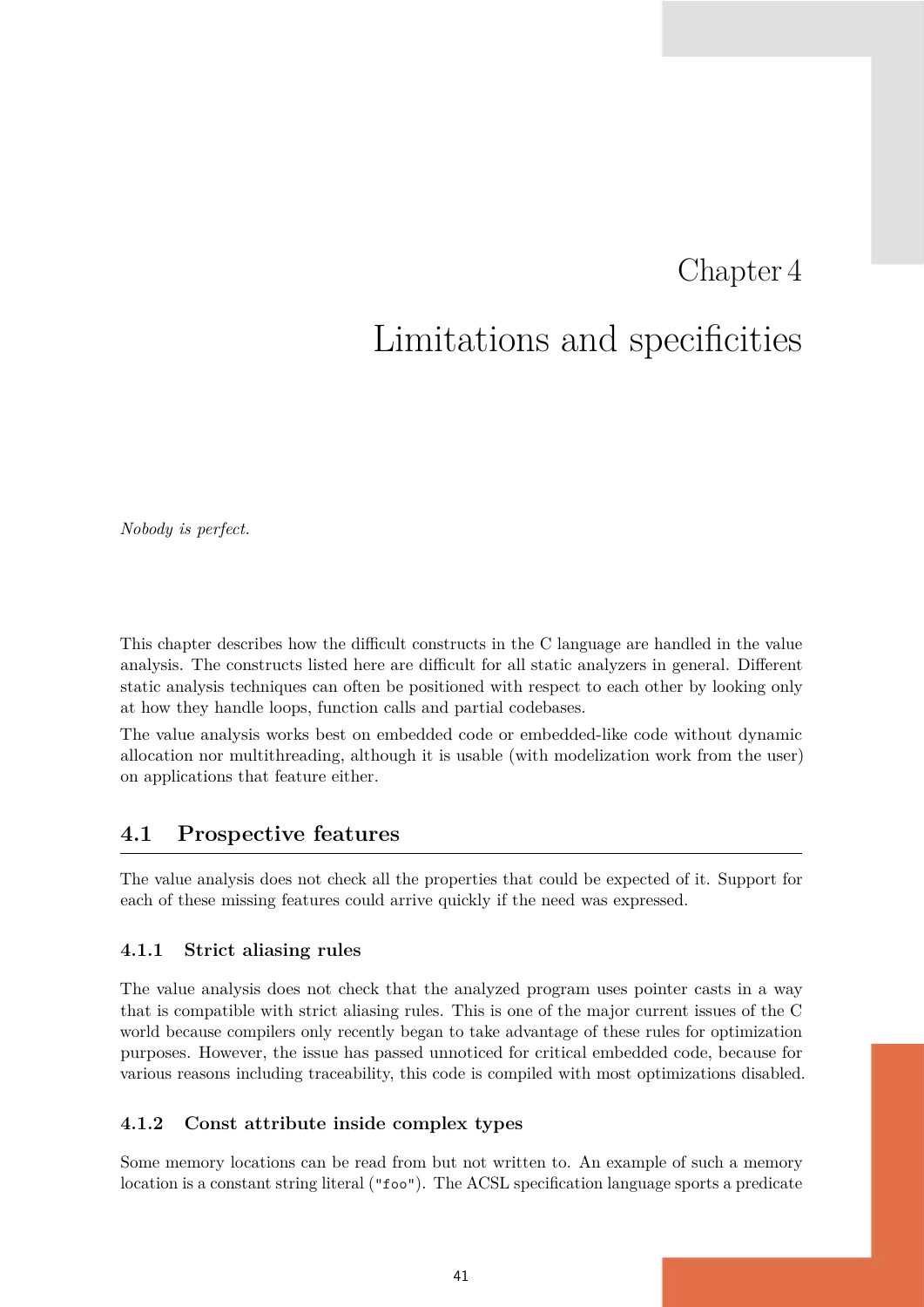# Chapter 4

# Limitations and specificities

*Nobody is perfect.*

This chapter describes how the difficult constructs in the C language are handled in the value analysis. The constructs listed here are difficult for all static analyzers in general. Different static analysis techniques can often be positioned with respect to each other by looking only at how they handle loops, function calls and partial codebases.

The value analysis works best on embedded code or embedded-like code without dynamic allocation nor multithreading, although it is usable (with modelization work from the user) on applications that feature either.

## 4.1 Prospective features

The value analysis does not check all the properties that could be expected of it. Support for each of these missing features could arrive quickly if the need was expressed.

### 4.1.1 Strict aliasing rules

The value analysis does not check that the analyzed program uses pointer casts in a way that is compatible with strict aliasing rules. This is one of the major current issues of the C world because compilers only recently began to take advantage of these rules for optimization purposes. However, the issue has passed unnoticed for critical embedded code, because for various reasons including traceability, this code is compiled with most optimizations disabled.

### 4.1.2 Const attribute inside complex types

Some memory locations can be read from but not written to. An example of such a memory location is a constant string literal (`"foo"`). The ACSL specification language sports a predicate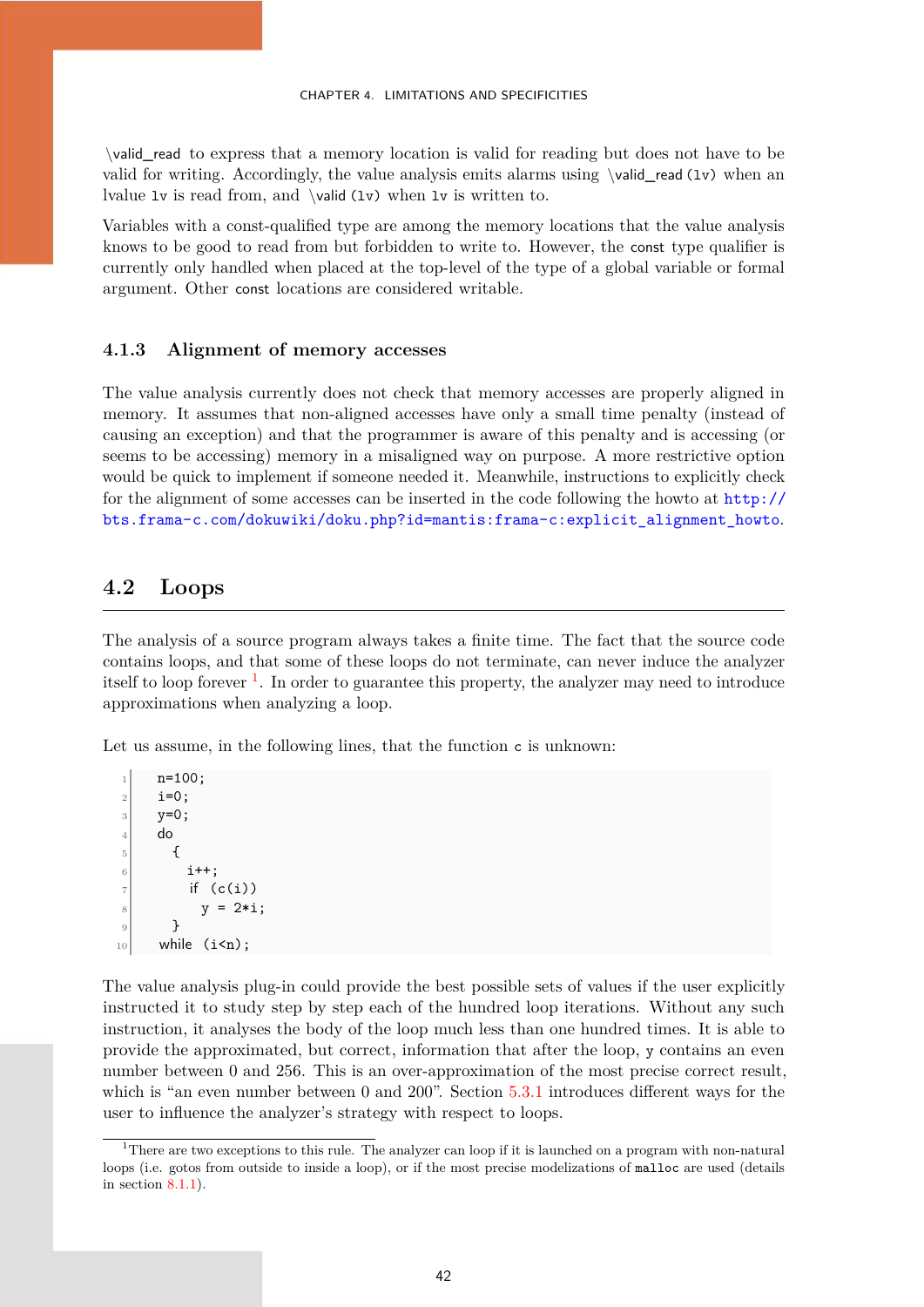\valid_read to express that a memory location is valid for reading but does not have to be valid for writing. Accordingly, the value analysis emits alarms using \valid_read(lv) when an lvalue lv is read from, and \valid(lv) when lv is written to.

Variables with a const-qualified type are among the memory locations that the value analysis knows to be good to read from but forbidden to write to. However, the const type qualifier is currently only handled when placed at the top-level of the type of a global variable or formal argument. Other const locations are considered writable.

### 4.1.3 Alignment of memory accesses

The value analysis currently does not check that memory accesses are properly aligned in memory. It assumes that non-aligned accesses have only a small time penalty (instead of causing an exception) and that the programmer is aware of this penalty and is accessing (or seems to be accessing) memory in a misaligned way on purpose. A more restrictive option would be quick to implement if someone needed it. Meanwhile, instructions to explicitly check for the alignment of some accesses can be inserted in the code following the howto at http://bts.frama-c.com/dokuwiki/doku.php?id=mantis:frama-c:explicit_alignment_howto.

## 4.2 Loops

The analysis of a source program always takes a finite time. The fact that the source code contains loops, and that some of these loops do not terminate, can never induce the analyzer itself to loop forever [1]. In order to guarantee this property, the analyzer may need to introduce approximations when analyzing a loop.

Let us assume, in the following lines, that the function c is unknown:

```
n=100;
i=0;
y=0;
do
  {
    i++;
    if (c(i))
      y = 2*i;
  }
while (i<n);
```

The value analysis plug-in could provide the best possible sets of values if the user explicitly instructed it to study step by step each of the hundred loop iterations. Without any such instruction, it analyses the body of the loop much less than one hundred times. It is able to provide the approximated, but correct, information that after the loop, y contains an even number between 0 and 256. This is an over-approximation of the most precise correct result, which is "an even number between 0 and 200". Section 5.3.1 introduces different ways for the user to influence the analyzer's strategy with respect to loops.

---

[1] There are two exceptions to this rule. The analyzer can loop if it is launched on a program with non-natural loops (i.e. gotos from outside to inside a loop), or if the most precise modelizations of malloc are used (details in section 8.1.1).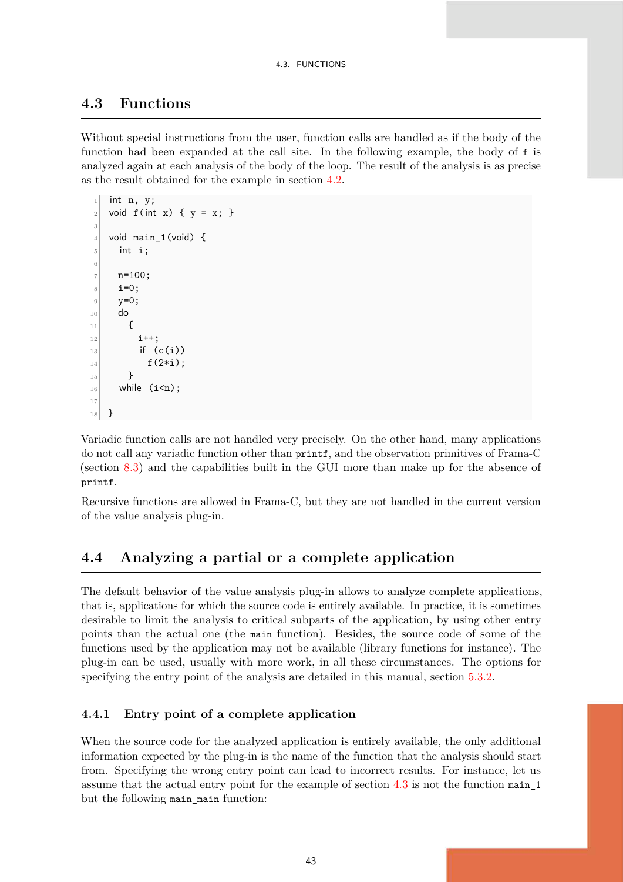## 4.3 Functions

Without special instructions from the user, function calls are handled as if the body of the function had been expanded at the call site. In the following example, the body of `f` is analyzed again at each analysis of the body of the loop. The result of the analysis is as precise as the result obtained for the example in section 4.2.

```
int n, y;
void f(int x) { y = x; }

void main_1(void) {
  int i;

  n=100;
  i=0;
  y=0;
  do
    {
      i++;
      if (c(i))
        f(2*i);
    }
  while (i<n);

}
```

Variadic function calls are not handled very precisely. On the other hand, many applications do not call any variadic function other than `printf`, and the observation primitives of Frama-C (section 8.3) and the capabilities built in the GUI more than make up for the absence of `printf`.

Recursive functions are allowed in Frama-C, but they are not handled in the current version of the value analysis plug-in.

## 4.4 Analyzing a partial or a complete application

The default behavior of the value analysis plug-in allows to analyze complete applications, that is, applications for which the source code is entirely available. In practice, it is sometimes desirable to limit the analysis to critical subparts of the application, by using other entry points than the actual one (the `main` function). Besides, the source code of some of the functions used by the application may not be available (library functions for instance). The plug-in can be used, usually with more work, in all these circumstances. The options for specifying the entry point of the analysis are detailed in this manual, section 5.3.2.

### 4.4.1 Entry point of a complete application

When the source code for the analyzed application is entirely available, the only additional information expected by the plug-in is the name of the function that the analysis should start from. Specifying the wrong entry point can lead to incorrect results. For instance, let us assume that the actual entry point for the example of section 4.3 is not the function `main_1` but the following `main_main` function: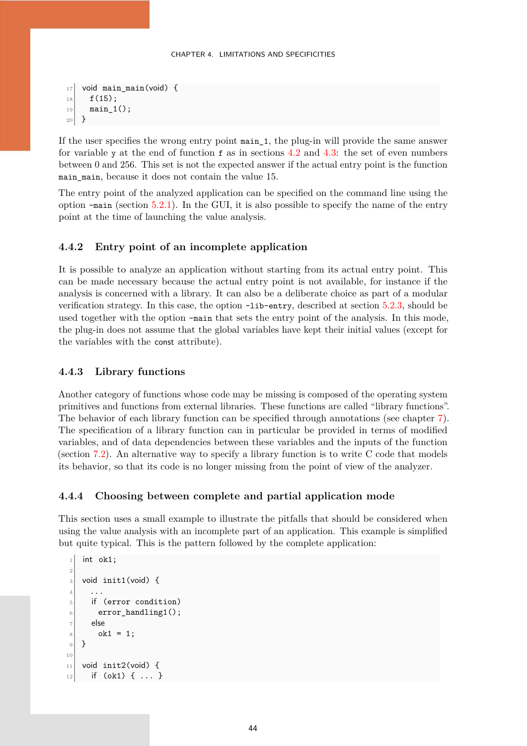```
void main_main(void) {
  f(15);
  main_1();
}
```

If the user specifies the wrong entry point `main_1`, the plug-in will provide the same answer for variable `y` at the end of function `f` as in sections 4.2 and 4.3: the set of even numbers between 0 and 256. This set is not the expected answer if the actual entry point is the function `main_main`, because it does not contain the value 15.

The entry point of the analyzed application can be specified on the command line using the option `-main` (section 5.2.1). In the GUI, it is also possible to specify the name of the entry point at the time of launching the value analysis.

### 4.4.2 Entry point of an incomplete application

It is possible to analyze an application without starting from its actual entry point. This can be made necessary because the actual entry point is not available, for instance if the analysis is concerned with a library. It can also be a deliberate choice as part of a modular verification strategy. In this case, the option `-lib-entry`, described at section 5.2.3, should be used together with the option `-main` that sets the entry point of the analysis. In this mode, the plug-in does not assume that the global variables have kept their initial values (except for the variables with the `const` attribute).

### 4.4.3 Library functions

Another category of functions whose code may be missing is composed of the operating system primitives and functions from external libraries. These functions are called "library functions". The behavior of each library function can be specified through annotations (see chapter 7). The specification of a library function can in particular be provided in terms of modified variables, and of data dependencies between these variables and the inputs of the function (section 7.2). An alternative way to specify a library function is to write C code that models its behavior, so that its code is no longer missing from the point of view of the analyzer.

### 4.4.4 Choosing between complete and partial application mode

This section uses a small example to illustrate the pitfalls that should be considered when using the value analysis with an incomplete part of an application. This example is simplified but quite typical. This is the pattern followed by the complete application:

```
int ok1;

void init1(void) {
  ...
  if (error condition)
    error_handling1();
  else
    ok1 = 1;
}

void init2(void) {
  if (ok1) { ... }
```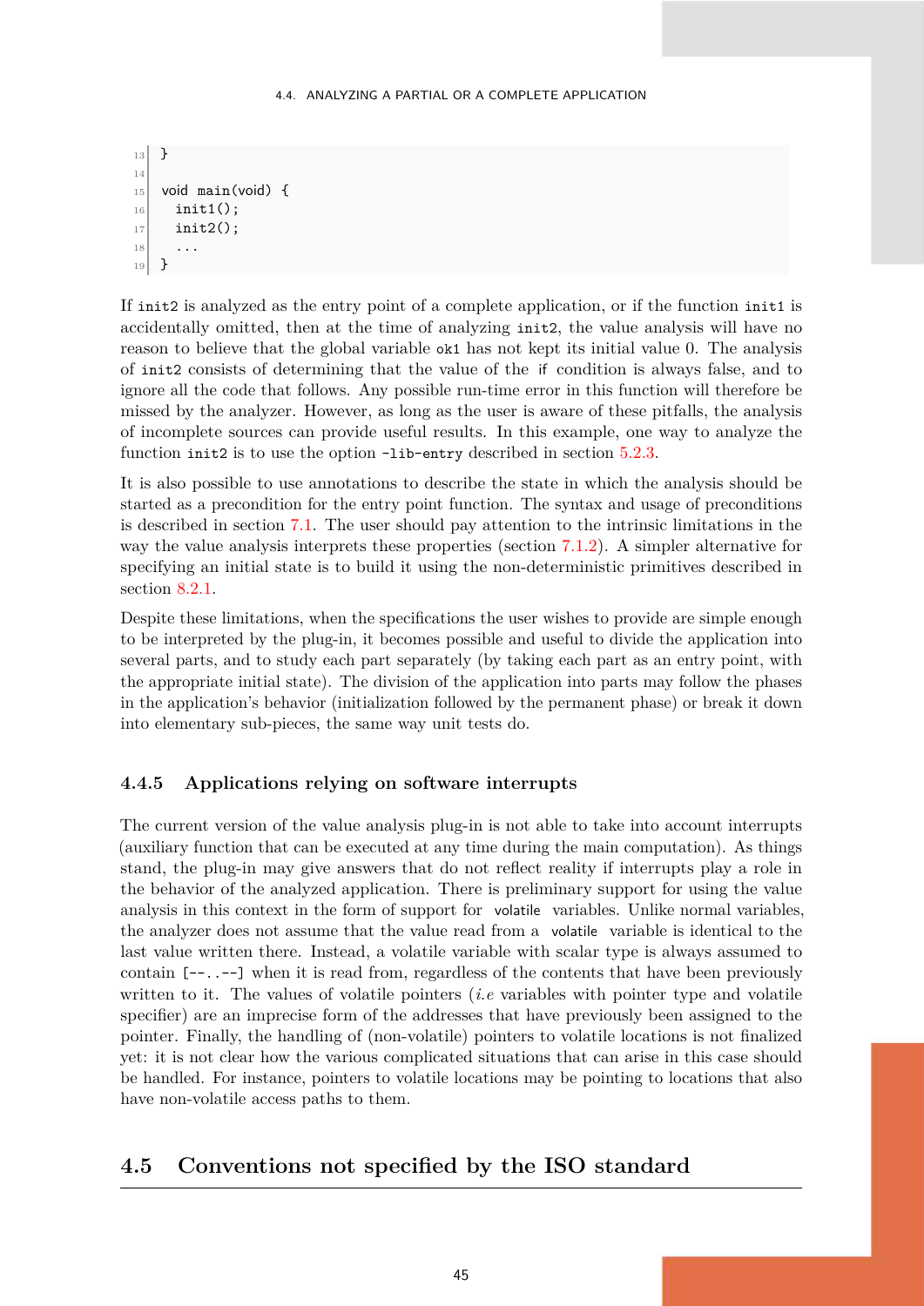```
}

void main(void) {
  init1();
  init2();
  ...
}
```

If `init2` is analyzed as the entry point of a complete application, or if the function `init1` is accidentally omitted, then at the time of analyzing `init2`, the value analysis will have no reason to believe that the global variable `ok1` has not kept its initial value 0. The analysis of `init2` consists of determining that the value of the `if` condition is always false, and to ignore all the code that follows. Any possible run-time error in this function will therefore be missed by the analyzer. However, as long as the user is aware of these pitfalls, the analysis of incomplete sources can provide useful results. In this example, one way to analyze the function `init2` is to use the option `-lib-entry` described in section 5.2.3.

It is also possible to use annotations to describe the state in which the analysis should be started as a precondition for the entry point function. The syntax and usage of preconditions is described in section 7.1. The user should pay attention to the intrinsic limitations in the way the value analysis interprets these properties (section 7.1.2). A simpler alternative for specifying an initial state is to build it using the non-deterministic primitives described in section 8.2.1.

Despite these limitations, when the specifications the user wishes to provide are simple enough to be interpreted by the plug-in, it becomes possible and useful to divide the application into several parts, and to study each part separately (by taking each part as an entry point, with the appropriate initial state). The division of the application into parts may follow the phases in the application's behavior (initialization followed by the permanent phase) or break it down into elementary sub-pieces, the same way unit tests do.

### 4.4.5 Applications relying on software interrupts

The current version of the value analysis plug-in is not able to take into account interrupts (auxiliary function that can be executed at any time during the main computation). As things stand, the plug-in may give answers that do not reflect reality if interrupts play a role in the behavior of the analyzed application. There is preliminary support for using the value analysis in this context in the form of support for `volatile` variables. Unlike normal variables, the analyzer does not assume that the value read from a `volatile` variable is identical to the last value written there. Instead, a volatile variable with scalar type is always assumed to contain `[--..--]` when it is read from, regardless of the contents that have been previously written to it. The values of volatile pointers (*i.e* variables with pointer type and volatile specifier) are an imprecise form of the addresses that have previously been assigned to the pointer. Finally, the handling of (non-volatile) pointers to volatile locations is not finalized yet: it is not clear how the various complicated situations that can arise in this case should be handled. For instance, pointers to volatile locations may be pointing to locations that also have non-volatile access paths to them.

## 4.5 Conventions not specified by the ISO standard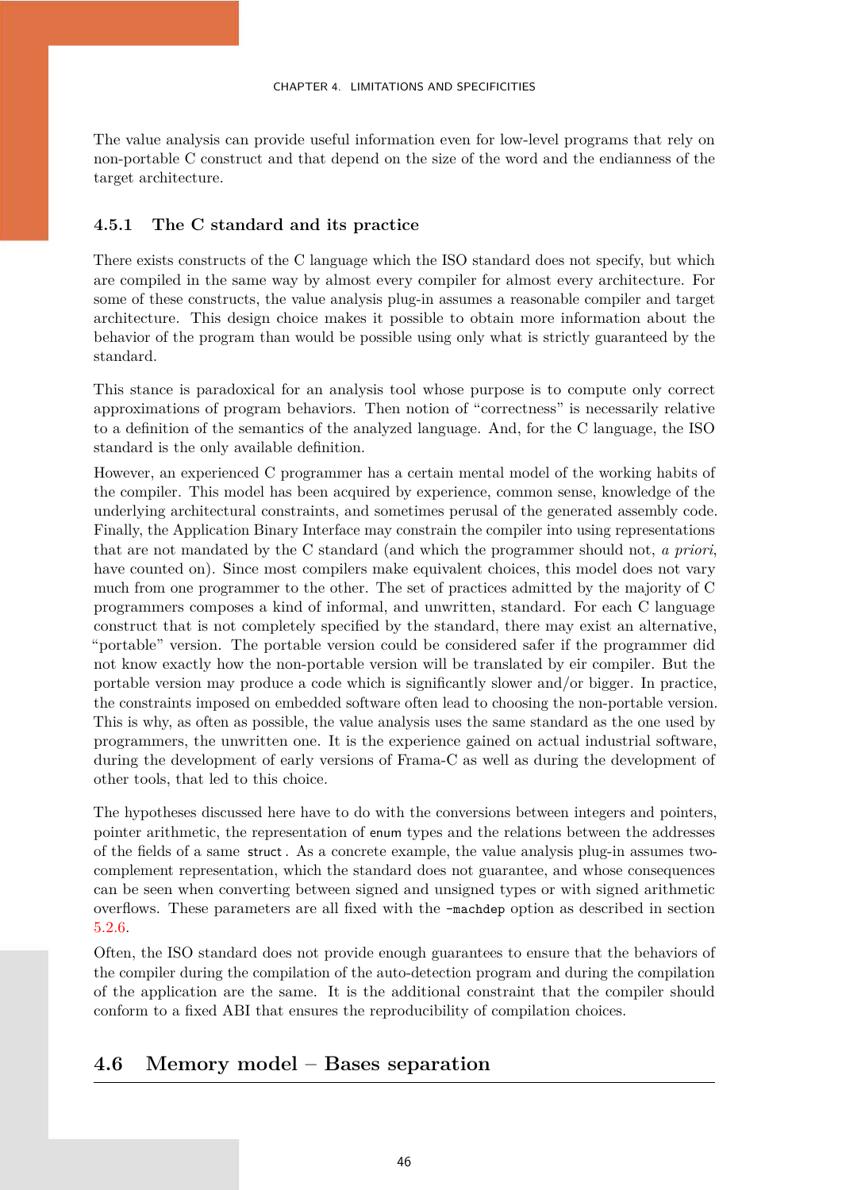The value analysis can provide useful information even for low-level programs that rely on non-portable C construct and that depend on the size of the word and the endianness of the target architecture.

### 4.5.1 The C standard and its practice

There exists constructs of the C language which the ISO standard does not specify, but which are compiled in the same way by almost every compiler for almost every architecture. For some of these constructs, the value analysis plug-in assumes a reasonable compiler and target architecture. This design choice makes it possible to obtain more information about the behavior of the program than would be possible using only what is strictly guaranteed by the standard.

This stance is paradoxical for an analysis tool whose purpose is to compute only correct approximations of program behaviors. Then notion of "correctness" is necessarily relative to a definition of the semantics of the analyzed language. And, for the C language, the ISO standard is the only available definition.

However, an experienced C programmer has a certain mental model of the working habits of the compiler. This model has been acquired by experience, common sense, knowledge of the underlying architectural constraints, and sometimes perusal of the generated assembly code. Finally, the Application Binary Interface may constrain the compiler into using representations that are not mandated by the C standard (and which the programmer should not, *a priori*, have counted on). Since most compilers make equivalent choices, this model does not vary much from one programmer to the other. The set of practices admitted by the majority of C programmers composes a kind of informal, and unwritten, standard. For each C language construct that is not completely specified by the standard, there may exist an alternative, "portable" version. The portable version could be considered safer if the programmer did not know exactly how the non-portable version will be translated by eir compiler. But the portable version may produce a code which is significantly slower and/or bigger. In practice, the constraints imposed on embedded software often lead to choosing the non-portable version. This is why, as often as possible, the value analysis uses the same standard as the one used by programmers, the unwritten one. It is the experience gained on actual industrial software, during the development of early versions of Frama-C as well as during the development of other tools, that led to this choice.

The hypotheses discussed here have to do with the conversions between integers and pointers, pointer arithmetic, the representation of `enum` types and the relations between the addresses of the fields of a same `struct`. As a concrete example, the value analysis plug-in assumes two-complement representation, which the standard does not guarantee, and whose consequences can be seen when converting between signed and unsigned types or with signed arithmetic overflows. These parameters are all fixed with the `-machdep` option as described in section 5.2.6.

Often, the ISO standard does not provide enough guarantees to ensure that the behaviors of the compiler during the compilation of the auto-detection program and during the compilation of the application are the same. It is the additional constraint that the compiler should conform to a fixed ABI that ensures the reproducibility of compilation choices.

## 4.6 Memory model – Bases separation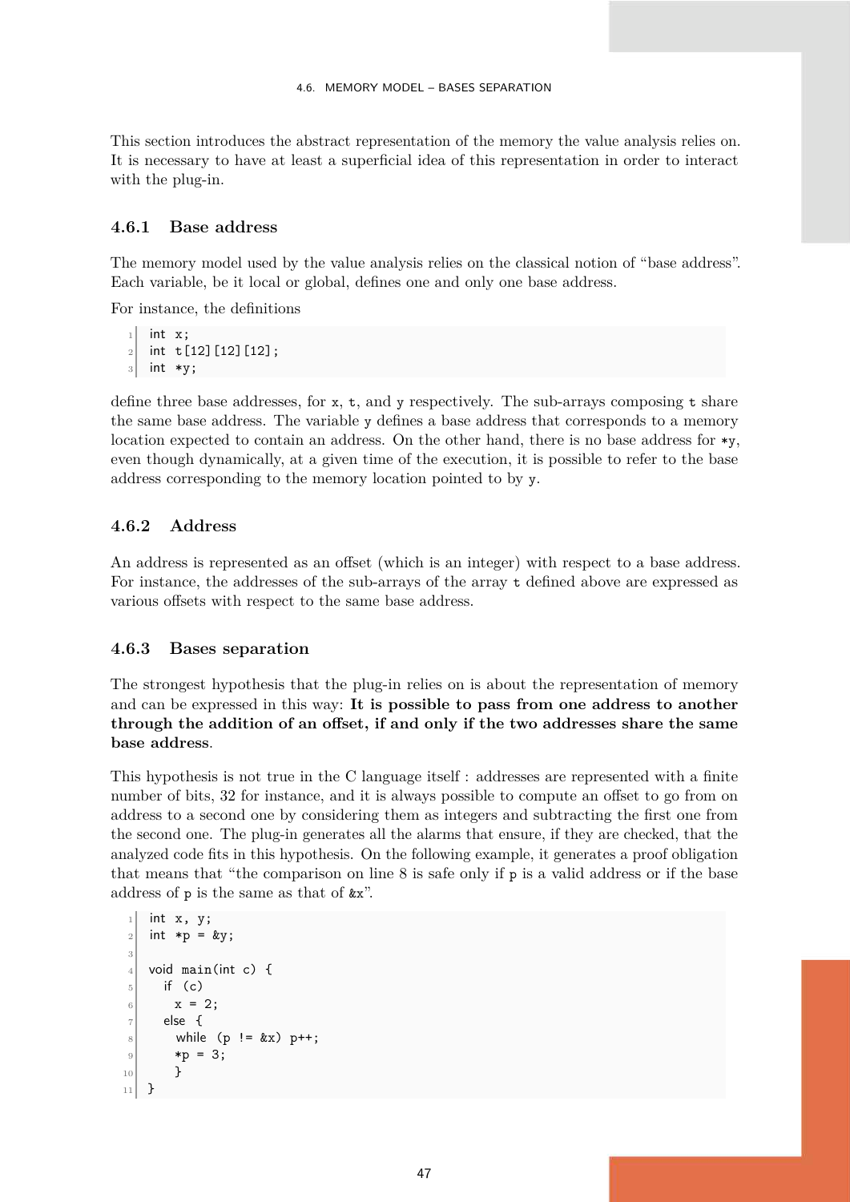This section introduces the abstract representation of the memory the value analysis relies on. It is necessary to have at least a superficial idea of this representation in order to interact with the plug-in.

### 4.6.1 Base address

The memory model used by the value analysis relies on the classical notion of "base address". Each variable, be it local or global, defines one and only one base address.

For instance, the definitions

```
int x;
int t[12][12][12];
int *y;
```

define three base addresses, for x, t, and y respectively. The sub-arrays composing t share the same base address. The variable y defines a base address that corresponds to a memory location expected to contain an address. On the other hand, there is no base address for *y, even though dynamically, at a given time of the execution, it is possible to refer to the base address corresponding to the memory location pointed to by y.

### 4.6.2 Address

An address is represented as an offset (which is an integer) with respect to a base address. For instance, the addresses of the sub-arrays of the array t defined above are expressed as various offsets with respect to the same base address.

### 4.6.3 Bases separation

The strongest hypothesis that the plug-in relies on is about the representation of memory and can be expressed in this way: **It is possible to pass from one address to another through the addition of an offset, if and only if the two addresses share the same base address**.

This hypothesis is not true in the C language itself : addresses are represented with a finite number of bits, 32 for instance, and it is always possible to compute an offset to go from on address to a second one by considering them as integers and subtracting the first one from the second one. The plug-in generates all the alarms that ensure, if they are checked, that the analyzed code fits in this hypothesis. On the following example, it generates a proof obligation that means that "the comparison on line 8 is safe only if p is a valid address or if the base address of p is the same as that of &x".

```
int x, y;
int *p = &y;

void main(int c) {
  if (c)
    x = 2;
  else {
    while (p != &x) p++;
    *p = 3;
    }
}
```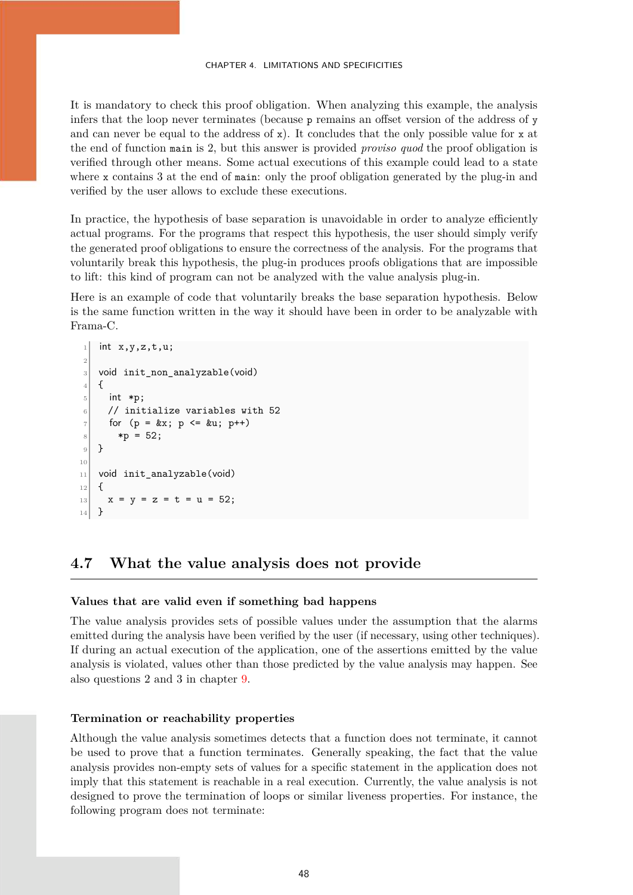It is mandatory to check this proof obligation. When analyzing this example, the analysis infers that the loop never terminates (because p remains an offset version of the address of y and can never be equal to the address of x). It concludes that the only possible value for x at the end of function main is 2, but this answer is provided *proviso quod* the proof obligation is verified through other means. Some actual executions of this example could lead to a state where x contains 3 at the end of main: only the proof obligation generated by the plug-in and verified by the user allows to exclude these executions.

In practice, the hypothesis of base separation is unavoidable in order to analyze efficiently actual programs. For the programs that respect this hypothesis, the user should simply verify the generated proof obligations to ensure the correctness of the analysis. For the programs that voluntarily break this hypothesis, the plug-in produces proofs obligations that are impossible to lift: this kind of program can not be analyzed with the value analysis plug-in.

Here is an example of code that voluntarily breaks the base separation hypothesis. Below is the same function written in the way it should have been in order to be analyzable with Frama-C.

```
int x,y,z,t,u;

void init_non_analyzable(void)
{
  int *p;
  // initialize variables with 52
  for (p = &x; p <= &u; p++)
    *p = 52;
}

void init_analyzable(void)
{
  x = y = z = t = u = 52;
}
```

## 4.7 What the value analysis does not provide

**Values that are valid even if something bad happens**

The value analysis provides sets of possible values under the assumption that the alarms emitted during the analysis have been verified by the user (if necessary, using other techniques). If during an actual execution of the application, one of the assertions emitted by the value analysis is violated, values other than those predicted by the value analysis may happen. See also questions 2 and 3 in chapter 9.

**Termination or reachability properties**

Although the value analysis sometimes detects that a function does not terminate, it cannot be used to prove that a function terminates. Generally speaking, the fact that the value analysis provides non-empty sets of values for a specific statement in the application does not imply that this statement is reachable in a real execution. Currently, the value analysis is not designed to prove the termination of loops or similar liveness properties. For instance, the following program does not terminate: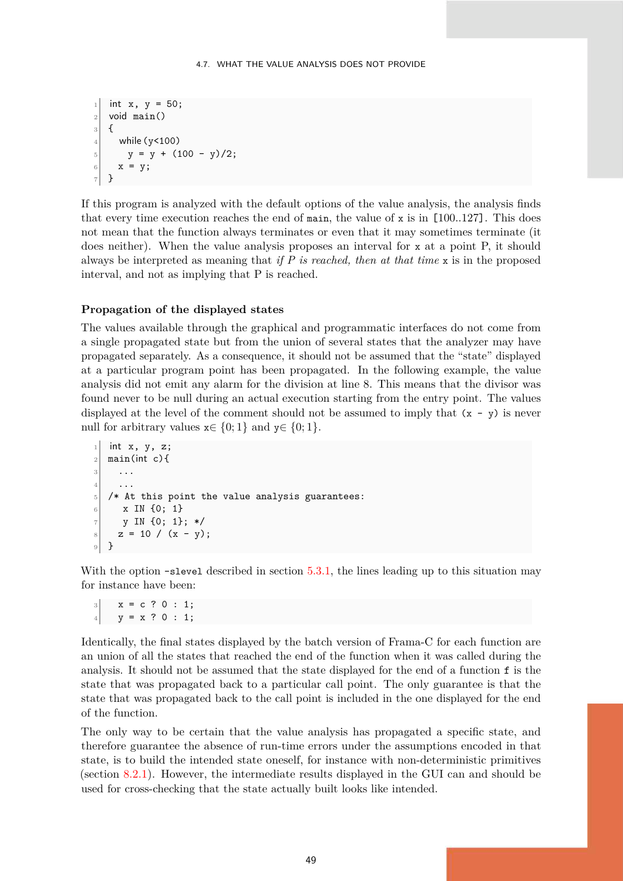```c
int x, y = 50;
void main()
{
  while (y<100)
    y = y + (100 - y)/2;
  x = y;
}
```

If this program is analyzed with the default options of the value analysis, the analysis finds that every time execution reaches the end of `main`, the value of `x` is in `[100..127]`. This does not mean that the function always terminates or even that it may sometimes terminate (it does neither). When the value analysis proposes an interval for `x` at a point P, it should always be interpreted as meaning that *if P is reached, then at that time* `x` is in the proposed interval, and not as implying that P is reached.

### Propagation of the displayed states

The values available through the graphical and programmatic interfaces do not come from a single propagated state but from the union of several states that the analyzer may have propagated separately. As a consequence, it should not be assumed that the "state" displayed at a particular program point has been propagated. In the following example, the value analysis did not emit any alarm for the division at line 8. This means that the divisor was found never to be null during an actual execution starting from the entry point. The values displayed at the level of the comment should not be assumed to imply that `(x - y)` is never null for arbitrary values `x`$\in \{0; 1\}$ and `y`$\in \{0; 1\}$.

```c
int x, y, z;
main(int c){
  ...
  ...
/* At this point the value analysis guarantees:
   x IN {0; 1}
   y IN {0; 1}; */
  z = 10 / (x - y);
}
```

With the option `-slevel` described in section 5.3.1, the lines leading up to this situation may for instance have been:

```c
  x = c ? 0 : 1;
  y = x ? 0 : 1;
```

Identically, the final states displayed by the batch version of Frama-C for each function are an union of all the states that reached the end of the function when it was called during the analysis. It should not be assumed that the state displayed for the end of a function `f` is the state that was propagated back to a particular call point. The only guarantee is that the state that was propagated back to the call point is included in the one displayed for the end of the function.

The only way to be certain that the value analysis has propagated a specific state, and therefore guarantee the absence of run-time errors under the assumptions encoded in that state, is to build the intended state oneself, for instance with non-deterministic primitives (section 8.2.1). However, the intermediate results displayed in the GUI can and should be used for cross-checking that the state actually built looks like intended.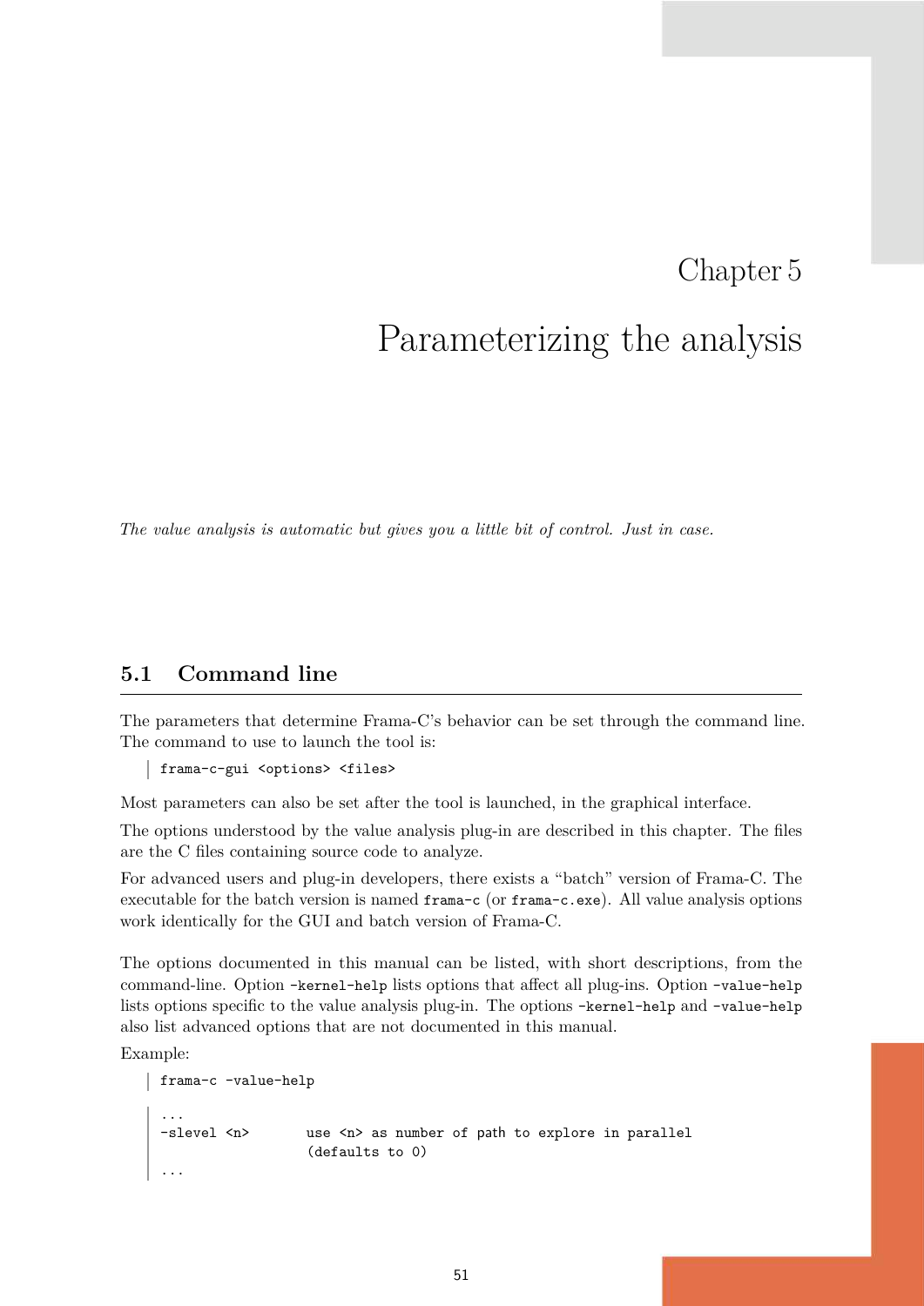# Chapter 5

# Parameterizing the analysis

*The value analysis is automatic but gives you a little bit of control. Just in case.*

## 5.1 Command line

The parameters that determine Frama-C's behavior can be set through the command line. The command to use to launch the tool is:

```
frama-c-gui <options> <files>
```

Most parameters can also be set after the tool is launched, in the graphical interface.

The options understood by the value analysis plug-in are described in this chapter. The files are the C files containing source code to analyze.

For advanced users and plug-in developers, there exists a "batch" version of Frama-C. The executable for the batch version is named `frama-c` (or `frama-c.exe`). All value analysis options work identically for the GUI and batch version of Frama-C.

The options documented in this manual can be listed, with short descriptions, from the command-line. Option `-kernel-help` lists options that affect all plug-ins. Option `-value-help` lists options specific to the value analysis plug-in. The options `-kernel-help` and `-value-help` also list advanced options that are not documented in this manual.

Example:

```
frama-c -value-help
```

```
...
-slevel <n>        use <n> as number of path to explore in parallel
                   (defaults to 0)
...
```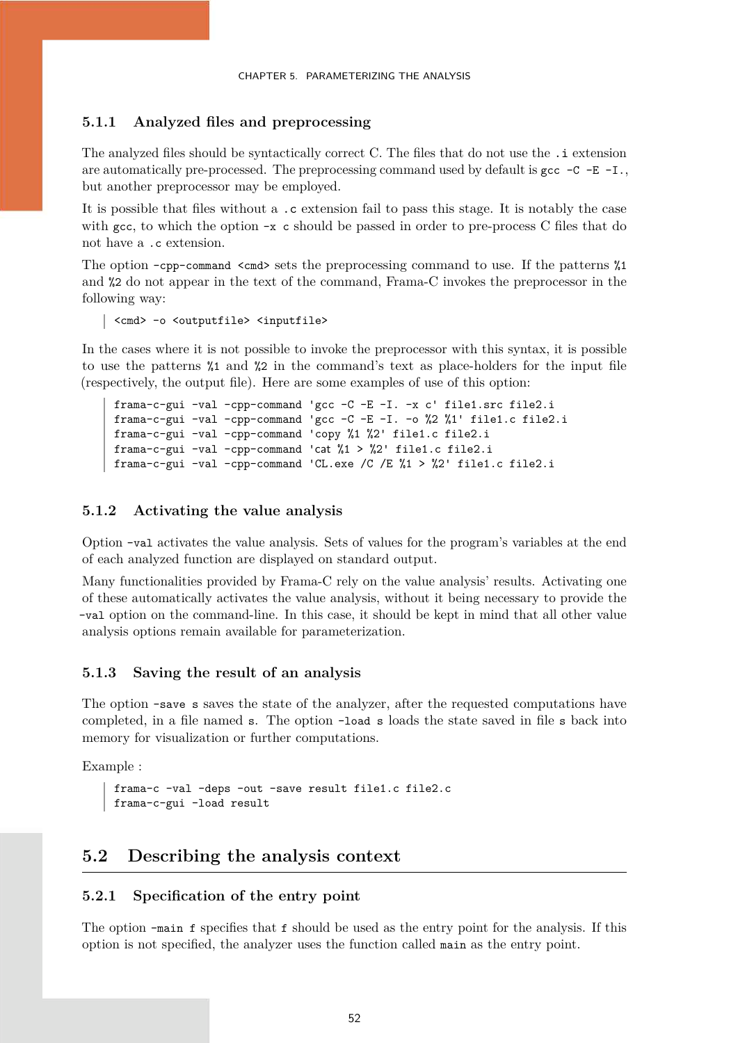### 5.1.1 Analyzed files and preprocessing

The analyzed files should be syntactically correct C. The files that do not use the `.i` extension are automatically pre-processed. The preprocessing command used by default is `gcc -C -E -I.`, but another preprocessor may be employed.

It is possible that files without a `.c` extension fail to pass this stage. It is notably the case with `gcc`, to which the option `-x c` should be passed in order to pre-process C files that do not have a `.c` extension.

The option `-cpp-command <cmd>` sets the preprocessing command to use. If the patterns `%1` and `%2` do not appear in the text of the command, Frama-C invokes the preprocessor in the following way:

```
<cmd> -o <outputfile> <inputfile>
```

In the cases where it is not possible to invoke the preprocessor with this syntax, it is possible to use the patterns `%1` and `%2` in the command's text as place-holders for the input file (respectively, the output file). Here are some examples of use of this option:

```
frama-c-gui -val -cpp-command 'gcc -C -E -I. -x c' file1.src file2.i
frama-c-gui -val -cpp-command 'gcc -C -E -I. -o %2 %1' file1.c file2.i
frama-c-gui -val -cpp-command 'copy %1 %2' file1.c file2.i
frama-c-gui -val -cpp-command 'cat %1 > %2' file1.c file2.i
frama-c-gui -val -cpp-command 'CL.exe /C /E %1 > %2' file1.c file2.i
```

### 5.1.2 Activating the value analysis

Option `-val` activates the value analysis. Sets of values for the program's variables at the end of each analyzed function are displayed on standard output.

Many functionalities provided by Frama-C rely on the value analysis' results. Activating one of these automatically activates the value analysis, without it being necessary to provide the `-val` option on the command-line. In this case, it should be kept in mind that all other value analysis options remain available for parameterization.

### 5.1.3 Saving the result of an analysis

The option `-save s` saves the state of the analyzer, after the requested computations have completed, in a file named `s`. The option `-load s` loads the state saved in file `s` back into memory for visualization or further computations.

Example :

```
frama-c -val -deps -out -save result file1.c file2.c
frama-c-gui -load result
```

## 5.2 Describing the analysis context

### 5.2.1 Specification of the entry point

The option `-main f` specifies that `f` should be used as the entry point for the analysis. If this option is not specified, the analyzer uses the function called `main` as the entry point.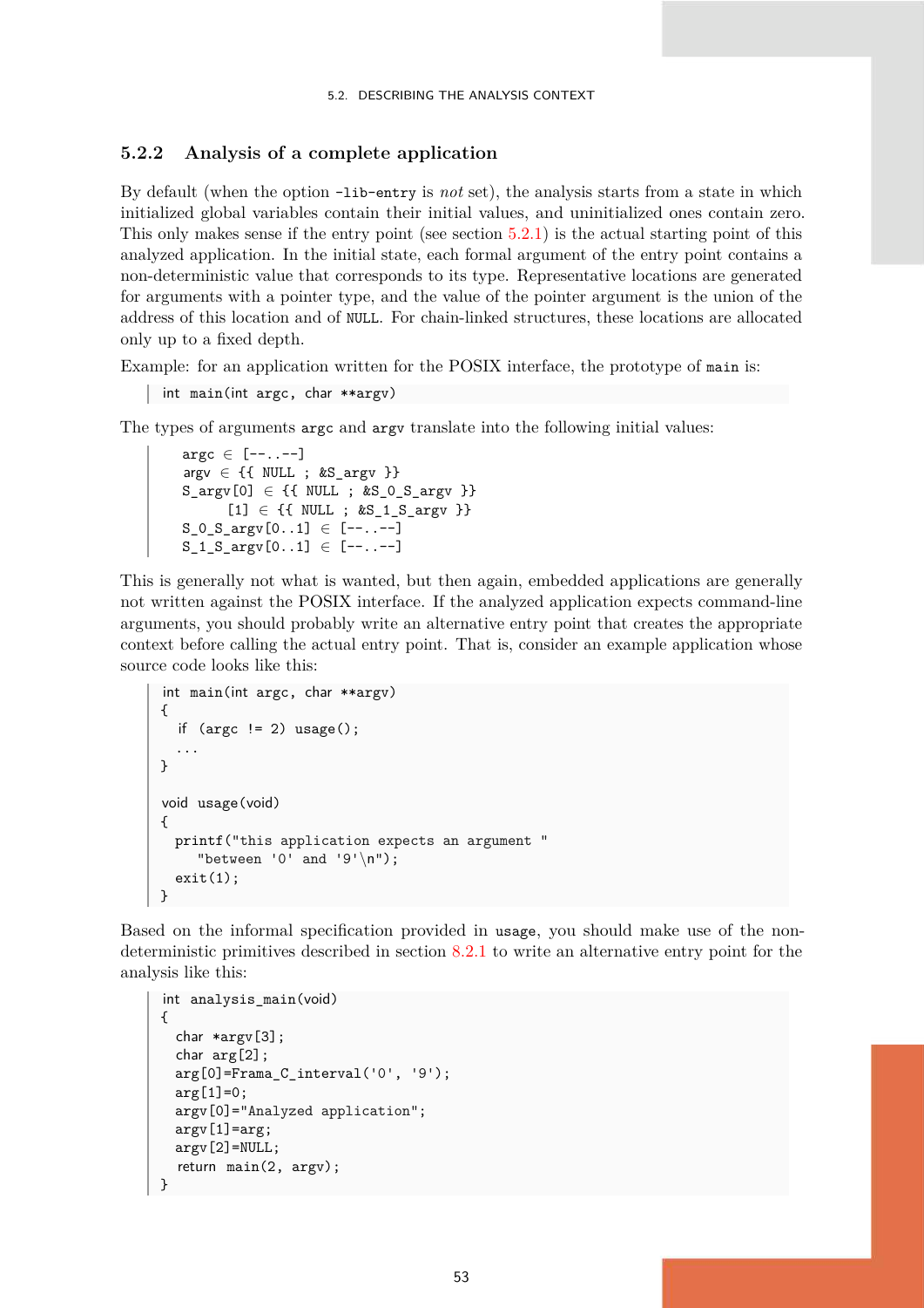### 5.2.2 Analysis of a complete application

By default (when the option `-lib-entry` is *not* set), the analysis starts from a state in which initialized global variables contain their initial values, and uninitialized ones contain zero. This only makes sense if the entry point (see section 5.2.1) is the actual starting point of this analyzed application. In the initial state, each formal argument of the entry point contains a non-deterministic value that corresponds to its type. Representative locations are generated for arguments with a pointer type, and the value of the pointer argument is the union of the address of this location and of `NULL`. For chain-linked structures, these locations are allocated only up to a fixed depth.

Example: for an application written for the POSIX interface, the prototype of `main` is:

```
int main(int argc, char **argv)
```

The types of arguments `argc` and `argv` translate into the following initial values:

```
argc ∈ [--..--]
argv ∈ {{ NULL ; &S_argv }}
S_argv[0] ∈ {{ NULL ; &S_0_S_argv }}
      [1] ∈ {{ NULL ; &S_1_S_argv }}
S_0_S_argv[0..1] ∈ [--..--]
S_1_S_argv[0..1] ∈ [--..--]
```

This is generally not what is wanted, but then again, embedded applications are generally not written against the POSIX interface. If the analyzed application expects command-line arguments, you should probably write an alternative entry point that creates the appropriate context before calling the actual entry point. That is, consider an example application whose source code looks like this:

```
int main(int argc, char **argv)
{
  if (argc != 2) usage();
  ...
}

void usage(void)
{
  printf("this application expects an argument "
     "between '0' and '9'\n");
  exit(1);
}
```

Based on the informal specification provided in `usage`, you should make use of the non-deterministic primitives described in section 8.2.1 to write an alternative entry point for the analysis like this:

```
int analysis_main(void)
{
  char *argv[3];
  char arg[2];
  arg[0]=Frama_C_interval('0', '9');
  arg[1]=0;
  argv[0]="Analyzed application";
  argv[1]=arg;
  argv[2]=NULL;
  return main(2, argv);
}
```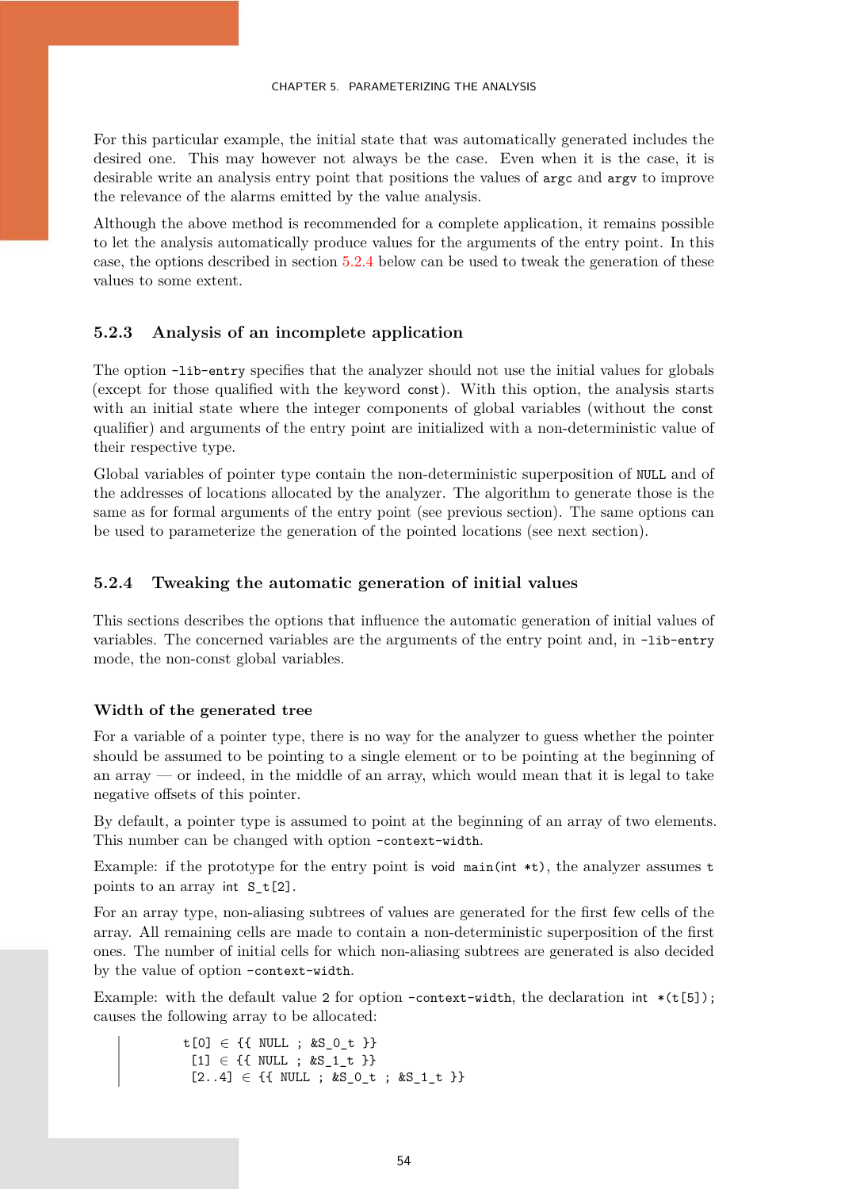For this particular example, the initial state that was automatically generated includes the desired one. This may however not always be the case. Even when it is the case, it is desirable write an analysis entry point that positions the values of `argc` and `argv` to improve the relevance of the alarms emitted by the value analysis.

Although the above method is recommended for a complete application, it remains possible to let the analysis automatically produce values for the arguments of the entry point. In this case, the options described in section 5.2.4 below can be used to tweak the generation of these values to some extent.

### 5.2.3 Analysis of an incomplete application

The option `-lib-entry` specifies that the analyzer should not use the initial values for globals (except for those qualified with the keyword `const`). With this option, the analysis starts with an initial state where the integer components of global variables (without the `const` qualifier) and arguments of the entry point are initialized with a non-deterministic value of their respective type.

Global variables of pointer type contain the non-deterministic superposition of `NULL` and of the addresses of locations allocated by the analyzer. The algorithm to generate those is the same as for formal arguments of the entry point (see previous section). The same options can be used to parameterize the generation of the pointed locations (see next section).

### 5.2.4 Tweaking the automatic generation of initial values

This sections describes the options that influence the automatic generation of initial values of variables. The concerned variables are the arguments of the entry point and, in `-lib-entry` mode, the non-const global variables.

#### Width of the generated tree

For a variable of a pointer type, there is no way for the analyzer to guess whether the pointer should be assumed to be pointing to a single element or to be pointing at the beginning of an array — or indeed, in the middle of an array, which would mean that it is legal to take negative offsets of this pointer.

By default, a pointer type is assumed to point at the beginning of an array of two elements. This number can be changed with option `-context-width`.

Example: if the prototype for the entry point is `void main(int *t)`, the analyzer assumes `t` points to an array `int S_t[2]`.

For an array type, non-aliasing subtrees of values are generated for the first few cells of the array. All remaining cells are made to contain a non-deterministic superposition of the first ones. The number of initial cells for which non-aliasing subtrees are generated is also decided by the value of option `-context-width`.

Example: with the default value 2 for option `-context-width`, the declaration `int *(t[5]);` causes the following array to be allocated:

```
t[0] ∈ {{ NULL ; &S_0_t }}
 [1] ∈ {{ NULL ; &S_1_t }}
 [2..4] ∈ {{ NULL ; &S_0_t ; &S_1_t }}
```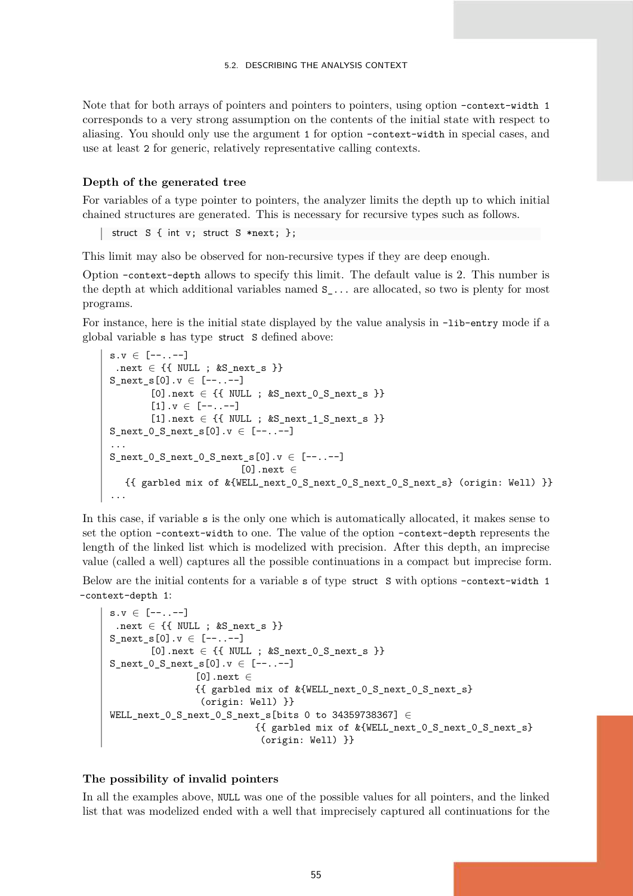Note that for both arrays of pointers and pointers to pointers, using option `-context-width 1` corresponds to a very strong assumption on the contents of the initial state with respect to aliasing. You should only use the argument `1` for option `-context-width` in special cases, and use at least `2` for generic, relatively representative calling contexts.

### Depth of the generated tree

For variables of a type pointer to pointers, the analyzer limits the depth up to which initial chained structures are generated. This is necessary for recursive types such as follows.

```
struct S { int v; struct S *next; };
```

This limit may also be observed for non-recursive types if they are deep enough.

Option `-context-depth` allows to specify this limit. The default value is 2. This number is the depth at which additional variables named `S_...` are allocated, so two is plenty for most programs.

For instance, here is the initial state displayed by the value analysis in `-lib-entry` mode if a global variable `s` has type `struct S` defined above:

```
s.v ∈ [--..--]
 .next ∈ {{ NULL ; &S_next_s }}
S_next_s[0].v ∈ [--..--]
       [0].next ∈ {{ NULL ; &S_next_0_S_next_s }}
       [1].v ∈ [--..--]
       [1].next ∈ {{ NULL ; &S_next_1_S_next_s }}
S_next_0_S_next_s[0].v ∈ [--..--]
...
S_next_0_S_next_0_S_next_s[0].v ∈ [--..--]
                          [0].next ∈
   {{ garbled mix of &{WELL_next_0_S_next_0_S_next_0_S_next_s} (origin: Well) }}
...
```

In this case, if variable `s` is the only one which is automatically allocated, it makes sense to set the option `-context-width` to one. The value of the option `-context-depth` represents the length of the linked list which is modelized with precision. After this depth, an imprecise value (called a well) captures all the possible continuations in a compact but imprecise form.

Below are the initial contents for a variable `s` of type `struct S` with options `-context-width 1 -context-depth 1`:

```
s.v ∈ [--..--]
 .next ∈ {{ NULL ; &S_next_s }}
S_next_s[0].v ∈ [--..--]
       [0].next ∈ {{ NULL ; &S_next_0_S_next_s }}
S_next_0_S_next_s[0].v ∈ [--..--]
                 [0].next ∈
                 {{ garbled mix of &{WELL_next_0_S_next_0_S_next_s}
                  (origin: Well) }}
WELL_next_0_S_next_0_S_next_s[bits 0 to 34359738367] ∈
                            {{ garbled mix of &{WELL_next_0_S_next_0_S_next_s}
                             (origin: Well) }}
```

### The possibility of invalid pointers

In all the examples above, `NULL` was one of the possible values for all pointers, and the linked list that was modelized ended with a well that imprecisely captured all continuations for the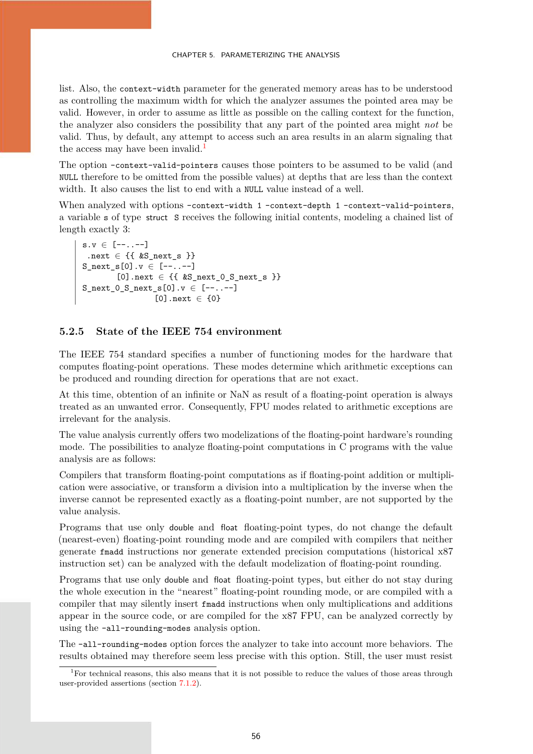list. Also, the `context-width` parameter for the generated memory areas has to be understood as controlling the maximum width for which the analyzer assumes the pointed area may be valid. However, in order to assume as little as possible on the calling context for the function, the analyzer also considers the possibility that any part of the pointed area might *not* be valid. Thus, by default, any attempt to access such an area results in an alarm signaling that the access may have been invalid.[1]

The option `-context-valid-pointers` causes those pointers to be assumed to be valid (and `NULL` therefore to be omitted from the possible values) at depths that are less than the context width. It also causes the list to end with a `NULL` value instead of a well.

When analyzed with options `-context-width 1 -context-depth 1 -context-valid-pointers`, a variable `s` of type `struct S` receives the following initial contents, modeling a chained list of length exactly 3:

```
s.v ∈ [--..--]
 .next ∈ {{ &S_next_s }}
S_next_s[0].v ∈ [--..--]
        [0].next ∈ {{ &S_next_0_S_next_s }}
S_next_0_S_next_s[0].v ∈ [--..--]
                 [0].next ∈ {0}
```

### 5.2.5 State of the IEEE 754 environment

The IEEE 754 standard specifies a number of functioning modes for the hardware that computes floating-point operations. These modes determine which arithmetic exceptions can be produced and rounding direction for operations that are not exact.

At this time, obtention of an infinite or NaN as result of a floating-point operation is always treated as an unwanted error. Consequently, FPU modes related to arithmetic exceptions are irrelevant for the analysis.

The value analysis currently offers two modelizations of the floating-point hardware's rounding mode. The possibilities to analyze floating-point computations in C programs with the value analysis are as follows:

Compilers that transform floating-point computations as if floating-point addition or multiplication were associative, or transform a division into a multiplication by the inverse when the inverse cannot be represented exactly as a floating-point number, are not supported by the value analysis.

Programs that use only `double` and `float` floating-point types, do not change the default (nearest-even) floating-point rounding mode and are compiled with compilers that neither generate `fmadd` instructions nor generate extended precision computations (historical x87 instruction set) can be analyzed with the default modelization of floating-point rounding.

Programs that use only `double` and `float` floating-point types, but either do not stay during the whole execution in the "nearest" floating-point rounding mode, or are compiled with a compiler that may silently insert `fmadd` instructions when only multiplications and additions appear in the source code, or are compiled for the x87 FPU, can be analyzed correctly by using the `-all-rounding-modes` analysis option.

The `-all-rounding-modes` option forces the analyzer to take into account more behaviors. The results obtained may therefore seem less precise with this option. Still, the user must resist

[1] For technical reasons, this also means that it is not possible to reduce the values of those areas through user-provided assertions (section 7.1.2).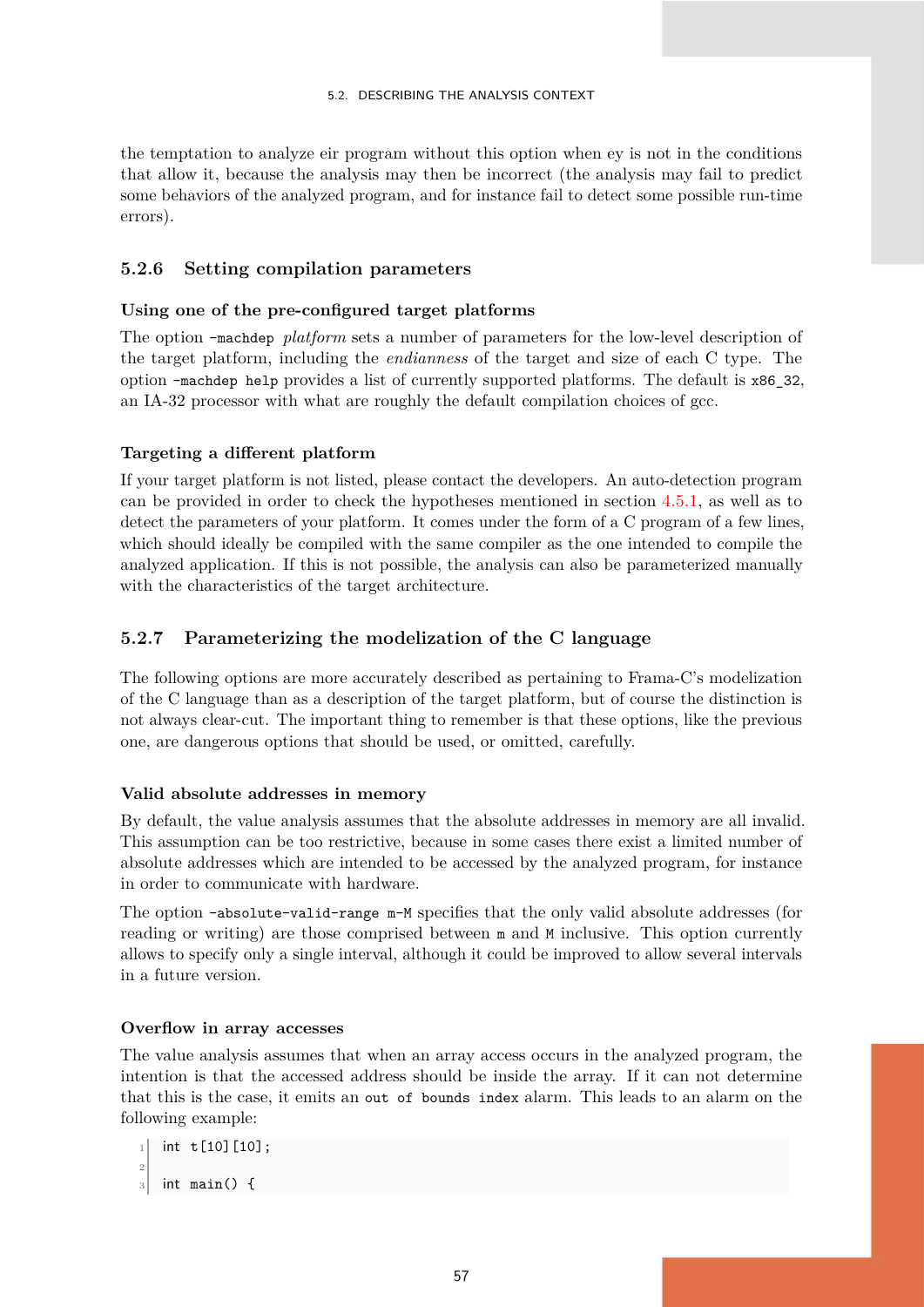the temptation to analyze eir program without this option when ey is not in the conditions that allow it, because the analysis may then be incorrect (the analysis may fail to predict some behaviors of the analyzed program, and for instance fail to detect some possible run-time errors).

### 5.2.6 Setting compilation parameters

#### Using one of the pre-configured target platforms

The option `-machdep` *platform* sets a number of parameters for the low-level description of the target platform, including the *endianness* of the target and size of each C type. The option `-machdep help` provides a list of currently supported platforms. The default is `x86_32`, an IA-32 processor with what are roughly the default compilation choices of gcc.

#### Targeting a different platform

If your target platform is not listed, please contact the developers. An auto-detection program can be provided in order to check the hypotheses mentioned in section 4.5.1, as well as to detect the parameters of your platform. It comes under the form of a C program of a few lines, which should ideally be compiled with the same compiler as the one intended to compile the analyzed application. If this is not possible, the analysis can also be parameterized manually with the characteristics of the target architecture.

### 5.2.7 Parameterizing the modelization of the C language

The following options are more accurately described as pertaining to Frama-C's modelization of the C language than as a description of the target platform, but of course the distinction is not always clear-cut. The important thing to remember is that these options, like the previous one, are dangerous options that should be used, or omitted, carefully.

#### Valid absolute addresses in memory

By default, the value analysis assumes that the absolute addresses in memory are all invalid. This assumption can be too restrictive, because in some cases there exist a limited number of absolute addresses which are intended to be accessed by the analyzed program, for instance in order to communicate with hardware.

The option `-absolute-valid-range m-M` specifies that the only valid absolute addresses (for reading or writing) are those comprised between `m` and `M` inclusive. This option currently allows to specify only a single interval, although it could be improved to allow several intervals in a future version.

#### Overflow in array accesses

The value analysis assumes that when an array access occurs in the analyzed program, the intention is that the accessed address should be inside the array. If it can not determine that this is the case, it emits an `out of bounds index` alarm. This leads to an alarm on the following example:

```
int t[10][10];

int main() {
```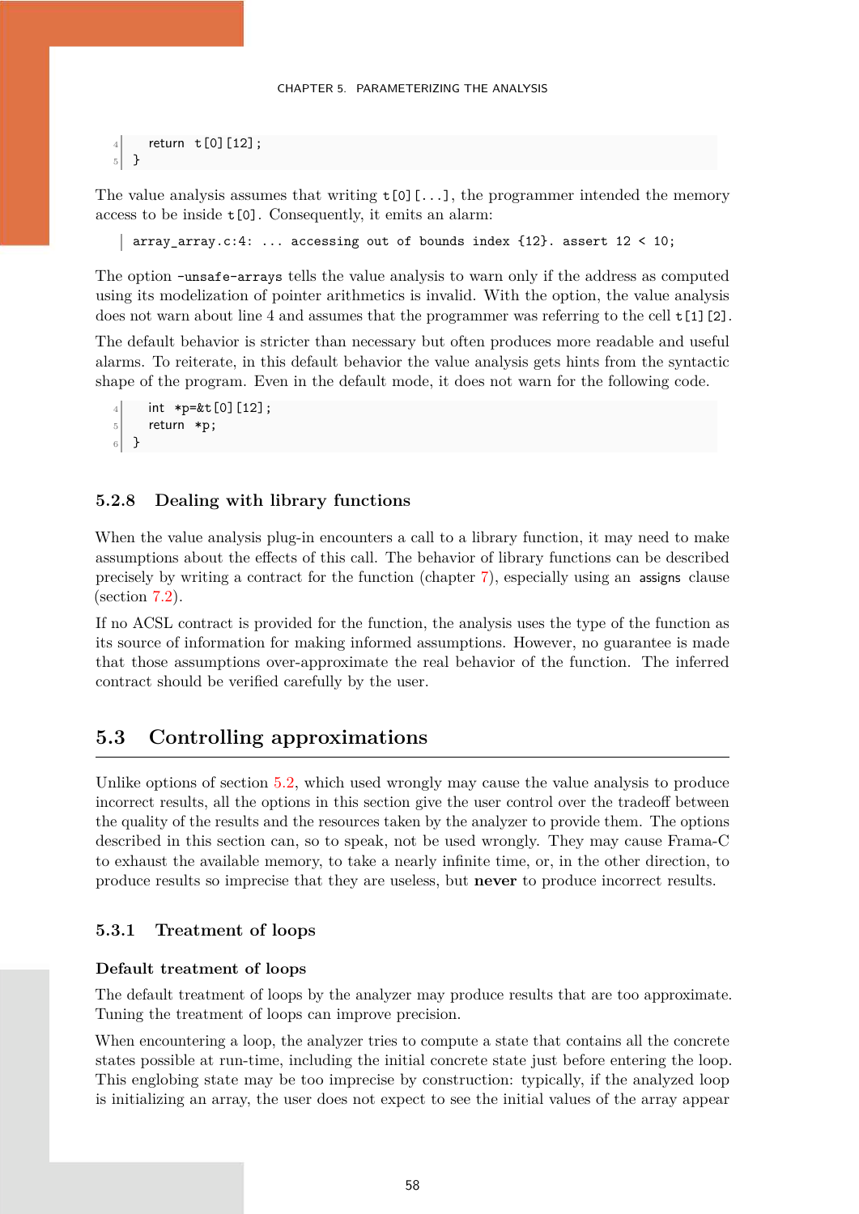```
    return t[0][12];
}
```

The value analysis assumes that writing `t[0][...]`, the programmer intended the memory access to be inside `t[0]`. Consequently, it emits an alarm:

```
array_array.c:4: ... accessing out of bounds index {12}. assert 12 < 10;
```

The option `-unsafe-arrays` tells the value analysis to warn only if the address as computed using its modelization of pointer arithmetics is invalid. With the option, the value analysis does not warn about line 4 and assumes that the programmer was referring to the cell `t[1][2]`.

The default behavior is stricter than necessary but often produces more readable and useful alarms. To reiterate, in this default behavior the value analysis gets hints from the syntactic shape of the program. Even in the default mode, it does not warn for the following code.

```
    int *p=&t[0][12];
    return *p;
}
```

### 5.2.8 Dealing with library functions

When the value analysis plug-in encounters a call to a library function, it may need to make assumptions about the effects of this call. The behavior of library functions can be described precisely by writing a contract for the function (chapter 7), especially using an `assigns` clause (section 7.2).

If no ACSL contract is provided for the function, the analysis uses the type of the function as its source of information for making informed assumptions. However, no guarantee is made that those assumptions over-approximate the real behavior of the function. The inferred contract should be verified carefully by the user.

## 5.3 Controlling approximations

Unlike options of section 5.2, which used wrongly may cause the value analysis to produce incorrect results, all the options in this section give the user control over the tradeoff between the quality of the results and the resources taken by the analyzer to provide them. The options described in this section can, so to speak, not be used wrongly. They may cause Frama-C to exhaust the available memory, to take a nearly infinite time, or, in the other direction, to produce results so imprecise that they are useless, but **never** to produce incorrect results.

### 5.3.1 Treatment of loops

#### Default treatment of loops

The default treatment of loops by the analyzer may produce results that are too approximate. Tuning the treatment of loops can improve precision.

When encountering a loop, the analyzer tries to compute a state that contains all the concrete states possible at run-time, including the initial concrete state just before entering the loop. This englobing state may be too imprecise by construction: typically, if the analyzed loop is initializing an array, the user does not expect to see the initial values of the array appear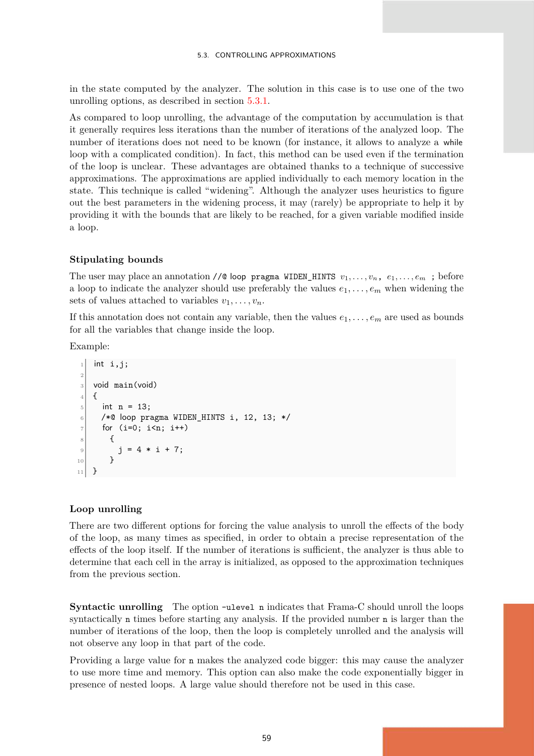in the state computed by the analyzer. The solution in this case is to use one of the two unrolling options, as described in section 5.3.1.

As compared to loop unrolling, the advantage of the computation by accumulation is that it generally requires less iterations than the number of iterations of the analyzed loop. The number of iterations does not need to be known (for instance, it allows to analyze a `while` loop with a complicated condition). In fact, this method can be used even if the termination of the loop is unclear. These advantages are obtained thanks to a technique of successive approximations. The approximations are applied individually to each memory location in the state. This technique is called "widening". Although the analyzer uses heuristics to figure out the best parameters in the widening process, it may (rarely) be appropriate to help it by providing it with the bounds that are likely to be reached, for a given variable modified inside a loop.

### Stipulating bounds

The user may place an annotation `//@ loop pragma WIDEN_HINTS` $v_1, \ldots, v_n$, $e_1, \ldots, e_m$ `;` before a loop to indicate the analyzer should use preferably the values $e_1, \ldots, e_m$ when widening the sets of values attached to variables $v_1, \ldots, v_n$.

If this annotation does not contain any variable, then the values $e_1, \ldots, e_m$ are used as bounds for all the variables that change inside the loop.

Example:

```
int i,j;

void main(void)
{
  int n = 13;
  /*@ loop pragma WIDEN_HINTS i, 12, 13; */
  for (i=0; i<n; i++)
    {
      j = 4 * i + 7;
    }
}
```

### Loop unrolling

There are two different options for forcing the value analysis to unroll the effects of the body of the loop, as many times as specified, in order to obtain a precise representation of the effects of the loop itself. If the number of iterations is sufficient, the analyzer is thus able to determine that each cell in the array is initialized, as opposed to the approximation techniques from the previous section.

**Syntactic unrolling** The option `-ulevel n` indicates that Frama-C should unroll the loops syntactically `n` times before starting any analysis. If the provided number `n` is larger than the number of iterations of the loop, then the loop is completely unrolled and the analysis will not observe any loop in that part of the code.

Providing a large value for `n` makes the analyzed code bigger: this may cause the analyzer to use more time and memory. This option can also make the code exponentially bigger in presence of nested loops. A large value should therefore not be used in this case.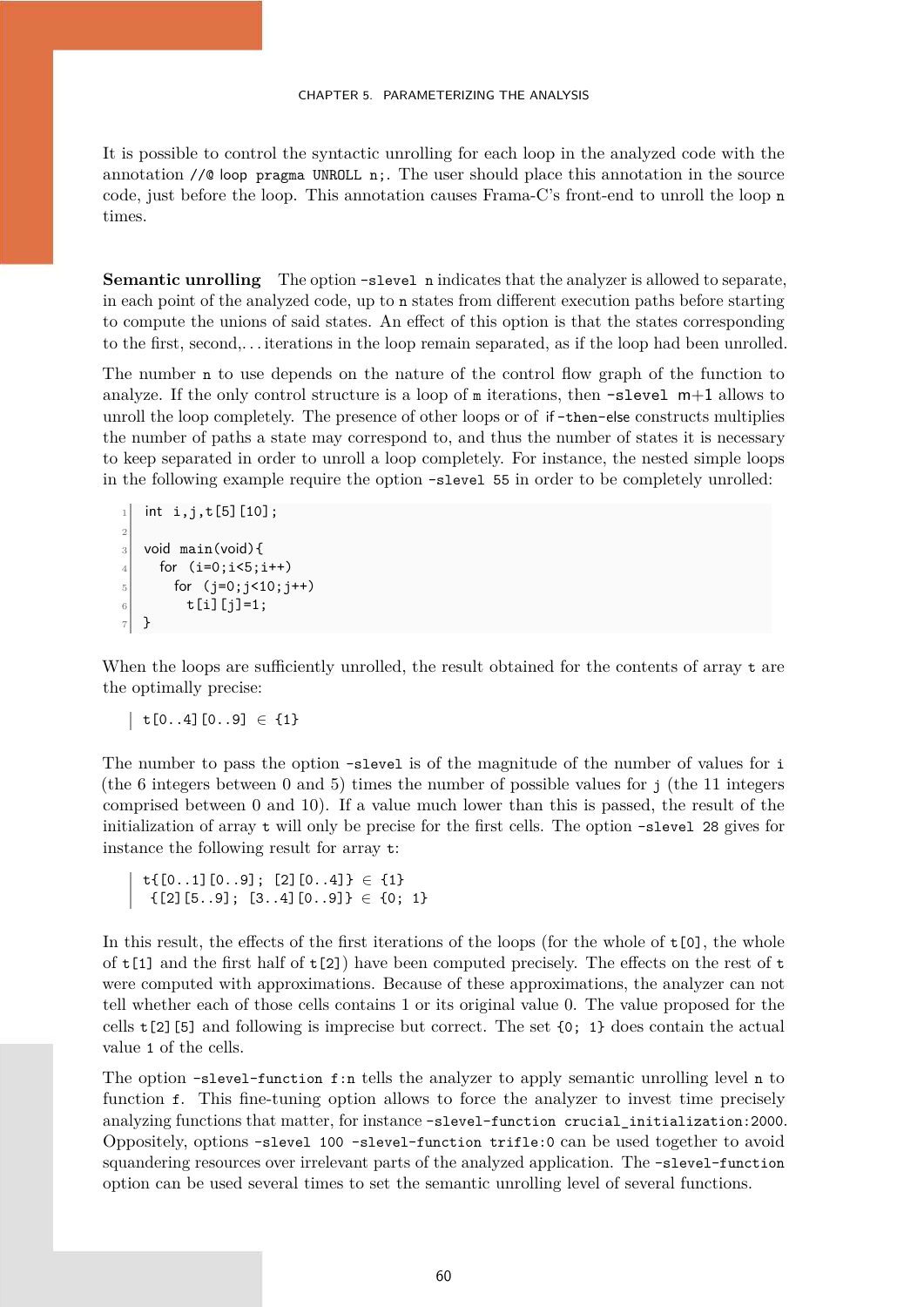It is possible to control the syntactic unrolling for each loop in the analyzed code with the annotation `//@ loop pragma UNROLL n;`. The user should place this annotation in the source code, just before the loop. This annotation causes Frama-C's front-end to unroll the loop `n` times.

**Semantic unrolling** The option `-slevel n` indicates that the analyzer is allowed to separate, in each point of the analyzed code, up to `n` states from different execution paths before starting to compute the unions of said states. An effect of this option is that the states corresponding to the first, second,… iterations in the loop remain separated, as if the loop had been unrolled.

The number `n` to use depends on the nature of the control flow graph of the function to analyze. If the only control structure is a loop of `m` iterations, then `-slevel m+1` allows to unroll the loop completely. The presence of other loops or of `if-then-else` constructs multiplies the number of paths a state may correspond to, and thus the number of states it is necessary to keep separated in order to unroll a loop completely. For instance, the nested simple loops in the following example require the option `-slevel 55` in order to be completely unrolled:

```
int i,j,t[5][10];

void main(void){
  for (i=0;i<5;i++)
    for (j=0;j<10;j++)
      t[i][j]=1;
}
```

When the loops are sufficiently unrolled, the result obtained for the contents of array `t` are the optimally precise:

```
t[0..4][0..9] ∈ {1}
```

The number to pass the option `-slevel` is of the magnitude of the number of values for `i` (the 6 integers between 0 and 5) times the number of possible values for `j` (the 11 integers comprised between 0 and 10). If a value much lower than this is passed, the result of the initialization of array `t` will only be precise for the first cells. The option `-slevel 28` gives for instance the following result for array `t`:

```
t{[0..1][0..9]; [2][0..4]} ∈ {1}
 {[2][5..9]; [3..4][0..9]} ∈ {0; 1}
```

In this result, the effects of the first iterations of the loops (for the whole of `t[0]`, the whole of `t[1]` and the first half of `t[2]`) have been computed precisely. The effects on the rest of `t` were computed with approximations. Because of these approximations, the analyzer can not tell whether each of those cells contains 1 or its original value 0. The value proposed for the cells `t[2][5]` and following is imprecise but correct. The set `{0; 1}` does contain the actual value `1` of the cells.

The option `-slevel-function f:n` tells the analyzer to apply semantic unrolling level `n` to function `f`. This fine-tuning option allows to force the analyzer to invest time precisely analyzing functions that matter, for instance `-slevel-function crucial_initialization:2000`. Oppositely, options `-slevel 100 -slevel-function trifle:0` can be used together to avoid squandering resources over irrelevant parts of the analyzed application. The `-slevel-function` option can be used several times to set the semantic unrolling level of several functions.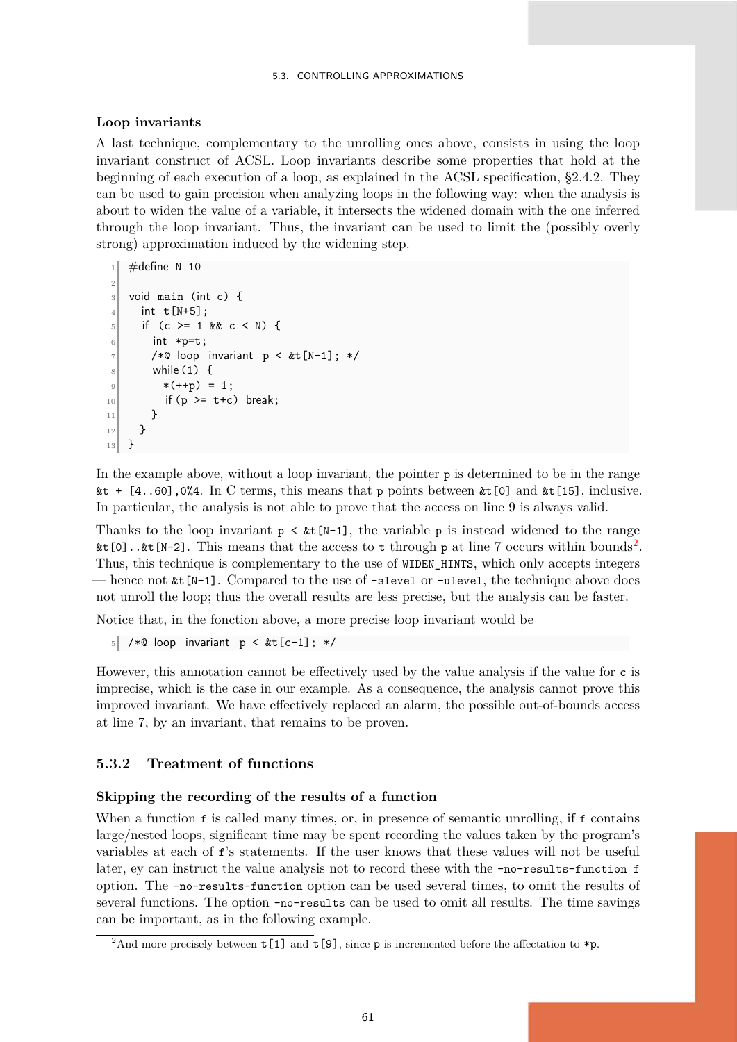### Loop invariants

A last technique, complementary to the unrolling ones above, consists in using the loop invariant construct of ACSL. Loop invariants describe some properties that hold at the beginning of each execution of a loop, as explained in the ACSL specification, §2.4.2. They can be used to gain precision when analyzing loops in the following way: when the analysis is about to widen the value of a variable, it intersects the widened domain with the one inferred through the loop invariant. Thus, the invariant can be used to limit the (possibly overly strong) approximation induced by the widening step.

```
#define N 10

void main (int c) {
  int t[N+5];
  if (c >= 1 && c < N) {
    int *p=t;
    /*@ loop invariant p < &t[N-1]; */
    while(1) {
      *(++p) = 1;
      if(p >= t+c) break;
    }
  }
}
```

In the example above, without a loop invariant, the pointer `p` is determined to be in the range `&t + [4..60],0%4`. In C terms, this means that `p` points between `&t[0]` and `&t[15]`, inclusive. In particular, the analysis is not able to prove that the access on line 9 is always valid.

Thanks to the loop invariant `p < &t[N-1]`, the variable `p` is instead widened to the range `&t[0]..&t[N-2]`. This means that the access to `t` through `p` at line 7 occurs within bounds[2]. Thus, this technique is complementary to the use of `WIDEN_HINTS`, which only accepts integers — hence not `&t[N-1]`. Compared to the use of `-slevel` or `-ulevel`, the technique above does not unroll the loop; thus the overall results are less precise, but the analysis can be faster.

Notice that, in the fonction above, a more precise loop invariant would be

```
/*@ loop invariant p < &t[c-1]; */
```

However, this annotation cannot be effectively used by the value analysis if the value for `c` is imprecise, which is the case in our example. As a consequence, the analysis cannot prove this improved invariant. We have effectively replaced an alarm, the possible out-of-bounds access at line 7, by an invariant, that remains to be proven.

## 5.3.2 Treatment of functions

### Skipping the recording of the results of a function

When a function `f` is called many times, or, in presence of semantic unrolling, if `f` contains large/nested loops, significant time may be spent recording the values taken by the program's variables at each of `f`'s statements. If the user knows that these values will not be useful later, ey can instruct the value analysis not to record these with the `-no-results-function f` option. The `-no-results-function` option can be used several times, to omit the results of several functions. The option `-no-results` can be used to omit all results. The time savings can be important, as in the following example.

---

[2] And more precisely between `t[1]` and `t[9]`, since `p` is incremented before the affectation to `*p`.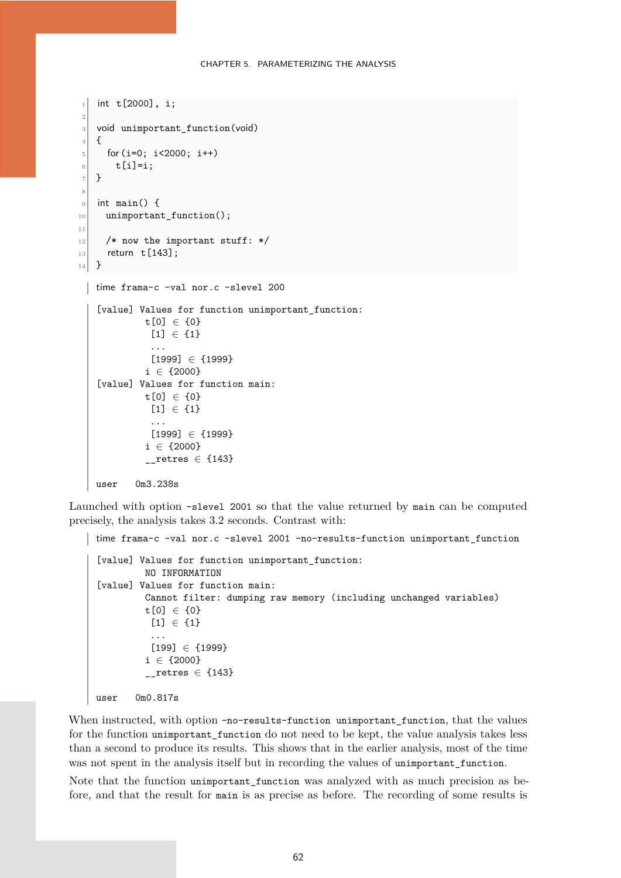```c
int t[2000], i;

void unimportant_function(void)
{
  for(i=0; i<2000; i++)
    t[i]=i;
}

int main() {
  unimportant_function();

  /* now the important stuff: */
  return t[143];
}
```

```
time frama-c -val nor.c -slevel 200

[value] Values for function unimportant_function:
          t[0] ∈ {0}
           [1] ∈ {1}
           ...
           [1999] ∈ {1999}
          i ∈ {2000}
[value] Values for function main:
          t[0] ∈ {0}
           [1] ∈ {1}
           ...
           [1999] ∈ {1999}
          i ∈ {2000}
          __retres ∈ {143}

user    0m3.238s
```

Launched with option `-slevel 2001` so that the value returned by `main` can be computed precisely, the analysis takes 3.2 seconds. Contrast with:

```
time frama-c -val nor.c -slevel 2001 -no-results-function unimportant_function

[value] Values for function unimportant_function:
          NO INFORMATION
[value] Values for function main:
          Cannot filter: dumping raw memory (including unchanged variables)
          t[0] ∈ {0}
           [1] ∈ {1}
           ...
           [199] ∈ {1999}
          i ∈ {2000}
          __retres ∈ {143}

user    0m0.817s
```

When instructed, with option `-no-results-function unimportant_function`, that the values for the function `unimportant_function` do not need to be kept, the value analysis takes less than a second to produce its results. This shows that in the earlier analysis, most of the time was not spent in the analysis itself but in recording the values of `unimportant_function`.

Note that the function `unimportant_function` was analyzed with as much precision as before, and that the result for `main` is as precise as before. The recording of some results is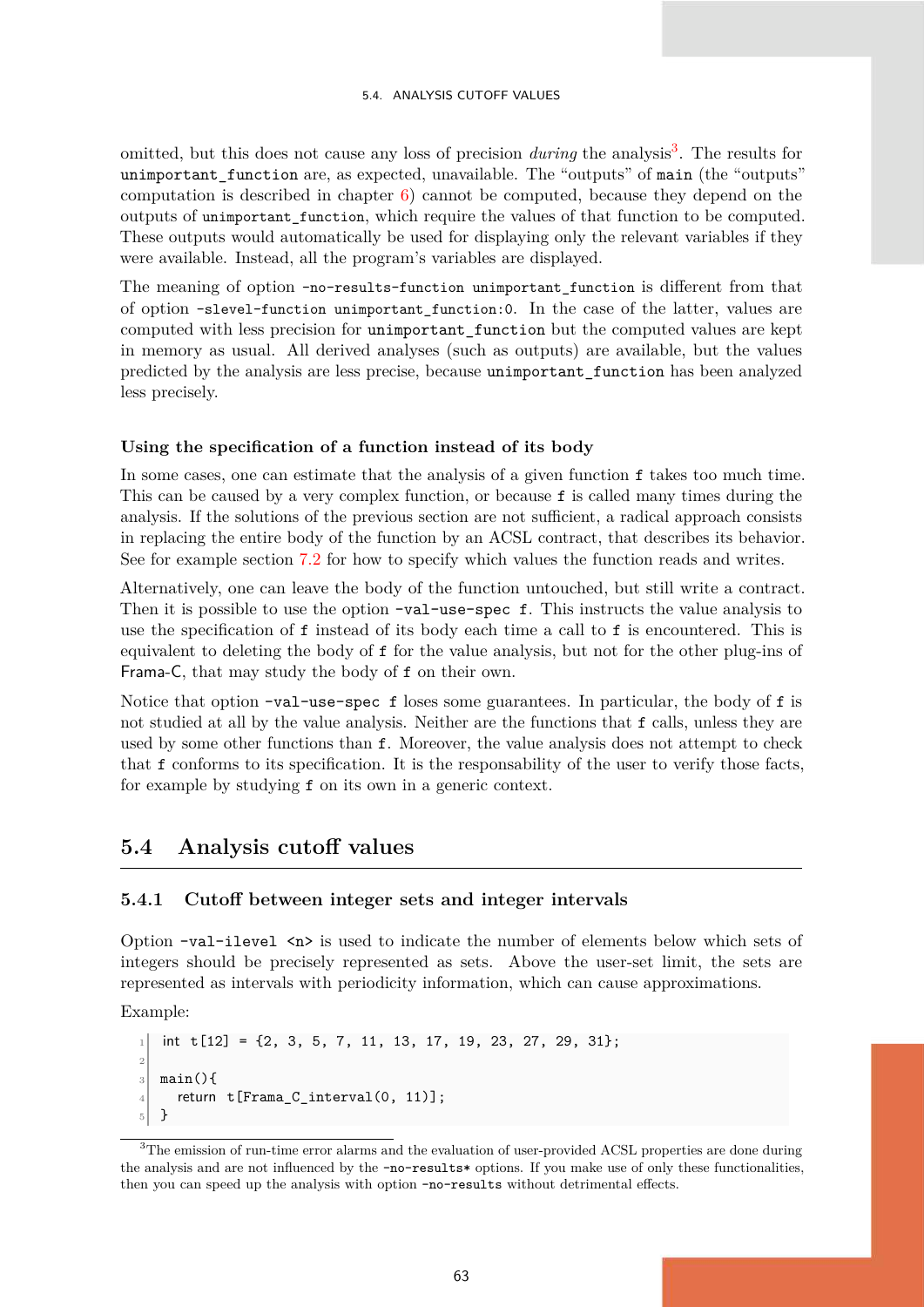omitted, but this does not cause any loss of precision *during* the analysis[3]. The results for `unimportant_function` are, as expected, unavailable. The "outputs" of `main` (the "outputs" computation is described in chapter 6) cannot be computed, because they depend on the outputs of `unimportant_function`, which require the values of that function to be computed. These outputs would automatically be used for displaying only the relevant variables if they were available. Instead, all the program's variables are displayed.

The meaning of option `-no-results-function unimportant_function` is different from that of option `-slevel-function unimportant_function:0`. In the case of the latter, values are computed with less precision for `unimportant_function` but the computed values are kept in memory as usual. All derived analyses (such as outputs) are available, but the values predicted by the analysis are less precise, because `unimportant_function` has been analyzed less precisely.

#### Using the specification of a function instead of its body

In some cases, one can estimate that the analysis of a given function `f` takes too much time. This can be caused by a very complex function, or because `f` is called many times during the analysis. If the solutions of the previous section are not sufficient, a radical approach consists in replacing the entire body of the function by an ACSL contract, that describes its behavior. See for example section 7.2 for how to specify which values the function reads and writes.

Alternatively, one can leave the body of the function untouched, but still write a contract. Then it is possible to use the option `-val-use-spec f`. This instructs the value analysis to use the specification of `f` instead of its body each time a call to `f` is encountered. This is equivalent to deleting the body of `f` for the value analysis, but not for the other plug-ins of Frama-C, that may study the body of `f` on their own.

Notice that option `-val-use-spec f` loses some guarantees. In particular, the body of `f` is not studied at all by the value analysis. Neither are the functions that `f` calls, unless they are used by some other functions than `f`. Moreover, the value analysis does not attempt to check that `f` conforms to its specification. It is the responsability of the user to verify those facts, for example by studying `f` on its own in a generic context.

## 5.4 Analysis cutoff values

### 5.4.1 Cutoff between integer sets and integer intervals

Option `-val-ilevel <n>` is used to indicate the number of elements below which sets of integers should be precisely represented as sets. Above the user-set limit, the sets are represented as intervals with periodicity information, which can cause approximations.

Example:

```
int t[12] = {2, 3, 5, 7, 11, 13, 17, 19, 23, 27, 29, 31};

main(){
  return t[Frama_C_interval(0, 11)];
}
```

[3]The emission of run-time error alarms and the evaluation of user-provided ACSL properties are done during the analysis and are not influenced by the `-no-results*` options. If you make use of only these functionalities, then you can speed up the analysis with option `-no-results` without detrimental effects.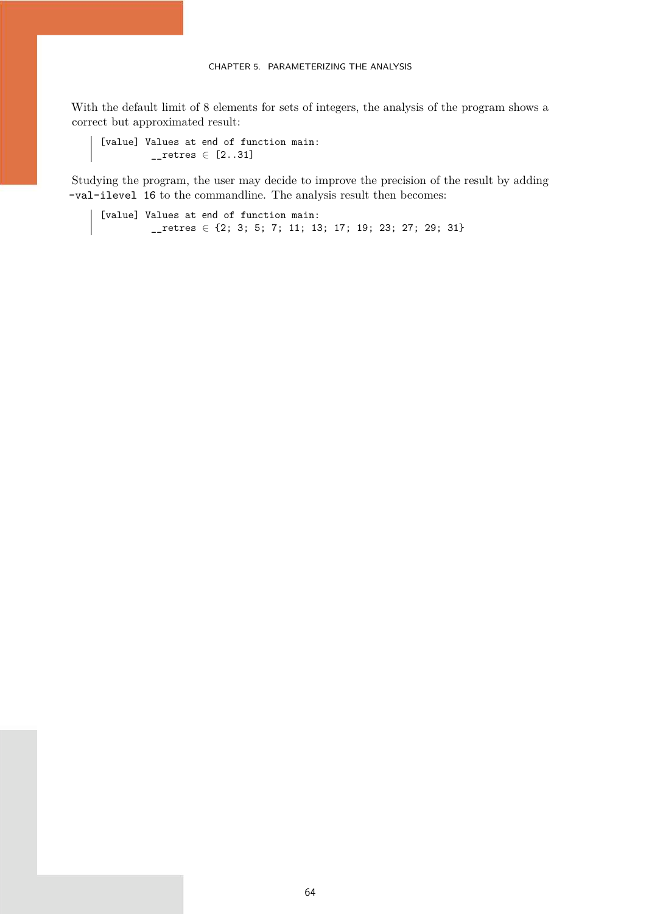With the default limit of 8 elements for sets of integers, the analysis of the program shows a correct but approximated result:

```
[value] Values at end of function main:
         __retres ∈ [2..31]
```

Studying the program, the user may decide to improve the precision of the result by adding `-val-ilevel 16` to the commandline. The analysis result then becomes:

```
[value] Values at end of function main:
         __retres ∈ {2; 3; 5; 7; 11; 13; 17; 19; 23; 27; 29; 31}
```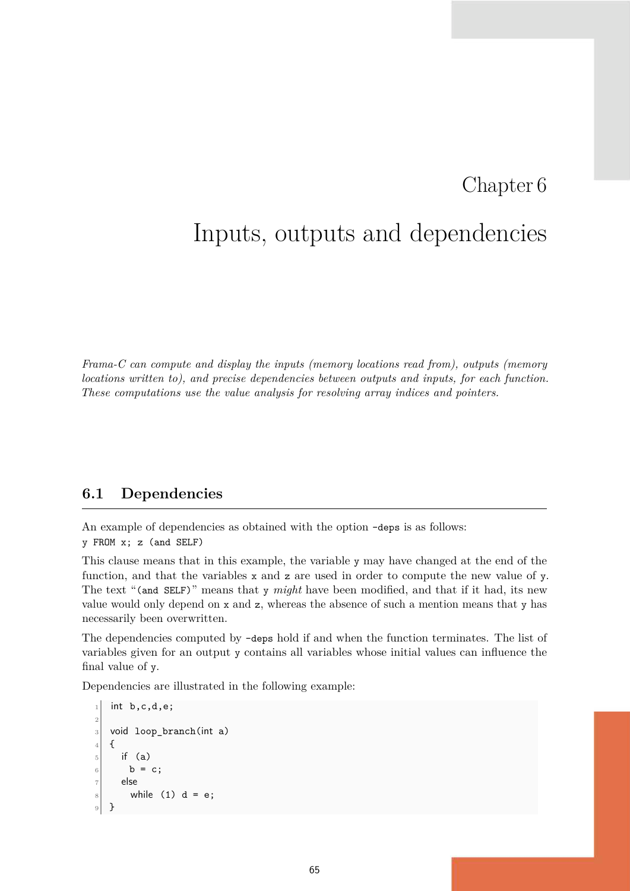# Chapter 6

# Inputs, outputs and dependencies

*Frama-C can compute and display the inputs (memory locations read from), outputs (memory locations written to), and precise dependencies between outputs and inputs, for each function. These computations use the value analysis for resolving array indices and pointers.*

## 6.1 Dependencies

An example of dependencies as obtained with the option `-deps` is as follows:
`y FROM x; z (and SELF)`

This clause means that in this example, the variable `y` may have changed at the end of the function, and that the variables `x` and `z` are used in order to compute the new value of `y`. The text "`(and SELF)`" means that `y` *might* have been modified, and that if it had, its new value would only depend on `x` and `z`, whereas the absence of such a mention means that `y` has necessarily been overwritten.

The dependencies computed by `-deps` hold if and when the function terminates. The list of variables given for an output `y` contains all variables whose initial values can influence the final value of `y`.

Dependencies are illustrated in the following example:

```
int b,c,d,e;

void loop_branch(int a)
{
  if (a)
    b = c;
  else
    while (1) d = e;
}
```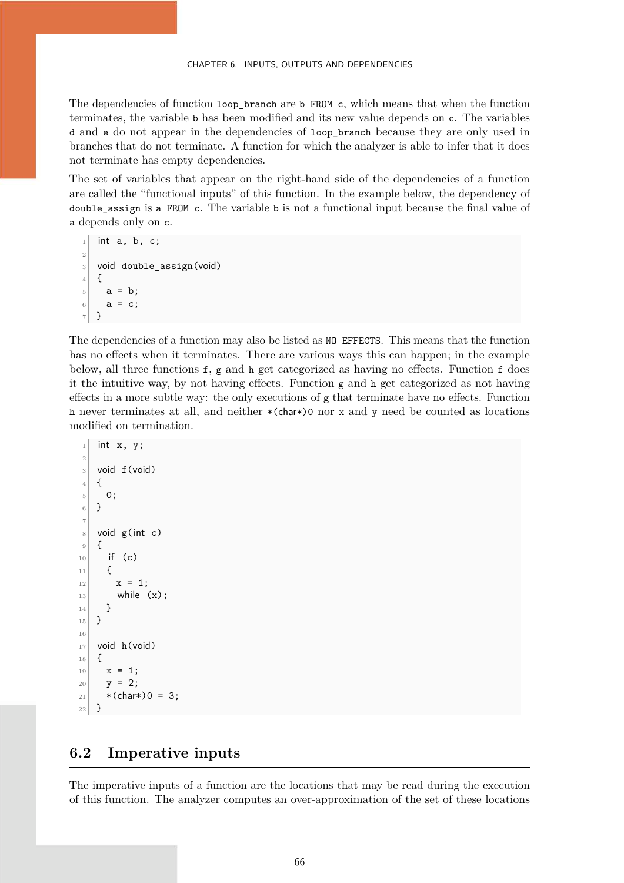The dependencies of function `loop_branch` are `b FROM c`, which means that when the function terminates, the variable `b` has been modified and its new value depends on `c`. The variables `d` and `e` do not appear in the dependencies of `loop_branch` because they are only used in branches that do not terminate. A function for which the analyzer is able to infer that it does not terminate has empty dependencies.

The set of variables that appear on the right-hand side of the dependencies of a function are called the "functional inputs" of this function. In the example below, the dependency of `double_assign` is `a FROM c`. The variable `b` is not a functional input because the final value of `a` depends only on `c`.

```
int a, b, c;

void double_assign(void)
{
  a = b;
  a = c;
}
```

The dependencies of a function may also be listed as `NO EFFECTS`. This means that the function has no effects when it terminates. There are various ways this can happen; in the example below, all three functions `f`, `g` and `h` get categorized as having no effects. Function `f` does it the intuitive way, by not having effects. Function `g` and `h` get categorized as not having effects in a more subtle way: the only executions of `g` that terminate have no effects. Function `h` never terminates at all, and neither `*(char*)0` nor `x` and `y` need be counted as locations modified on termination.

```
int x, y;

void f(void)
{
  0;
}

void g(int c)
{
   if (c)
   {
     x = 1;
     while (x);
   }
}

void h(void)
{
  x = 1;
  y = 2;
  *(char*)0 = 3;
}
```

## 6.2 Imperative inputs

The imperative inputs of a function are the locations that may be read during the execution of this function. The analyzer computes an over-approximation of the set of these locations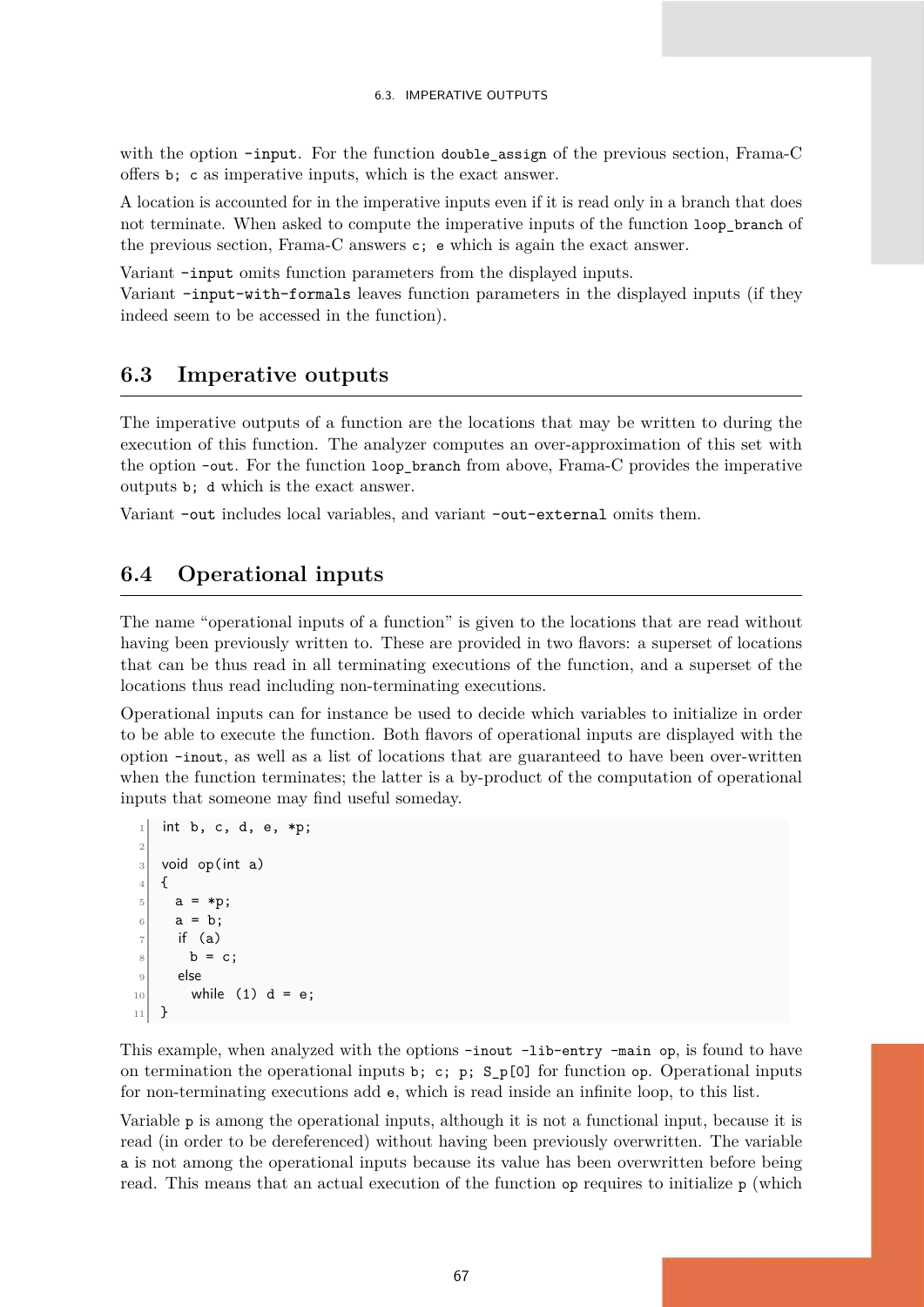with the option `-input`. For the function `double_assign` of the previous section, Frama-C offers `b; c` as imperative inputs, which is the exact answer.

A location is accounted for in the imperative inputs even if it is read only in a branch that does not terminate. When asked to compute the imperative inputs of the function `loop_branch` of the previous section, Frama-C answers `c; e` which is again the exact answer.

Variant `-input` omits function parameters from the displayed inputs.
Variant `-input-with-formals` leaves function parameters in the displayed inputs (if they indeed seem to be accessed in the function).

## 6.3 Imperative outputs

The imperative outputs of a function are the locations that may be written to during the execution of this function. The analyzer computes an over-approximation of this set with the option `-out`. For the function `loop_branch` from above, Frama-C provides the imperative outputs `b; d` which is the exact answer.

Variant `-out` includes local variables, and variant `-out-external` omits them.

## 6.4 Operational inputs

The name "operational inputs of a function" is given to the locations that are read without having been previously written to. These are provided in two flavors: a superset of locations that can be thus read in all terminating executions of the function, and a superset of the locations thus read including non-terminating executions.

Operational inputs can for instance be used to decide which variables to initialize in order to be able to execute the function. Both flavors of operational inputs are displayed with the option `-inout`, as well as a list of locations that are guaranteed to have been over-written when the function terminates; the latter is a by-product of the computation of operational inputs that someone may find useful someday.

```
int b, c, d, e, *p;

void op(int a)
{
  a = *p;
  a = b;
  if (a)
    b = c;
  else
    while (1) d = e;
}
```

This example, when analyzed with the options `-inout -lib-entry -main op`, is found to have on termination the operational inputs `b; c; p; S_p[0]` for function `op`. Operational inputs for non-terminating executions add `e`, which is read inside an infinite loop, to this list.

Variable `p` is among the operational inputs, although it is not a functional input, because it is read (in order to be dereferenced) without having been previously overwritten. The variable `a` is not among the operational inputs because its value has been overwritten before being read. This means that an actual execution of the function `op` requires to initialize `p` (which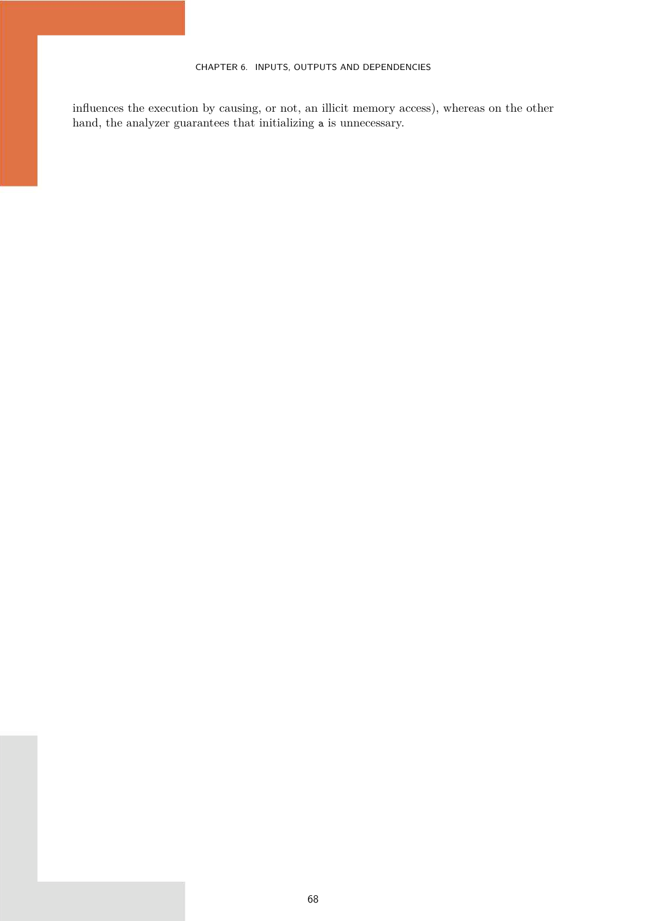influences the execution by causing, or not, an illicit memory access), whereas on the other hand, the analyzer guarantees that initializing `a` is unnecessary.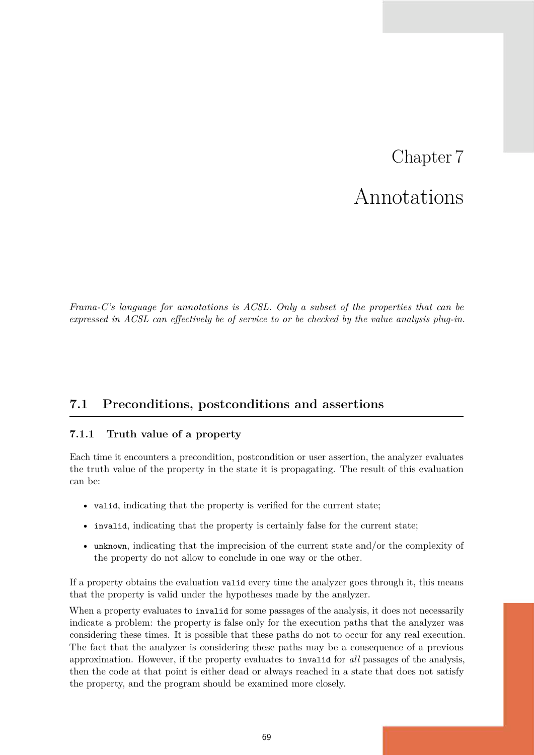# Chapter 7

# Annotations

*Frama-C's language for annotations is ACSL. Only a subset of the properties that can be expressed in ACSL can effectively be of service to or be checked by the value analysis plug-in.*

## 7.1 Preconditions, postconditions and assertions

### 7.1.1 Truth value of a property

Each time it encounters a precondition, postcondition or user assertion, the analyzer evaluates the truth value of the property in the state it is propagating. The result of this evaluation can be:

- `valid`, indicating that the property is verified for the current state;
- `invalid`, indicating that the property is certainly false for the current state;
- `unknown`, indicating that the imprecision of the current state and/or the complexity of the property do not allow to conclude in one way or the other.

If a property obtains the evaluation `valid` every time the analyzer goes through it, this means that the property is valid under the hypotheses made by the analyzer.

When a property evaluates to `invalid` for some passages of the analysis, it does not necessarily indicate a problem: the property is false only for the execution paths that the analyzer was considering these times. It is possible that these paths do not to occur for any real execution. The fact that the analyzer is considering these paths may be a consequence of a previous approximation. However, if the property evaluates to `invalid` for *all* passages of the analysis, then the code at that point is either dead or always reached in a state that does not satisfy the property, and the program should be examined more closely.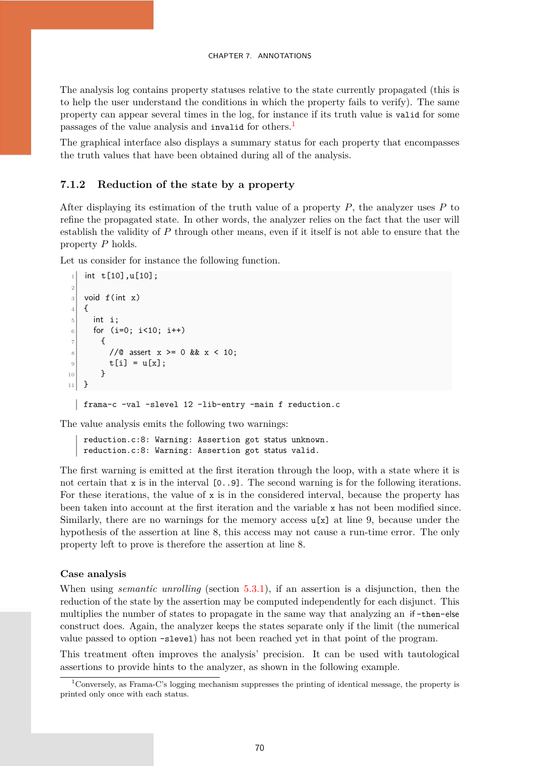The analysis log contains property statuses relative to the state currently propagated (this is to help the user understand the conditions in which the property fails to verify). The same property can appear several times in the log, for instance if its truth value is `valid` for some passages of the value analysis and `invalid` for others.[1]

The graphical interface also displays a summary status for each property that encompasses the truth values that have been obtained during all of the analysis.

### 7.1.2 Reduction of the state by a property

After displaying its estimation of the truth value of a property $P$, the analyzer uses $P$ to refine the propagated state. In other words, the analyzer relies on the fact that the user will establish the validity of $P$ through other means, even if it itself is not able to ensure that the property $P$ holds.

Let us consider for instance the following function.

```
int t[10],u[10];

void f(int x)
{
  int i;
  for (i=0; i<10; i++)
    {
      //@ assert x >= 0 && x < 10;
      t[i] = u[x];
    }
}
```

```
frama-c -val -slevel 12 -lib-entry -main f reduction.c
```

The value analysis emits the following two warnings:

```
reduction.c:8: Warning: Assertion got status unknown.
reduction.c:8: Warning: Assertion got status valid.
```

The first warning is emitted at the first iteration through the loop, with a state where it is not certain that `x` is in the interval `[0..9]`. The second warning is for the following iterations. For these iterations, the value of `x` is in the considered interval, because the property has been taken into account at the first iteration and the variable `x` has not been modified since. Similarly, there are no warnings for the memory access `u[x]` at line 9, because under the hypothesis of the assertion at line 8, this access may not cause a run-time error. The only property left to prove is therefore the assertion at line 8.

#### Case analysis

When using *semantic unrolling* (section 5.3.1), if an assertion is a disjunction, then the reduction of the state by the assertion may be computed independently for each disjunct. This multiplies the number of states to propagate in the same way that analyzing an `if-then-else` construct does. Again, the analyzer keeps the states separate only if the limit (the numerical value passed to option `-slevel`) has not been reached yet in that point of the program.

This treatment often improves the analysis' precision. It can be used with tautological assertions to provide hints to the analyzer, as shown in the following example.

[1]Conversely, as Frama-C's logging mechanism suppresses the printing of identical message, the property is printed only once with each status.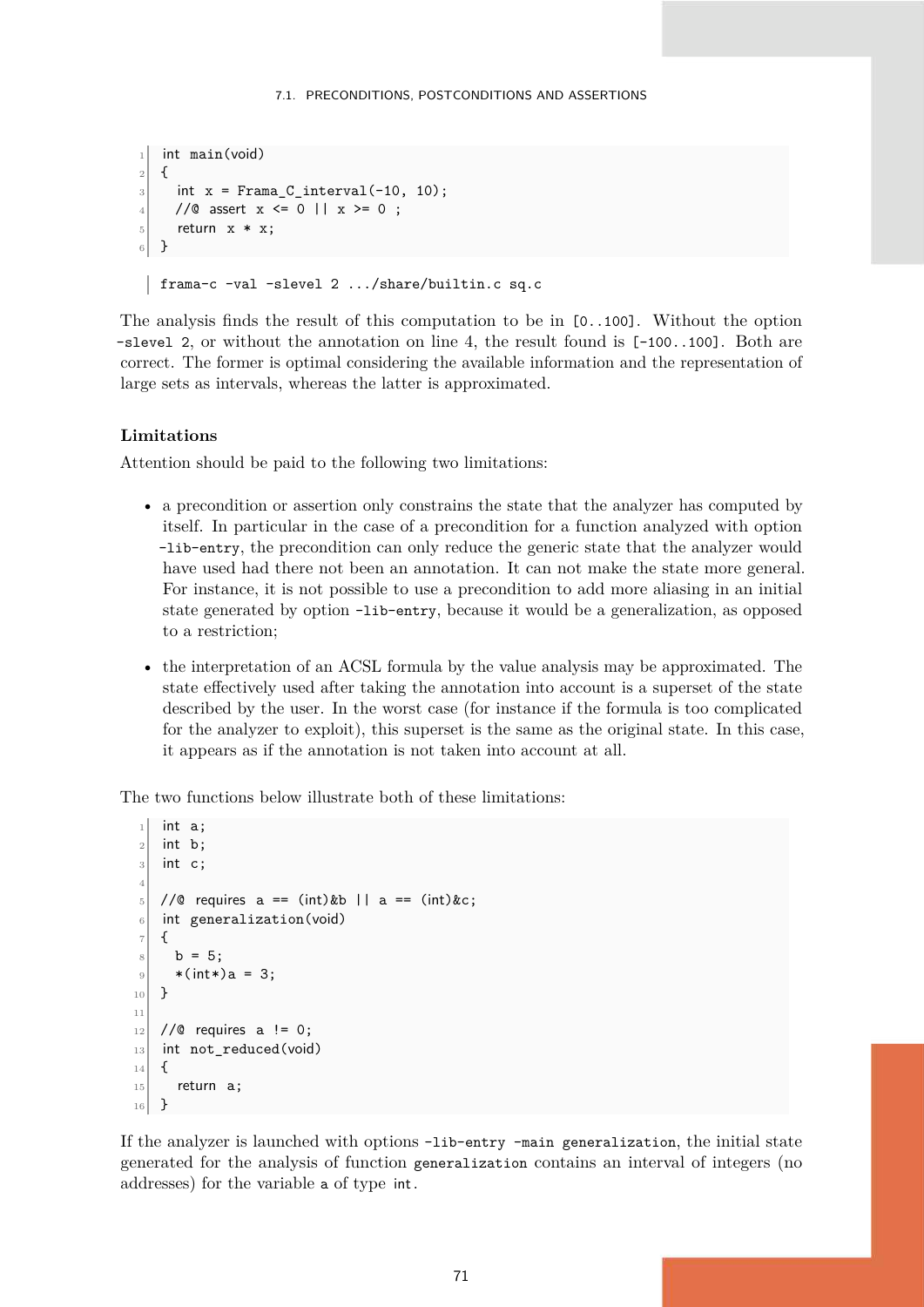```c
int main(void)
{
  int x = Frama_C_interval(-10, 10);
  //@ assert x <= 0 || x >= 0 ;
  return x * x;
}
```

```
frama-c -val -slevel 2 .../share/builtin.c sq.c
```

The analysis finds the result of this computation to be in `[0..100]`. Without the option `-slevel 2`, or without the annotation on line 4, the result found is `[-100..100]`. Both are correct. The former is optimal considering the available information and the representation of large sets as intervals, whereas the latter is approximated.

### Limitations

Attention should be paid to the following two limitations:

- a precondition or assertion only constrains the state that the analyzer has computed by itself. In particular in the case of a precondition for a function analyzed with option `-lib-entry`, the precondition can only reduce the generic state that the analyzer would have used had there not been an annotation. It can not make the state more general. For instance, it is not possible to use a precondition to add more aliasing in an initial state generated by option `-lib-entry`, because it would be a generalization, as opposed to a restriction;
- the interpretation of an ACSL formula by the value analysis may be approximated. The state effectively used after taking the annotation into account is a superset of the state described by the user. In the worst case (for instance if the formula is too complicated for the analyzer to exploit), this superset is the same as the original state. In this case, it appears as if the annotation is not taken into account at all.

The two functions below illustrate both of these limitations:

```c
int a;
int b;
int c;

//@ requires a == (int)&b || a == (int)&c;
int generalization(void)
{
  b = 5;
  *(int*)a = 3;
}

//@ requires a != 0;
int not_reduced(void)
{
  return a;
}
```

If the analyzer is launched with options `-lib-entry -main generalization`, the initial state generated for the analysis of function `generalization` contains an interval of integers (no addresses) for the variable `a` of type `int`.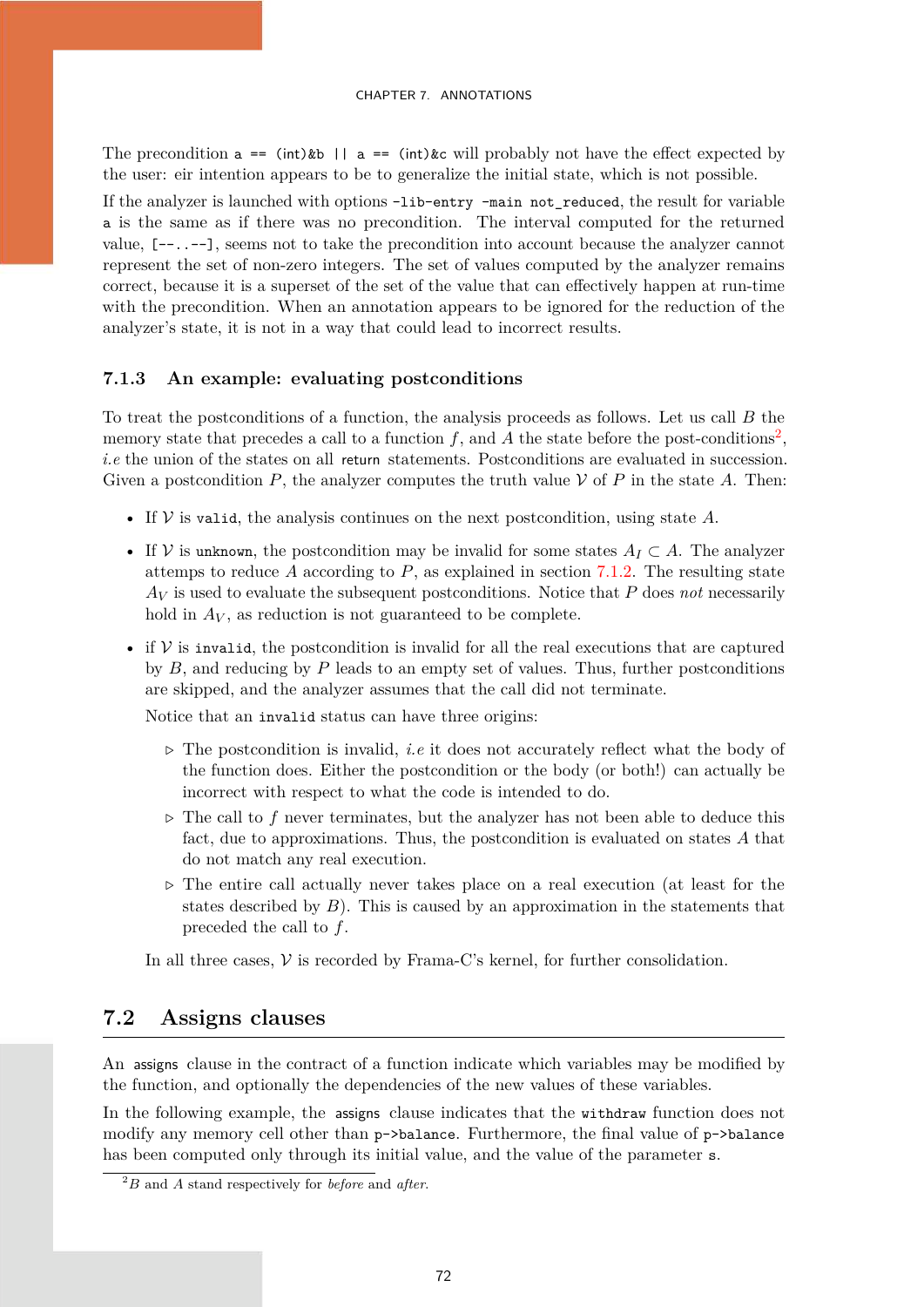The precondition `a == (int)&b || a == (int)&c` will probably not have the effect expected by the user: eir intention appears to be to generalize the initial state, which is not possible.

If the analyzer is launched with options `-lib-entry -main not_reduced`, the result for variable `a` is the same as if there was no precondition. The interval computed for the returned value, `[--..--]`, seems not to take the precondition into account because the analyzer cannot represent the set of non-zero integers. The set of values computed by the analyzer remains correct, because it is a superset of the set of the value that can effectively happen at run-time with the precondition. When an annotation appears to be ignored for the reduction of the analyzer's state, it is not in a way that could lead to incorrect results.

### 7.1.3 An example: evaluating postconditions

To treat the postconditions of a function, the analysis proceeds as follows. Let us call $B$ the memory state that precedes a call to a function $f$, and $A$ the state before the post-conditions[2], *i.e* the union of the states on all `return` statements. Postconditions are evaluated in succession. Given a postcondition $P$, the analyzer computes the truth value $\mathcal{V}$ of $P$ in the state $A$. Then:

- If $\mathcal{V}$ is `valid`, the analysis continues on the next postcondition, using state $A$.
- If $\mathcal{V}$ is `unknown`, the postcondition may be invalid for some states $A_I \subset A$. The analyzer attemps to reduce $A$ according to $P$, as explained in section 7.1.2. The resulting state $A_V$ is used to evaluate the subsequent postconditions. Notice that $P$ does *not* necessarily hold in $A_V$, as reduction is not guaranteed to be complete.
- if $\mathcal{V}$ is `invalid`, the postcondition is invalid for all the real executions that are captured by $B$, and reducing by $P$ leads to an empty set of values. Thus, further postconditions are skipped, and the analyzer assumes that the call did not terminate.

  Notice that an `invalid` status can have three origins:

  - The postcondition is invalid, *i.e* it does not accurately reflect what the body of the function does. Either the postcondition or the body (or both!) can actually be incorrect with respect to what the code is intended to do.
  - The call to $f$ never terminates, but the analyzer has not been able to deduce this fact, due to approximations. Thus, the postcondition is evaluated on states $A$ that do not match any real execution.
  - The entire call actually never takes place on a real execution (at least for the states described by $B$). This is caused by an approximation in the statements that preceded the call to $f$.

  In all three cases, $\mathcal{V}$ is recorded by Frama-C's kernel, for further consolidation.

## 7.2 Assigns clauses

An `assigns` clause in the contract of a function indicate which variables may be modified by the function, and optionally the dependencies of the new values of these variables.

In the following example, the `assigns` clause indicates that the `withdraw` function does not modify any memory cell other than `p->balance`. Furthermore, the final value of `p->balance` has been computed only through its initial value, and the value of the parameter `s`.

[2] $B$ and $A$ stand respectively for *before* and *after*.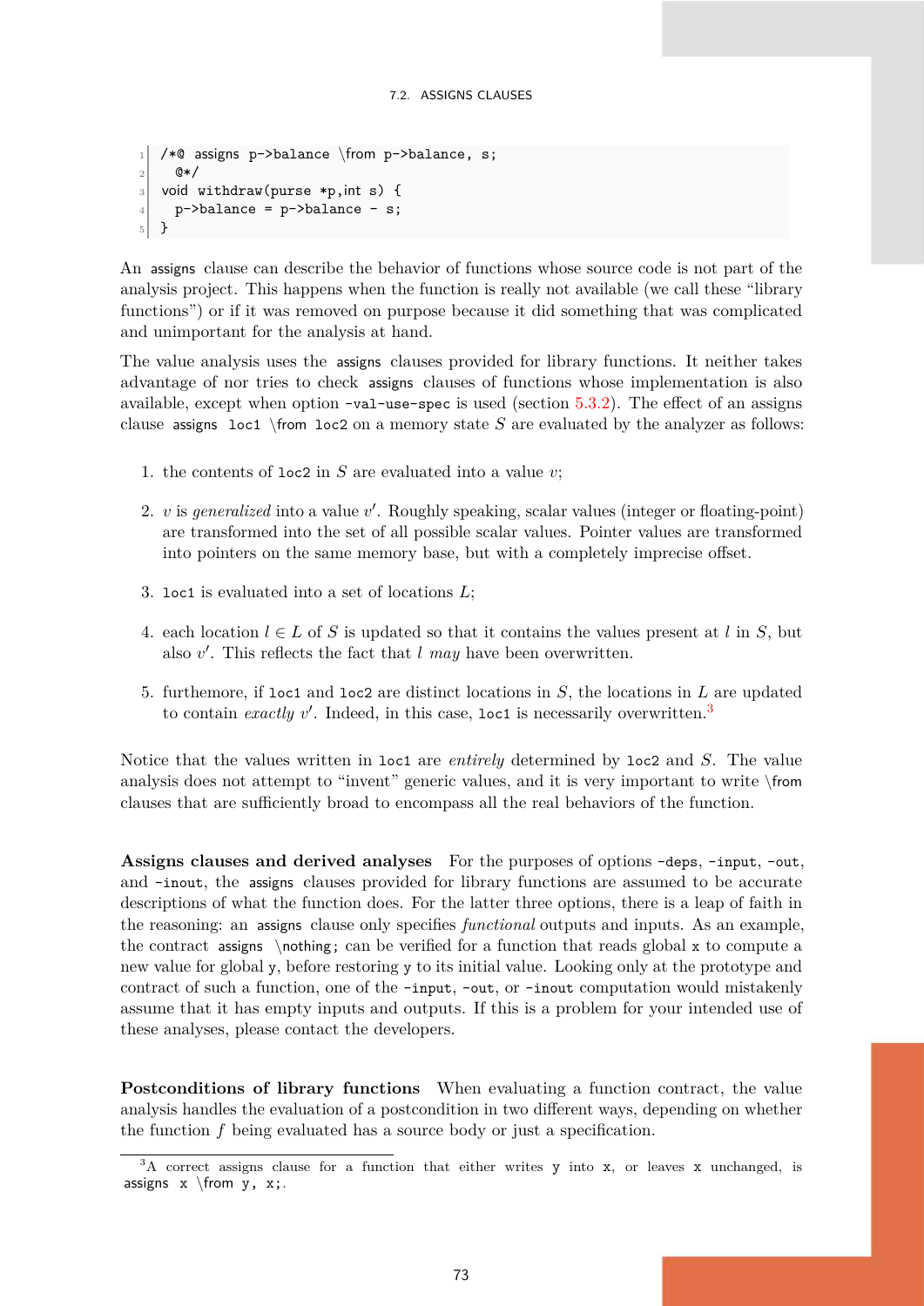```
/*@ assigns p->balance \from p->balance, s;
  @*/
void withdraw(purse *p,int s) {
  p->balance = p->balance - s;
}
```

An `assigns` clause can describe the behavior of functions whose source code is not part of the analysis project. This happens when the function is really not available (we call these “library functions”) or if it was removed on purpose because it did something that was complicated and unimportant for the analysis at hand.

The value analysis uses the `assigns` clauses provided for library functions. It neither takes advantage of nor tries to check `assigns` clauses of functions whose implementation is also available, except when option `-val-use-spec` is used (section 5.3.2). The effect of an assigns clause `assigns loc1 \from loc2` on a memory state $S$ are evaluated by the analyzer as follows:

1. the contents of `loc2` in $S$ are evaluated into a value $v$;
2. $v$ is *generalized* into a value $v'$. Roughly speaking, scalar values (integer or floating-point) are transformed into the set of all possible scalar values. Pointer values are transformed into pointers on the same memory base, but with a completely imprecise offset.
3. `loc1` is evaluated into a set of locations $L$;
4. each location $l \in L$ of $S$ is updated so that it contains the values present at $l$ in $S$, but also $v'$. This reflects the fact that $l$ *may* have been overwritten.
5. furthemore, if `loc1` and `loc2` are distinct locations in $S$, the locations in $L$ are updated to contain *exactly* $v'$. Indeed, in this case, `loc1` is necessarily overwritten.[3]

Notice that the values written in `loc1` are *entirely* determined by `loc2` and $S$. The value analysis does not attempt to “invent” generic values, and it is very important to write `\from` clauses that are sufficiently broad to encompass all the real behaviors of the function.

**Assigns clauses and derived analyses** For the purposes of options `-deps`, `-input`, `-out`, and `-inout`, the `assigns` clauses provided for library functions are assumed to be accurate descriptions of what the function does. For the latter three options, there is a leap of faith in the reasoning: an `assigns` clause only specifies *functional* outputs and inputs. As an example, the contract `assigns \nothing;` can be verified for a function that reads global `x` to compute a new value for global `y`, before restoring `y` to its initial value. Looking only at the prototype and contract of such a function, one of the `-input`, `-out`, or `-inout` computation would mistakenly assume that it has empty inputs and outputs. If this is a problem for your intended use of these analyses, please contact the developers.

**Postconditions of library functions** When evaluating a function contract, the value analysis handles the evaluation of a postcondition in two different ways, depending on whether the function $f$ being evaluated has a source body or just a specification.

[3] A correct assigns clause for a function that either writes `y` into `x`, or leaves `x` unchanged, is `assigns x \from y, x;`.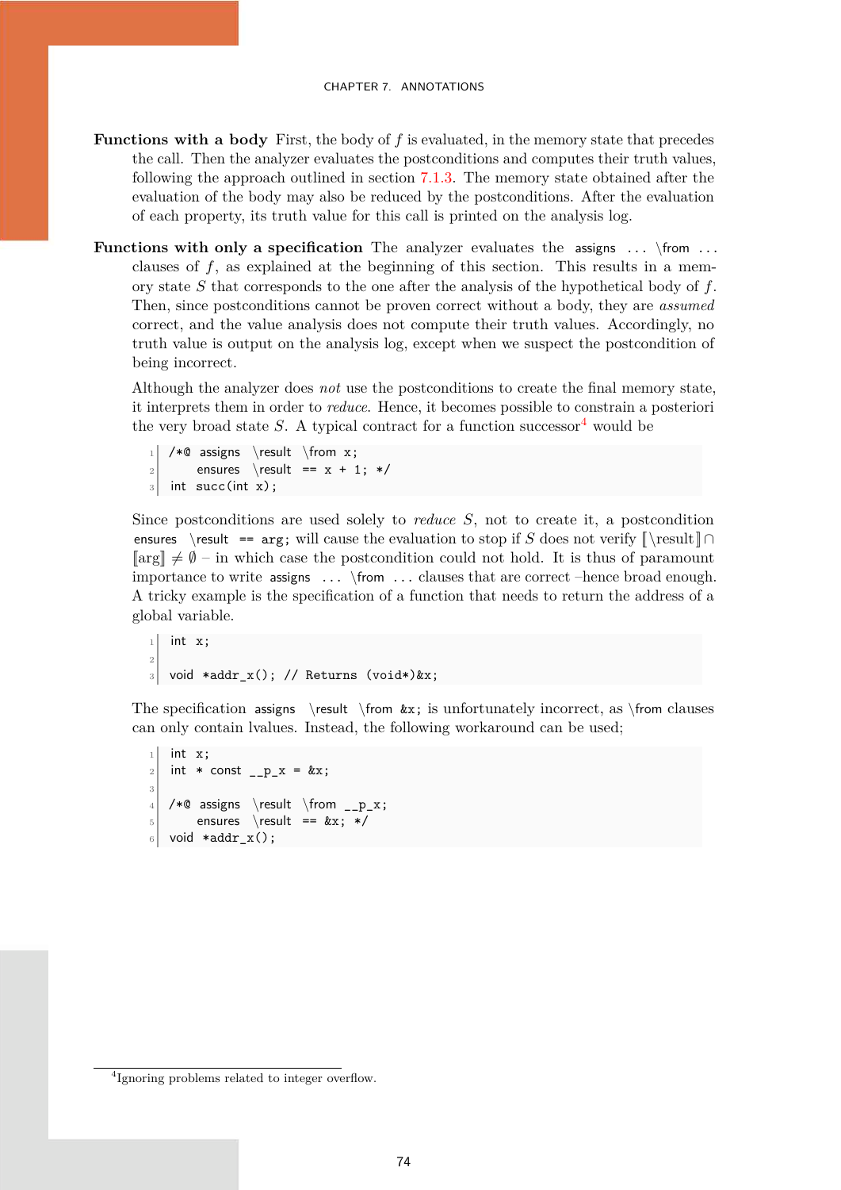**Functions with a body** First, the body of $f$ is evaluated, in the memory state that precedes the call. Then the analyzer evaluates the postconditions and computes their truth values, following the approach outlined in section 7.1.3. The memory state obtained after the evaluation of the body may also be reduced by the postconditions. After the evaluation of each property, its truth value for this call is printed on the analysis log.

**Functions with only a specification** The analyzer evaluates the `assigns ... \from ...` clauses of $f$, as explained at the beginning of this section. This results in a memory state $S$ that corresponds to the one after the analysis of the hypothetical body of $f$. Then, since postconditions cannot be proven correct without a body, they are *assumed* correct, and the value analysis does not compute their truth values. Accordingly, no truth value is output on the analysis log, except when we suspect the postcondition of being incorrect.

Although the analyzer does *not* use the postconditions to create the final memory state, it interprets them in order to *reduce*. Hence, it becomes possible to constrain a posteriori the very broad state $S$. A typical contract for a function successor[4] would be

```
/*@ assigns \result \from x;
    ensures \result == x + 1; */
int succ(int x);
```

Since postconditions are used solely to *reduce* $S$, not to create it, a postcondition `ensures \result == arg;` will cause the evaluation to stop if $S$ does not verify $[\![\backslash\text{result}]\!] \cap [\![\text{arg}]\!] \neq \emptyset$ – in which case the postcondition could not hold. It is thus of paramount importance to write `assigns ... \from ...` clauses that are correct –hence broad enough. A tricky example is the specification of a function that needs to return the address of a global variable.

```
int x;

void *addr_x(); // Returns (void*)&x;
```

The specification `assigns \result \from &x;` is unfortunately incorrect, as `\from` clauses can only contain lvalues. Instead, the following workaround can be used;

```
int x;
int * const __p_x = &x;

/*@ assigns \result \from __p_x;
    ensures \result == &x; */
void *addr_x();
```

[4] Ignoring problems related to integer overflow.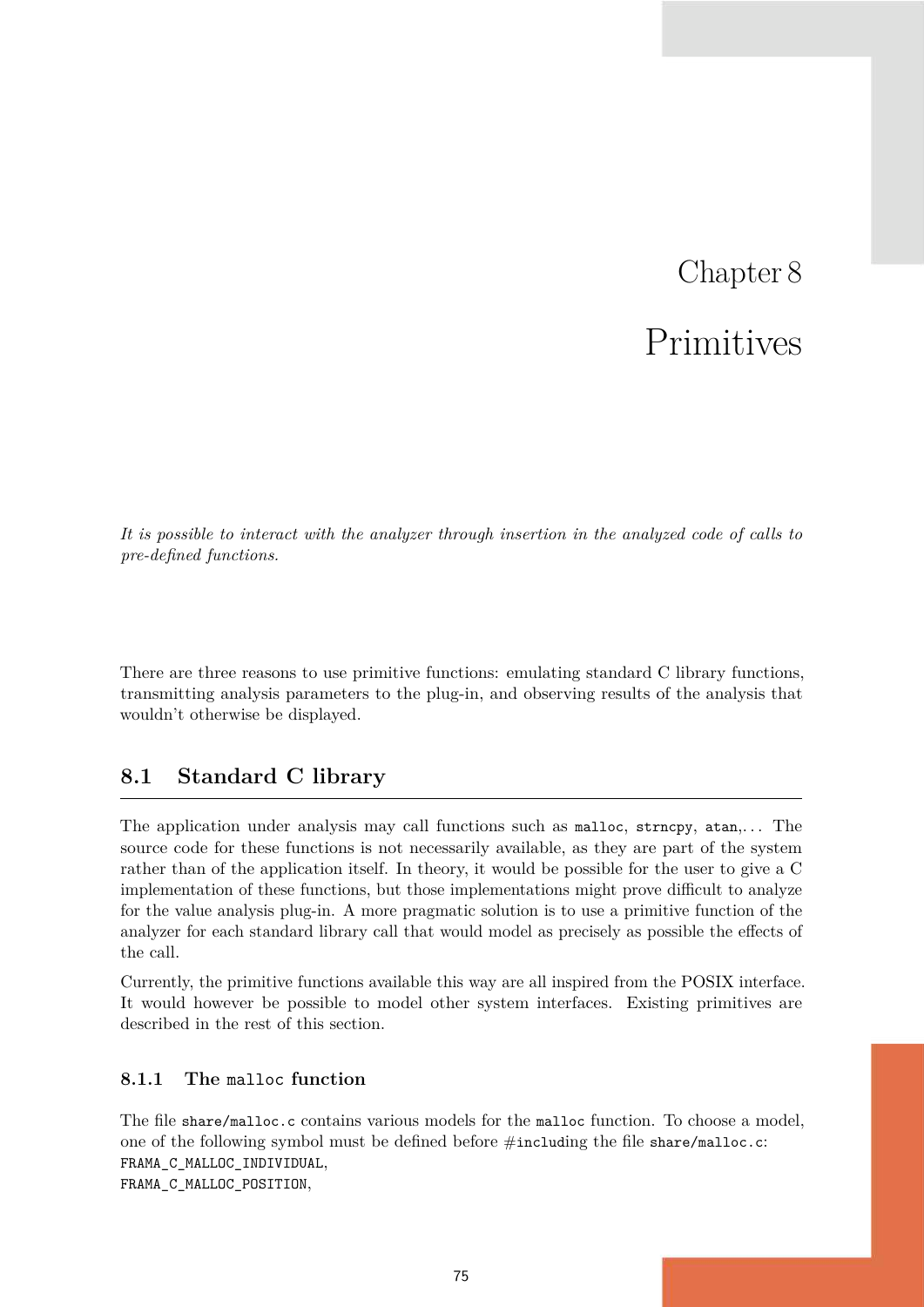# Chapter 8

# Primitives

*It is possible to interact with the analyzer through insertion in the analyzed code of calls to pre-defined functions.*

There are three reasons to use primitive functions: emulating standard C library functions, transmitting analysis parameters to the plug-in, and observing results of the analysis that wouldn't otherwise be displayed.

## 8.1 Standard C library

The application under analysis may call functions such as `malloc`, `strncpy`, `atan`,... The source code for these functions is not necessarily available, as they are part of the system rather than of the application itself. In theory, it would be possible for the user to give a C implementation of these functions, but those implementations might prove difficult to analyze for the value analysis plug-in. A more pragmatic solution is to use a primitive function of the analyzer for each standard library call that would model as precisely as possible the effects of the call.

Currently, the primitive functions available this way are all inspired from the POSIX interface. It would however be possible to model other system interfaces. Existing primitives are described in the rest of this section.

### 8.1.1 The `malloc` function

The file `share/malloc.c` contains various models for the `malloc` function. To choose a model, one of the following symbol must be defined before #`including` the file `share/malloc.c`:
`FRAMA_C_MALLOC_INDIVIDUAL`,
`FRAMA_C_MALLOC_POSITION`,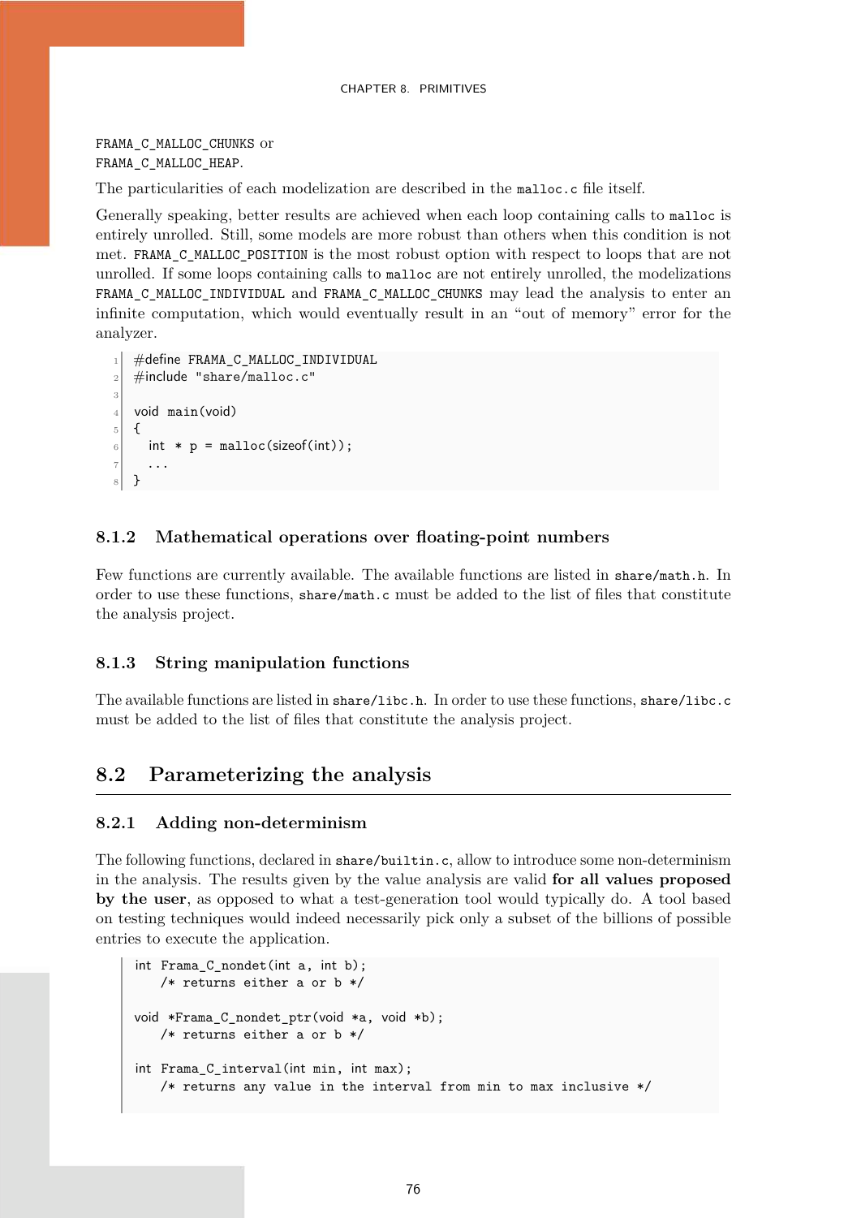`FRAMA_C_MALLOC_CHUNKS` or
`FRAMA_C_MALLOC_HEAP`.

The particularities of each modelization are described in the `malloc.c` file itself.

Generally speaking, better results are achieved when each loop containing calls to `malloc` is entirely unrolled. Still, some models are more robust than others when this condition is not met. `FRAMA_C_MALLOC_POSITION` is the most robust option with respect to loops that are not unrolled. If some loops containing calls to `malloc` are not entirely unrolled, the modelizations `FRAMA_C_MALLOC_INDIVIDUAL` and `FRAMA_C_MALLOC_CHUNKS` may lead the analysis to enter an infinite computation, which would eventually result in an "out of memory" error for the analyzer.

```
#define FRAMA_C_MALLOC_INDIVIDUAL
#include "share/malloc.c"

void main(void)
{
  int * p = malloc(sizeof(int));
  ...
}
```

### 8.1.2 Mathematical operations over floating-point numbers

Few functions are currently available. The available functions are listed in `share/math.h`. In order to use these functions, `share/math.c` must be added to the list of files that constitute the analysis project.

### 8.1.3 String manipulation functions

The available functions are listed in `share/libc.h`. In order to use these functions, `share/libc.c` must be added to the list of files that constitute the analysis project.

## 8.2 Parameterizing the analysis

### 8.2.1 Adding non-determinism

The following functions, declared in `share/builtin.c`, allow to introduce some non-determinism in the analysis. The results given by the value analysis are valid **for all values proposed by the user**, as opposed to what a test-generation tool would typically do. A tool based on testing techniques would indeed necessarily pick only a subset of the billions of possible entries to execute the application.

```
int Frama_C_nondet(int a, int b);
   /* returns either a or b */

void *Frama_C_nondet_ptr(void *a, void *b);
   /* returns either a or b */

int Frama_C_interval(int min, int max);
   /* returns any value in the interval from min to max inclusive */
```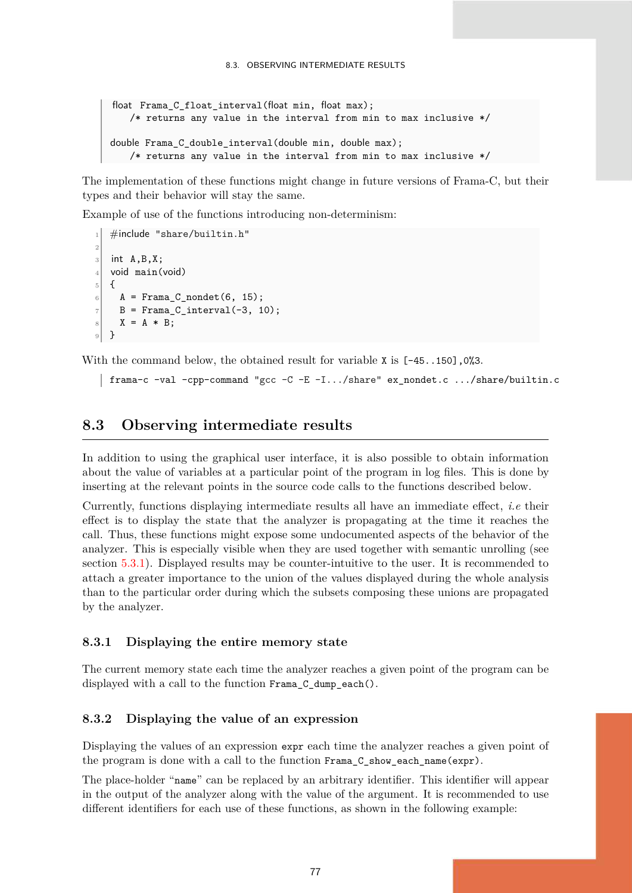```
float  Frama_C_float_interval(float min, float max);
    /* returns any value in the interval from min to max inclusive */

double Frama_C_double_interval(double min, double max);
    /* returns any value in the interval from min to max inclusive */
```

The implementation of these functions might change in future versions of Frama-C, but their types and their behavior will stay the same.

Example of use of the functions introducing non-determinism:

```
#include "share/builtin.h"

int  A,B,X;
void main(void)
{
  A = Frama_C_nondet(6, 15);
  B = Frama_C_interval(-3, 10);
  X = A * B;
}
```

With the command below, the obtained result for variable `X` is `[-45..150],0%3`.

```
frama-c -val -cpp-command "gcc -C -E -I.../share" ex_nondet.c .../share/builtin.c
```

## 8.3 Observing intermediate results

In addition to using the graphical user interface, it is also possible to obtain information about the value of variables at a particular point of the program in log files. This is done by inserting at the relevant points in the source code calls to the functions described below.

Currently, functions displaying intermediate results all have an immediate effect, *i.e* their effect is to display the state that the analyzer is propagating at the time it reaches the call. Thus, these functions might expose some undocumented aspects of the behavior of the analyzer. This is especially visible when they are used together with semantic unrolling (see section 5.3.1). Displayed results may be counter-intuitive to the user. It is recommended to attach a greater importance to the union of the values displayed during the whole analysis than to the particular order during which the subsets composing these unions are propagated by the analyzer.

### 8.3.1 Displaying the entire memory state

The current memory state each time the analyzer reaches a given point of the program can be displayed with a call to the function `Frama_C_dump_each()`.

### 8.3.2 Displaying the value of an expression

Displaying the values of an expression `expr` each time the analyzer reaches a given point of the program is done with a call to the function `Frama_C_show_each_name(expr)`.

The place-holder "`name`" can be replaced by an arbitrary identifier. This identifier will appear in the output of the analyzer along with the value of the argument. It is recommended to use different identifiers for each use of these functions, as shown in the following example: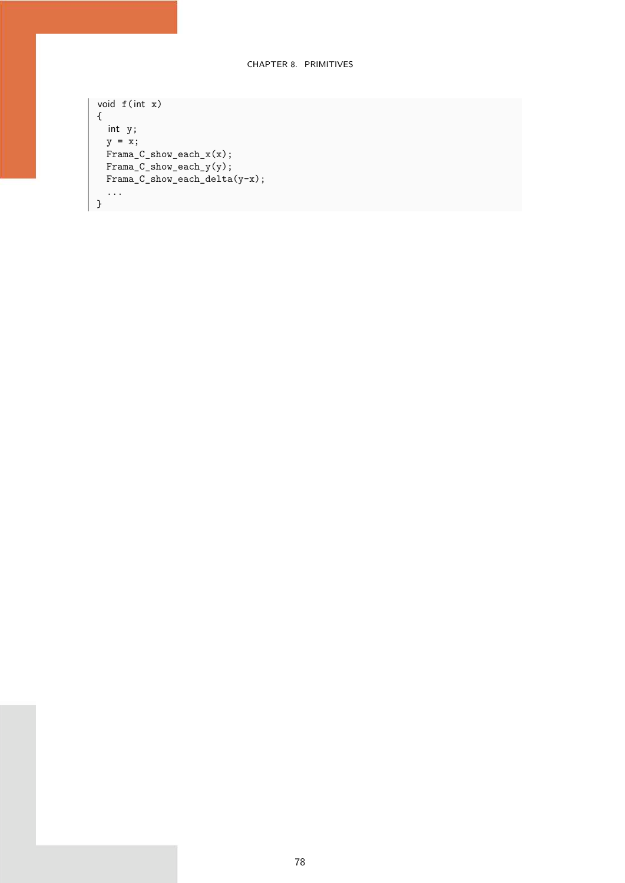```
void f(int x)
{
  int y;
  y = x;
  Frama_C_show_each_x(x);
  Frama_C_show_each_y(y);
  Frama_C_show_each_delta(y-x);
  ...
}
```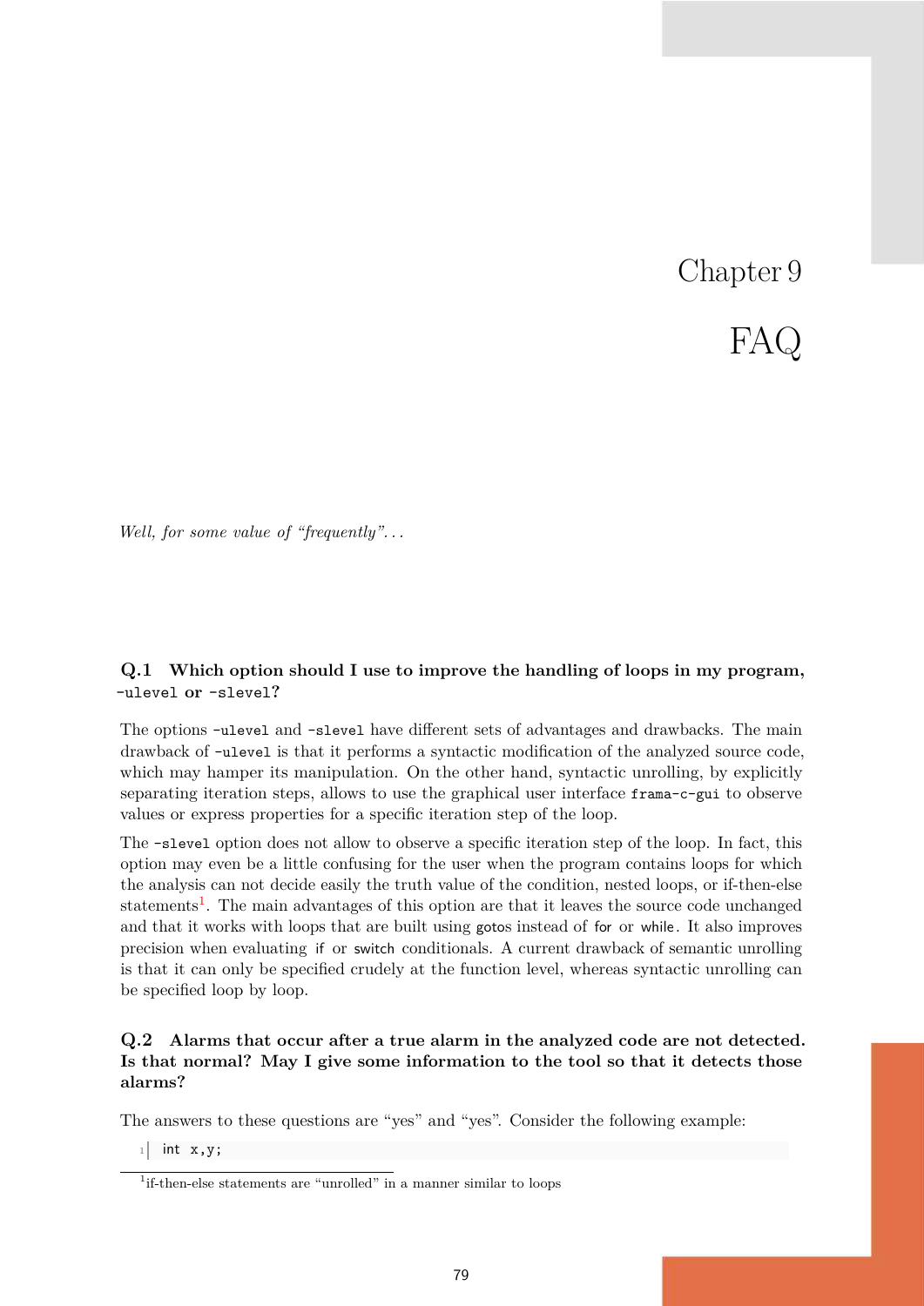# Chapter 9

# FAQ

*Well, for some value of "frequently"...*

### Q.1 Which option should I use to improve the handling of loops in my program, -ulevel or -slevel?

The options -ulevel and -slevel have different sets of advantages and drawbacks. The main drawback of -ulevel is that it performs a syntactic modification of the analyzed source code, which may hamper its manipulation. On the other hand, syntactic unrolling, by explicitly separating iteration steps, allows to use the graphical user interface frama-c-gui to observe values or express properties for a specific iteration step of the loop.

The -slevel option does not allow to observe a specific iteration step of the loop. In fact, this option may even be a little confusing for the user when the program contains loops for which the analysis can not decide easily the truth value of the condition, nested loops, or if-then-else statements[1]. The main advantages of this option are that it leaves the source code unchanged and that it works with loops that are built using gotos instead of for or while. It also improves precision when evaluating if or switch conditionals. A current drawback of semantic unrolling is that it can only be specified crudely at the function level, whereas syntactic unrolling can be specified loop by loop.

### Q.2 Alarms that occur after a true alarm in the analyzed code are not detected. Is that normal? May I give some information to the tool so that it detects those alarms?

The answers to these questions are "yes" and "yes". Consider the following example:

```
int x,y;
```

[1] if-then-else statements are "unrolled" in a manner similar to loops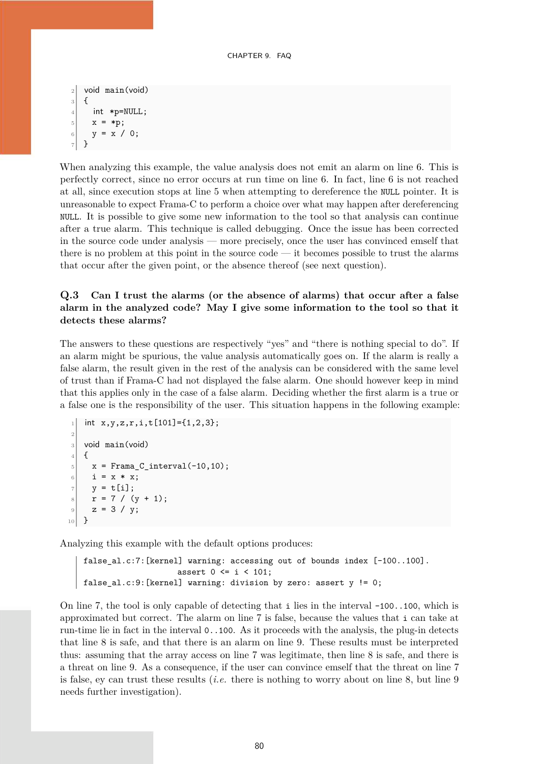```
void main(void)
{
  int *p=NULL;
  x = *p;
  y = x / 0;
}
```

When analyzing this example, the value analysis does not emit an alarm on line 6. This is perfectly correct, since no error occurs at run time on line 6. In fact, line 6 is not reached at all, since execution stops at line 5 when attempting to dereference the `NULL` pointer. It is unreasonable to expect Frama-C to perform a choice over what may happen after dereferencing `NULL`. It is possible to give some new information to the tool so that analysis can continue after a true alarm. This technique is called debugging. Once the issue has been corrected in the source code under analysis — more precisely, once the user has convinced emself that there is no problem at this point in the source code — it becomes possible to trust the alarms that occur after the given point, or the absence thereof (see next question).

**Q.3 Can I trust the alarms (or the absence of alarms) that occur after a false alarm in the analyzed code? May I give some information to the tool so that it detects these alarms?**

The answers to these questions are respectively "yes" and "there is nothing special to do". If an alarm might be spurious, the value analysis automatically goes on. If the alarm is really a false alarm, the result given in the rest of the analysis can be considered with the same level of trust than if Frama-C had not displayed the false alarm. One should however keep in mind that this applies only in the case of a false alarm. Deciding whether the first alarm is a true or a false one is the responsibility of the user. This situation happens in the following example:

```
int x,y,z,r,i,t[101]={1,2,3};

void main(void)
{
  x = Frama_C_interval(-10,10);
  i = x * x;
  y = t[i];
  r = 7 / (y + 1);
  z = 3 / y;
}
```

Analyzing this example with the default options produces:

```
false_al.c:7:[kernel] warning: accessing out of bounds index [-100..100].
                  assert 0 <= i < 101;
false_al.c:9:[kernel] warning: division by zero: assert y != 0;
```

On line 7, the tool is only capable of detecting that `i` lies in the interval `-100..100`, which is approximated but correct. The alarm on line 7 is false, because the values that `i` can take at run-time lie in fact in the interval `0..100`. As it proceeds with the analysis, the plug-in detects that line 8 is safe, and that there is an alarm on line 9. These results must be interpreted thus: assuming that the array access on line 7 was legitimate, then line 8 is safe, and there is a threat on line 9. As a consequence, if the user can convince emself that the threat on line 7 is false, ey can trust these results (*i.e.* there is nothing to worry about on line 8, but line 9 needs further investigation).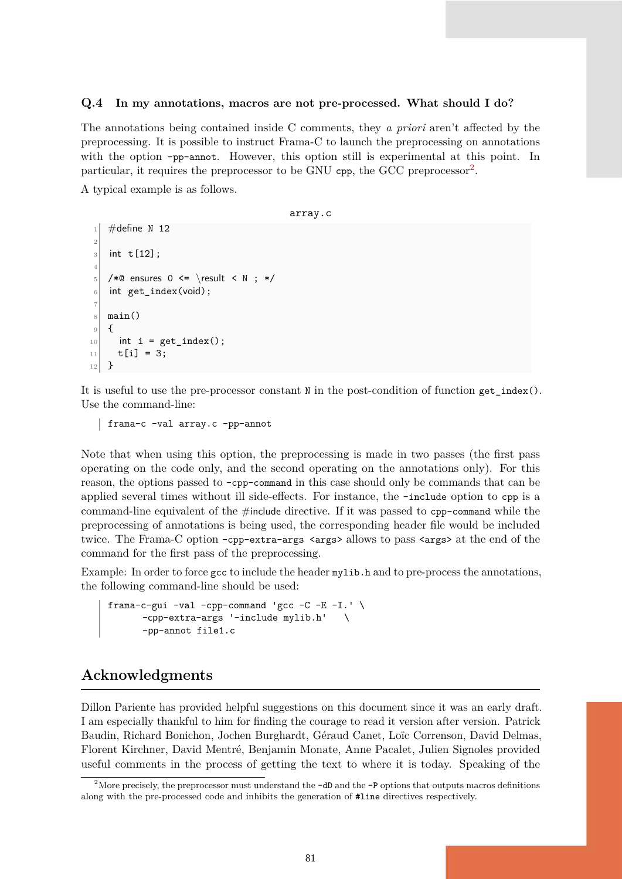### Q.4 In my annotations, macros are not pre-processed. What should I do?

The annotations being contained inside C comments, they *a priori* aren't affected by the preprocessing. It is possible to instruct Frama-C to launch the preprocessing on annotations with the option `-pp-annot`. However, this option still is experimental at this point. In particular, it requires the preprocessor to be GNU `cpp`, the GCC preprocessor[2].

A typical example is as follows.

array.c

```
#define N 12

int t[12];

/*@ ensures 0 <= \result < N ; */
int get_index(void);

main()
{
  int i = get_index();
  t[i] = 3;
}
```

It is useful to use the pre-processor constant `N` in the post-condition of function `get_index()`. Use the command-line:

```
frama-c -val array.c -pp-annot
```

Note that when using this option, the preprocessing is made in two passes (the first pass operating on the code only, and the second operating on the annotations only). For this reason, the options passed to `-cpp-command` in this case should only be commands that can be applied several times without ill side-effects. For instance, the `-include` option to `cpp` is a command-line equivalent of the #include directive. If it was passed to `cpp-command` while the preprocessing of annotations is being used, the corresponding header file would be included twice. The Frama-C option `-cpp-extra-args <args>` allows to pass `<args>` at the end of the command for the first pass of the preprocessing.

Example: In order to force `gcc` to include the header `mylib.h` and to pre-process the annotations, the following command-line should be used:

```
frama-c-gui -val -cpp-command 'gcc -C -E -I.' \
      -cpp-extra-args '-include mylib.h'   \
      -pp-annot file1.c
```

## Acknowledgments

Dillon Pariente has provided helpful suggestions on this document since it was an early draft. I am especially thankful to him for finding the courage to read it version after version. Patrick Baudin, Richard Bonichon, Jochen Burghardt, Géraud Canet, Loïc Correnson, David Delmas, Florent Kirchner, David Mentré, Benjamin Monate, Anne Pacalet, Julien Signoles provided useful comments in the process of getting the text to where it is today. Speaking of the

[2] More precisely, the preprocessor must understand the `-dD` and the `-P` options that outputs macros definitions along with the pre-processed code and inhibits the generation of `#line` directives respectively.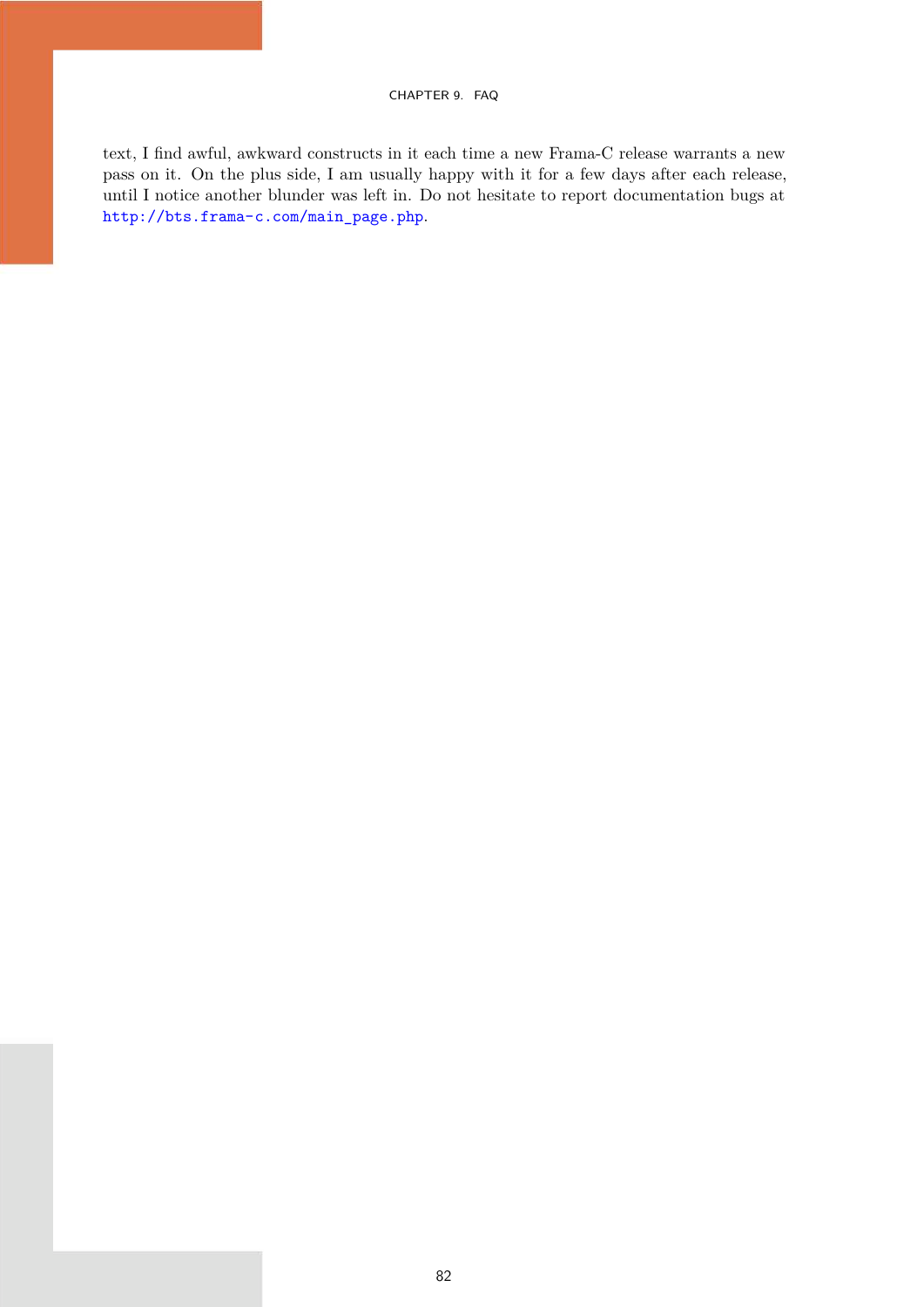text, I find awful, awkward constructs in it each time a new Frama-C release warrants a new pass on it. On the plus side, I am usually happy with it for a few days after each release, until I notice another blunder was left in. Do not hesitate to report documentation bugs at http://bts.frama-c.com/main_page.php.